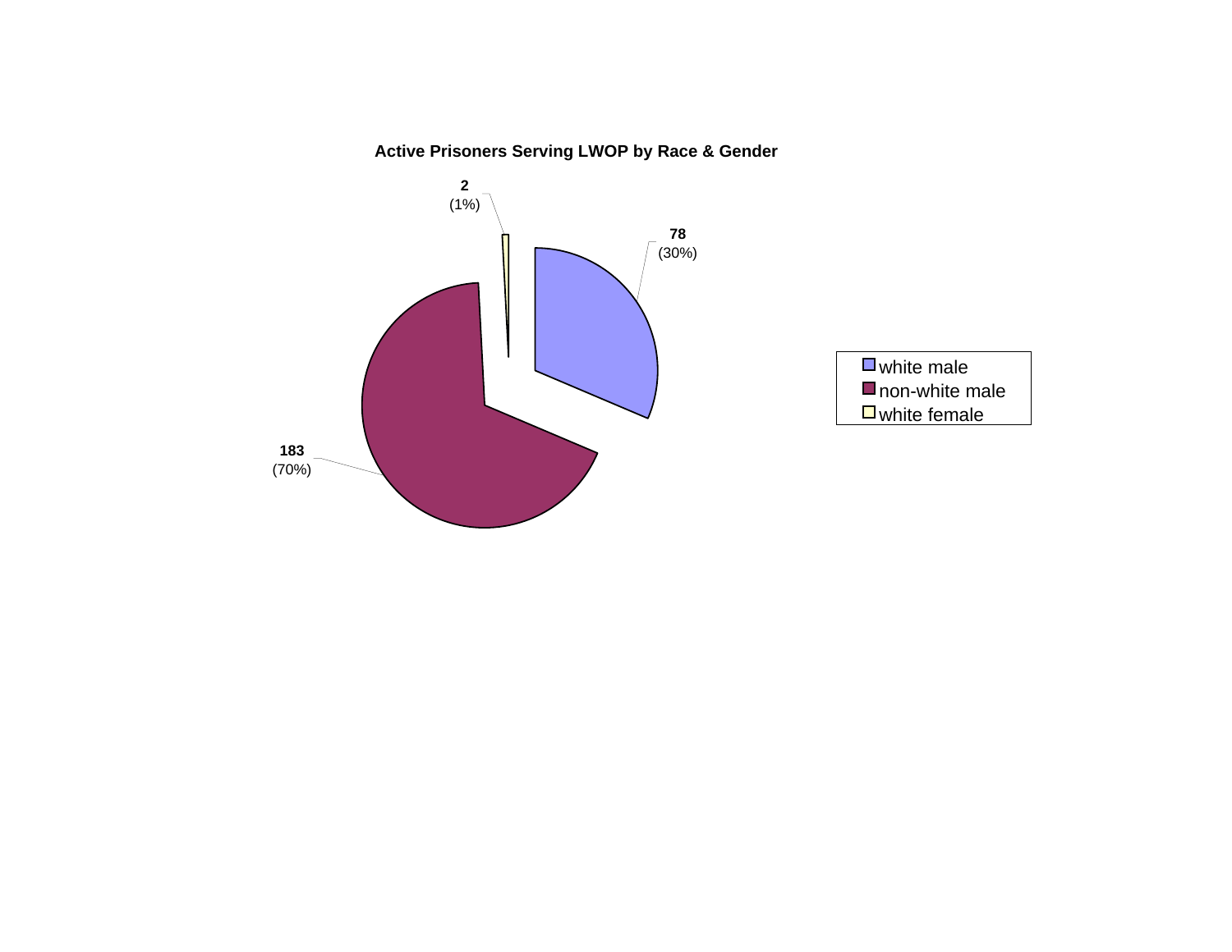**Active Prisoners Serving LWOP by Race & Gender**

| Category | Count | Percent |
| --- | --- | --- |
| white male | 78 | (30%) |
| non-white male | 183 | (70%) |
| white female | 2 | (1%) |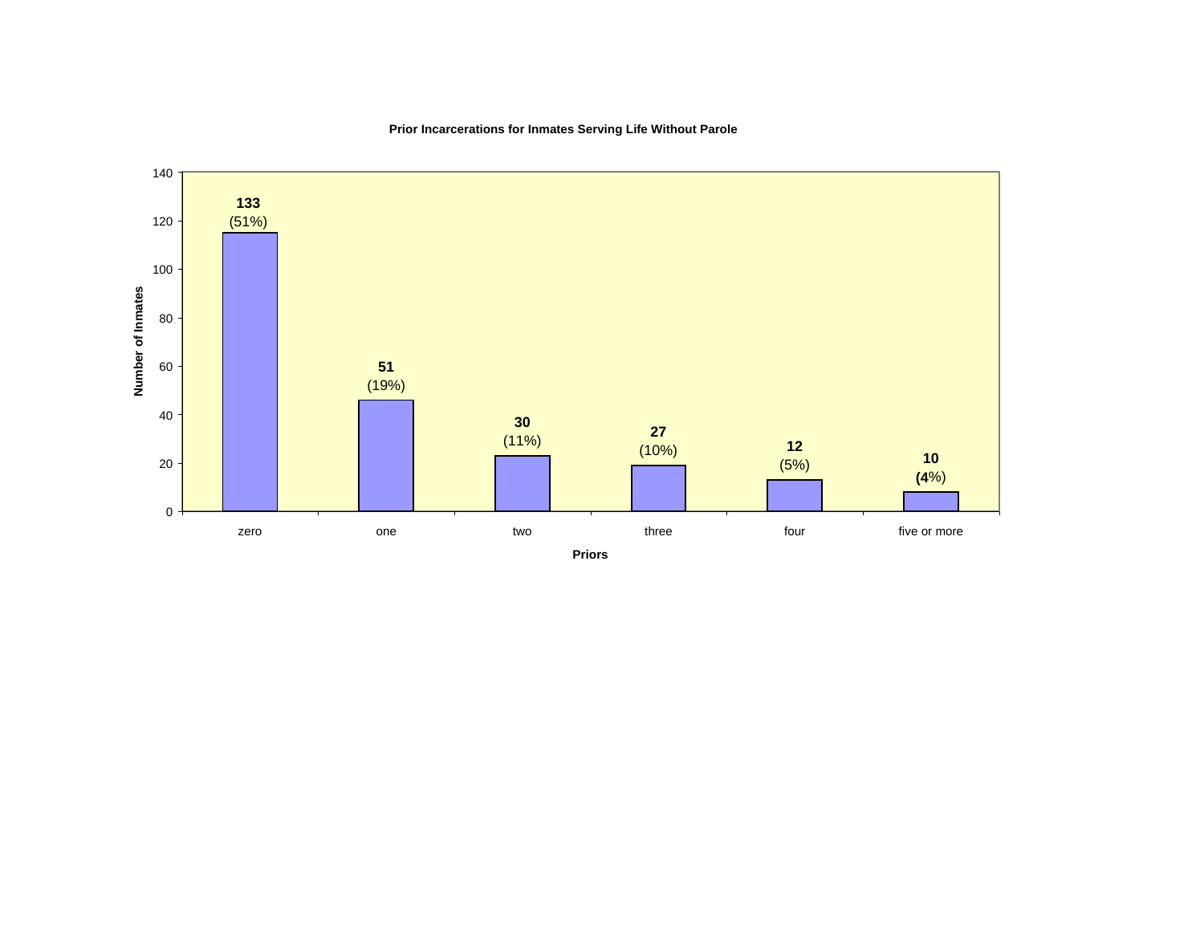**Prior Incarcerations for Inmates Serving Life Without Parole**

| Priors | Number of Inmates | Percent |
| --- | --- | --- |
| zero | 133 | (51%) |
| one | 51 | (19%) |
| two | 30 | (11%) |
| three | 27 | (10%) |
| four | 12 | (5%) |
| five or more | 10 | (4%) |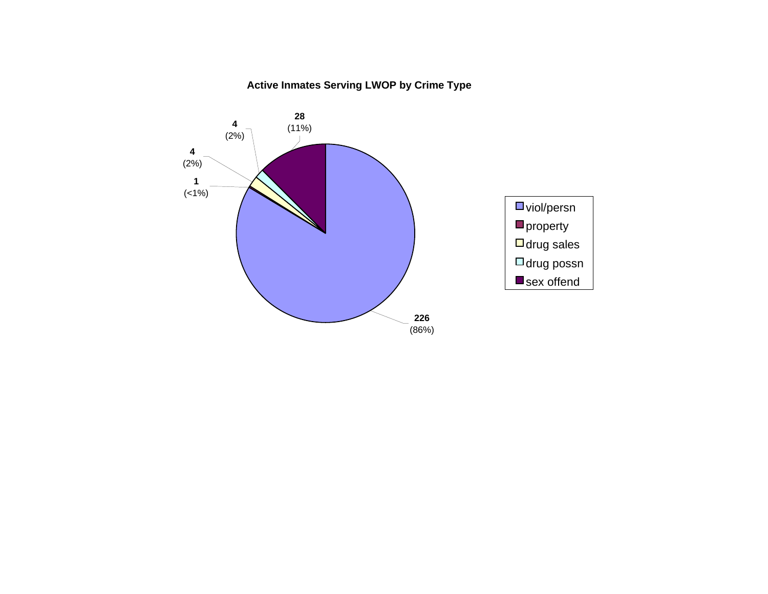**Active Inmates Serving LWOP by Crime Type**

| Crime Type | Count | Percent |
|---|---|---|
| viol/persn | 226 | (86%) |
| property | 1 | (<1%) |
| drug sales | 4 | (2%) |
| drug possn | 4 | (2%) |
| sex offend | 28 | (11%) |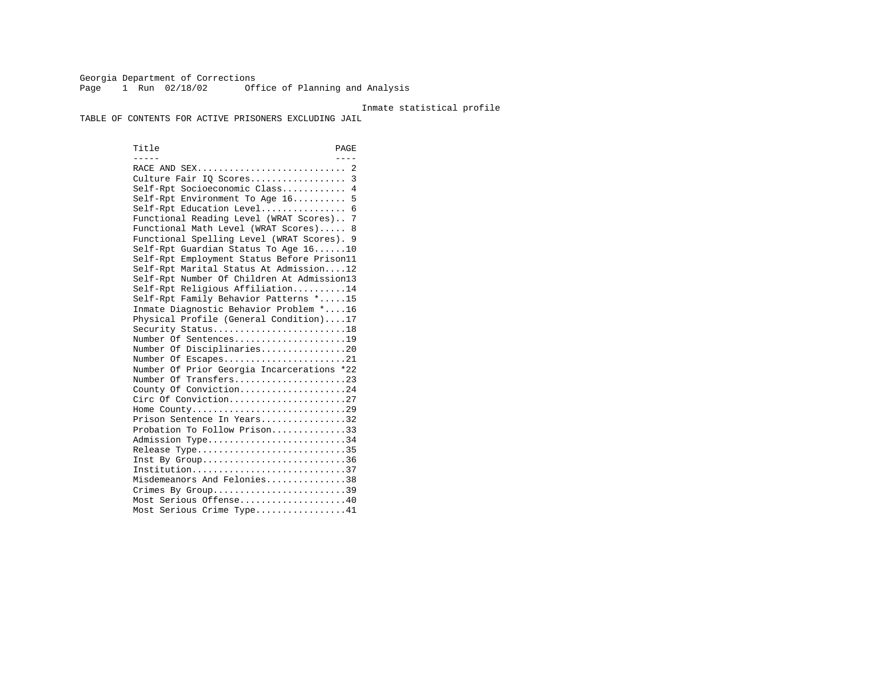Georgia Department of Corrections
Office of Planning and Analysis

Inmate statistical profile

TABLE OF CONTENTS FOR ACTIVE PRISONERS EXCLUDING JAIL

| Title | PAGE |
|---|---|
| RACE AND SEX | 2 |
| Culture Fair IQ Scores | 3 |
| Self-Rpt Socioeconomic Class | 4 |
| Self-Rpt Environment To Age 16 | 5 |
| Self-Rpt Education Level | 6 |
| Functional Reading Level (WRAT Scores) | 7 |
| Functional Math Level (WRAT Scores) | 8 |
| Functional Spelling Level (WRAT Scores) | 9 |
| Self-Rpt Guardian Status To Age 16 | 10 |
| Self-Rpt Employment Status Before Prison | 11 |
| Self-Rpt Marital Status At Admission | 12 |
| Self-Rpt Number Of Children At Admission | 13 |
| Self-Rpt Religious Affiliation | 14 |
| Self-Rpt Family Behavior Patterns * | 15 |
| Inmate Diagnostic Behavior Problem * | 16 |
| Physical Profile (General Condition) | 17 |
| Security Status | 18 |
| Number Of Sentences | 19 |
| Number Of Disciplinaries | 20 |
| Number Of Escapes | 21 |
| Number Of Prior Georgia Incarcerations * | 22 |
| Number Of Transfers | 23 |
| County Of Conviction | 24 |
| Circ Of Conviction | 27 |
| Home County | 29 |
| Prison Sentence In Years | 32 |
| Probation To Follow Prison | 33 |
| Admission Type | 34 |
| Release Type | 35 |
| Inst By Group | 36 |
| Institution | 37 |
| Misdemeanors And Felonies | 38 |
| Crimes By Group | 39 |
| Most Serious Offense | 40 |
| Most Serious Crime Type | 41 |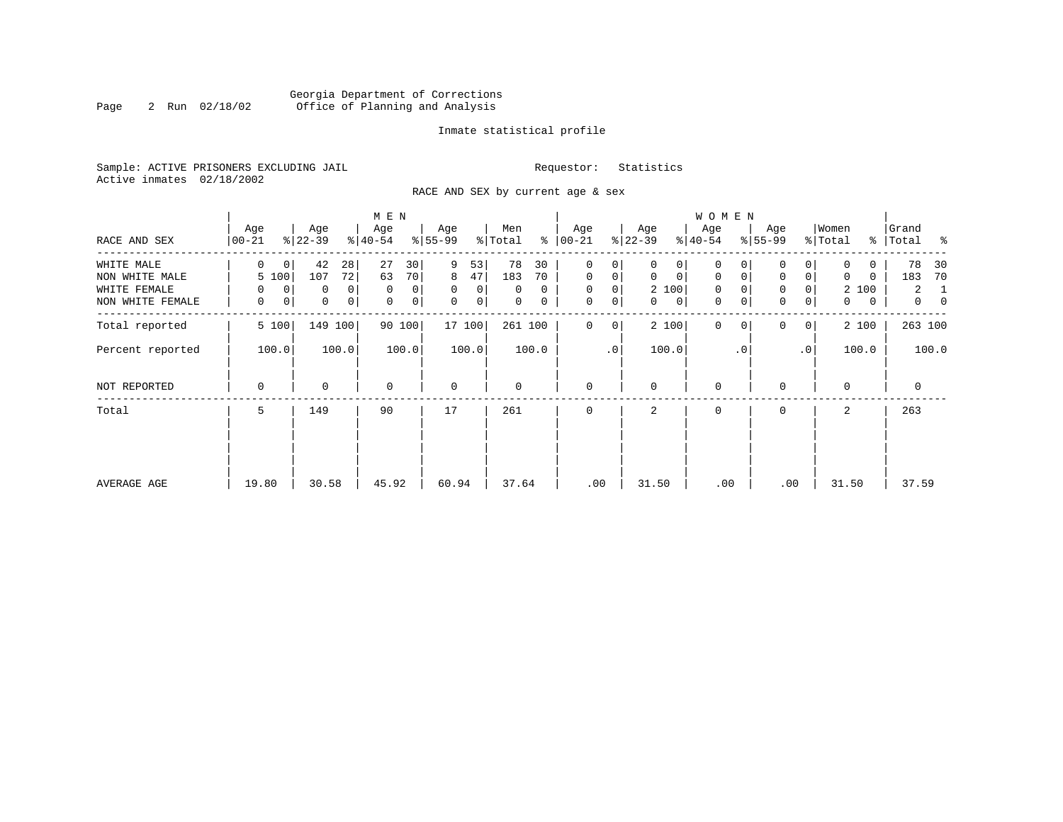Georgia Department of Corrections
Office of Planning and Analysis

Inmate statistical profile

Sample: ACTIVE PRISONERS EXCLUDING JAIL    Requestor: Statistics
Active inmates 02/18/2002

RACE AND SEX by current age & sex

| RACE AND SEX | MEN Age 00-21 | % | MEN Age 22-39 | % | MEN Age 40-54 | % | MEN Age 55-99 | % | Men Total | % | WOMEN Age 00-21 | % | WOMEN Age 22-39 | % | WOMEN Age 40-54 | % | WOMEN Age 55-99 | % | Women Total | % | Grand Total | % |
|---|---|---|---|---|---|---|---|---|---|---|---|---|---|---|---|---|---|---|---|---|---|---|
| WHITE MALE | 0 | 0 | 42 | 28 | 27 | 30 | 9 | 53 | 78 | 30 | 0 | 0 | 0 | 0 | 0 | 0 | 0 | 0 | 0 | 0 | 78 | 30 |
| NON WHITE MALE | 5 | 100 | 107 | 72 | 63 | 70 | 8 | 47 | 183 | 70 | 0 | 0 | 0 | 0 | 0 | 0 | 0 | 0 | 0 | 0 | 183 | 70 |
| WHITE FEMALE | 0 | 0 | 0 | 0 | 0 | 0 | 0 | 0 | 0 | 0 | 0 | 0 | 2 | 100 | 0 | 0 | 0 | 0 | 2 | 100 | 2 | 1 |
| NON WHITE FEMALE | 0 | 0 | 0 | 0 | 0 | 0 | 0 | 0 | 0 | 0 | 0 | 0 | 0 | 0 | 0 | 0 | 0 | 0 | 0 | 0 | 0 | 0 |
| Total reported | 5 | 100 | 149 | 100 | 90 | 100 | 17 | 100 | 261 | 100 | 0 | 0 | 2 | 100 | 0 | 0 | 0 | 0 | 2 | 100 | 263 | 100 |
| Percent reported | | 100.0 | | 100.0 | | 100.0 | | 100.0 | | 100.0 | | .0 | | 100.0 | | .0 | | .0 | | 100.0 | | 100.0 |
| NOT REPORTED | 0 | | 0 | | 0 | | 0 | | 0 | | 0 | | 0 | | 0 | | 0 | | 0 | | 0 | |
| Total | 5 | | 149 | | 90 | | 17 | | 261 | | 0 | | 2 | | 0 | | 0 | | 2 | | 263 | |
| AVERAGE AGE | 19.80 | | 30.58 | | 45.92 | | 60.94 | | 37.64 | | .00 | | 31.50 | | .00 | | .00 | | 31.50 | | 37.59 | |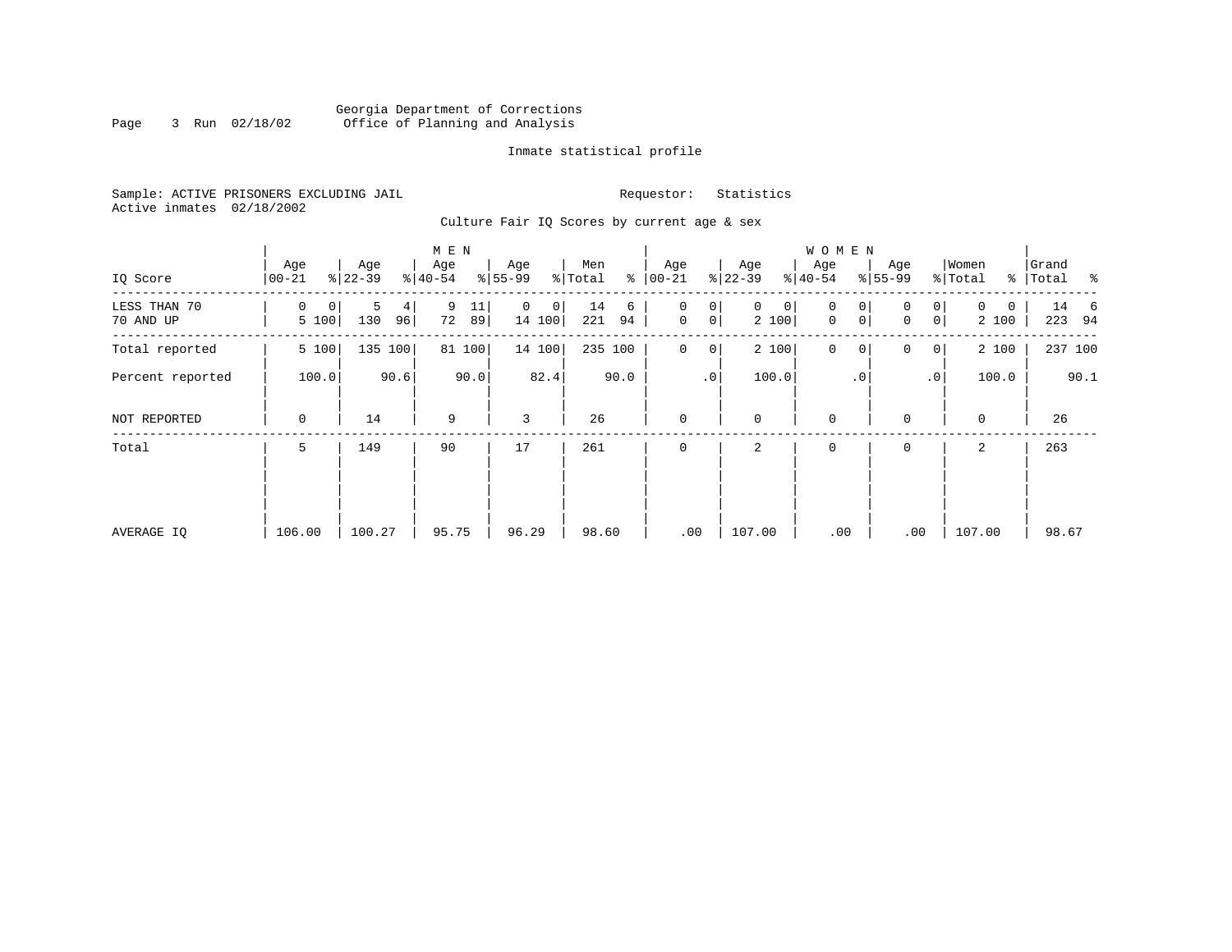Georgia Department of Corrections
Office of Planning and Analysis

Inmate statistical profile

Sample: ACTIVE PRISONERS EXCLUDING JAIL    Requestor: Statistics
Active inmates 02/18/2002

Culture Fair IQ Scores by current age & sex

| IQ Score | MEN Age 00-21 | % | Age 22-39 | % | Age 40-54 | % | Age 55-99 | % | Men Total | % | WOMEN Age 00-21 | % | Age 22-39 | % | Age 40-54 | % | Age 55-99 | % | Women Total | % | Grand Total | % |
|---|---|---|---|---|---|---|---|---|---|---|---|---|---|---|---|---|---|---|---|---|---|---|
| LESS THAN 70 | 0 | 0 | 5 | 4 | 9 | 11 | 0 | 0 | 14 | 6 | 0 | 0 | 0 | 0 | 0 | 0 | 0 | 0 | 0 | 0 | 14 | 6 |
| 70 AND UP | 5 | 100 | 130 | 96 | 72 | 89 | 14 | 100 | 221 | 94 | 0 | 0 | 2 | 100 | 0 | 0 | 0 | 0 | 2 | 100 | 223 | 94 |
| Total reported | 5 | 100 | 135 | 100 | 81 | 100 | 14 | 100 | 235 | 100 | 0 | 0 | 2 | 100 | 0 | 0 | 0 | 0 | 2 | 100 | 237 | 100 |
| Percent reported | | 100.0 | | 90.6 | | 90.0 | | 82.4 | | 90.0 | | .0 | | 100.0 | | .0 | | .0 | | 100.0 | | 90.1 |
| NOT REPORTED | 0 | | 14 | | 9 | | 3 | | 26 | | 0 | | 0 | | 0 | | 0 | | 0 | | 26 | |
| Total | 5 | | 149 | | 90 | | 17 | | 261 | | 0 | | 2 | | 0 | | 0 | | 2 | | 263 | |
| AVERAGE IQ | 106.00 | | 100.27 | | 95.75 | | 96.29 | | 98.60 | | .00 | | 107.00 | | .00 | | .00 | | 107.00 | | 98.67 | |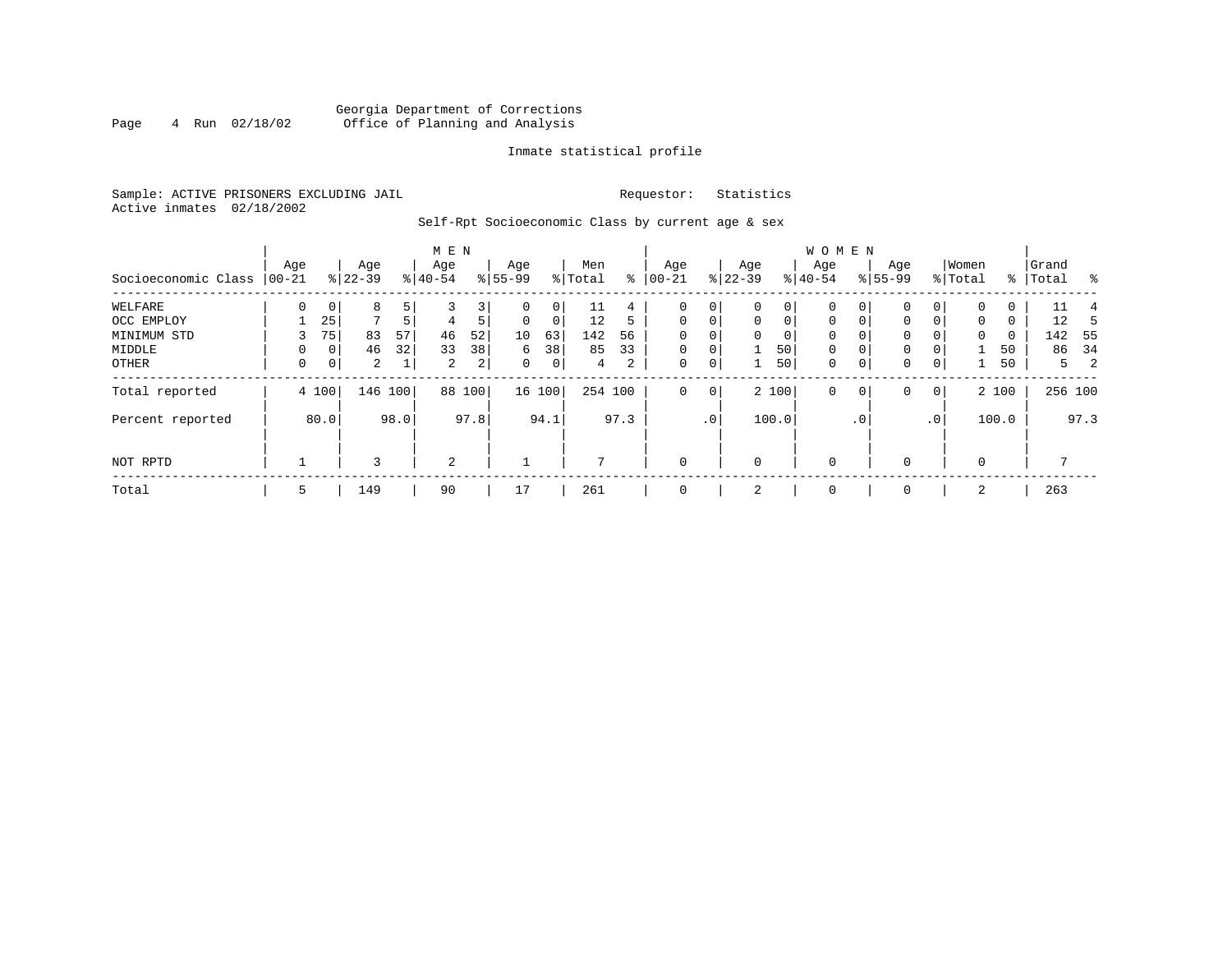Georgia Department of Corrections
Office of Planning and Analysis

Inmate statistical profile

Sample: ACTIVE PRISONERS EXCLUDING JAIL

Requestor: Statistics

Active inmates 02/18/2002

Self-Rpt Socioeconomic Class by current age & sex

| Socioeconomic Class | MEN Age 00-21 | % | Age 22-39 | % | Age 40-54 | % | Age 55-99 | % | Men Total | % | WOMEN Age 00-21 | % | Age 22-39 | % | Age 40-54 | % | Age 55-99 | % | Women Total | % | Grand Total | % |
|---|---|---|---|---|---|---|---|---|---|---|---|---|---|---|---|---|---|---|---|---|---|---|
| WELFARE | 0 | 0 | 8 | 5 | 3 | 3 | 0 | 0 | 11 | 4 | 0 | 0 | 0 | 0 | 0 | 0 | 0 | 0 | 0 | 0 | 11 | 4 |
| OCC EMPLOY | 1 | 25 | 7 | 5 | 4 | 5 | 0 | 0 | 12 | 5 | 0 | 0 | 0 | 0 | 0 | 0 | 0 | 0 | 0 | 0 | 12 | 5 |
| MINIMUM STD | 3 | 75 | 83 | 57 | 46 | 52 | 10 | 63 | 142 | 56 | 0 | 0 | 0 | 0 | 0 | 0 | 0 | 0 | 0 | 0 | 142 | 55 |
| MIDDLE | 0 | 0 | 46 | 32 | 33 | 38 | 6 | 38 | 85 | 33 | 0 | 0 | 1 | 50 | 0 | 0 | 0 | 0 | 1 | 50 | 86 | 34 |
| OTHER | 0 | 0 | 2 | 1 | 2 | 2 | 0 | 0 | 4 | 2 | 0 | 0 | 1 | 50 | 0 | 0 | 0 | 0 | 1 | 50 | 5 | 2 |
| Total reported | 4 | 100 | 146 | 100 | 88 | 100 | 16 | 100 | 254 | 100 | 0 | 0 | 2 | 100 | 0 | 0 | 0 | 0 | 2 | 100 | 256 | 100 |
| Percent reported | | 80.0 | | 98.0 | | 97.8 | | 94.1 | | 97.3 | | .0 | | 100.0 | | .0 | | .0 | | 100.0 | | 97.3 |
| NOT RPTD | 1 | | 3 | | 2 | | 1 | | 7 | | 0 | | 0 | | 0 | | 0 | | 0 | | 7 | |
| Total | 5 | | 149 | | 90 | | 17 | | 261 | | 0 | | 2 | | 0 | | 0 | | 2 | | 263 | |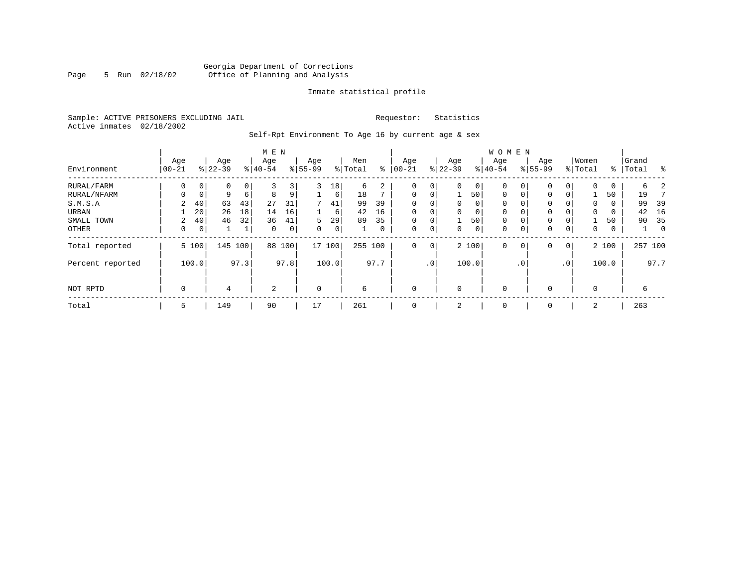Georgia Department of Corrections
Office of Planning and Analysis

Inmate statistical profile

Sample: ACTIVE PRISONERS EXCLUDING JAIL

Requestor: Statistics

Active inmates 02/18/2002

Self-Rpt Environment To Age 16 by current age & sex

| Environment | MEN Age 00-21 | % | Age 22-39 | % | Age 40-54 | % | Age 55-99 | % | Men Total | % | WOMEN Age 00-21 | % | Age 22-39 | % | Age 40-54 | % | Age 55-99 | % | Women Total | % | Grand Total | % |
|---|---|---|---|---|---|---|---|---|---|---|---|---|---|---|---|---|---|---|---|---|---|---|
| RURAL/FARM | 0 | 0 | 0 | 0 | 3 | 3 | 3 | 18 | 6 | 2 | 0 | 0 | 0 | 0 | 0 | 0 | 0 | 0 | 0 | 0 | 6 | 2 |
| RURAL/NFARM | 0 | 0 | 9 | 6 | 8 | 9 | 1 | 6 | 18 | 7 | 0 | 0 | 1 | 50 | 0 | 0 | 0 | 0 | 1 | 50 | 19 | 7 |
| S.M.S.A | 2 | 40 | 63 | 43 | 27 | 31 | 7 | 41 | 99 | 39 | 0 | 0 | 0 | 0 | 0 | 0 | 0 | 0 | 0 | 0 | 99 | 39 |
| URBAN | 1 | 20 | 26 | 18 | 14 | 16 | 1 | 6 | 42 | 16 | 0 | 0 | 0 | 0 | 0 | 0 | 0 | 0 | 0 | 0 | 42 | 16 |
| SMALL TOWN | 2 | 40 | 46 | 32 | 36 | 41 | 5 | 29 | 89 | 35 | 0 | 0 | 1 | 50 | 0 | 0 | 0 | 0 | 1 | 50 | 90 | 35 |
| OTHER | 0 | 0 | 1 | 1 | 0 | 0 | 0 | 0 | 1 | 0 | 0 | 0 | 0 | 0 | 0 | 0 | 0 | 0 | 0 | 0 | 1 | 0 |
| Total reported | 5 | 100 | 145 | 100 | 88 | 100 | 17 | 100 | 255 | 100 | 0 | 0 | 2 | 100 | 0 | 0 | 0 | 0 | 2 | 100 | 257 | 100 |
| Percent reported | | 100.0 | | 97.3 | | 97.8 | | 100.0 | | 97.7 | | .0 | | 100.0 | | .0 | | .0 | | 100.0 | | 97.7 |
| NOT RPTD | 0 | | 4 | | 2 | | 0 | | 6 | | 0 | | 0 | | 0 | | 0 | | 0 | | 6 | |
| Total | 5 | | 149 | | 90 | | 17 | | 261 | | 0 | | 2 | | 0 | | 0 | | 2 | | 263 | |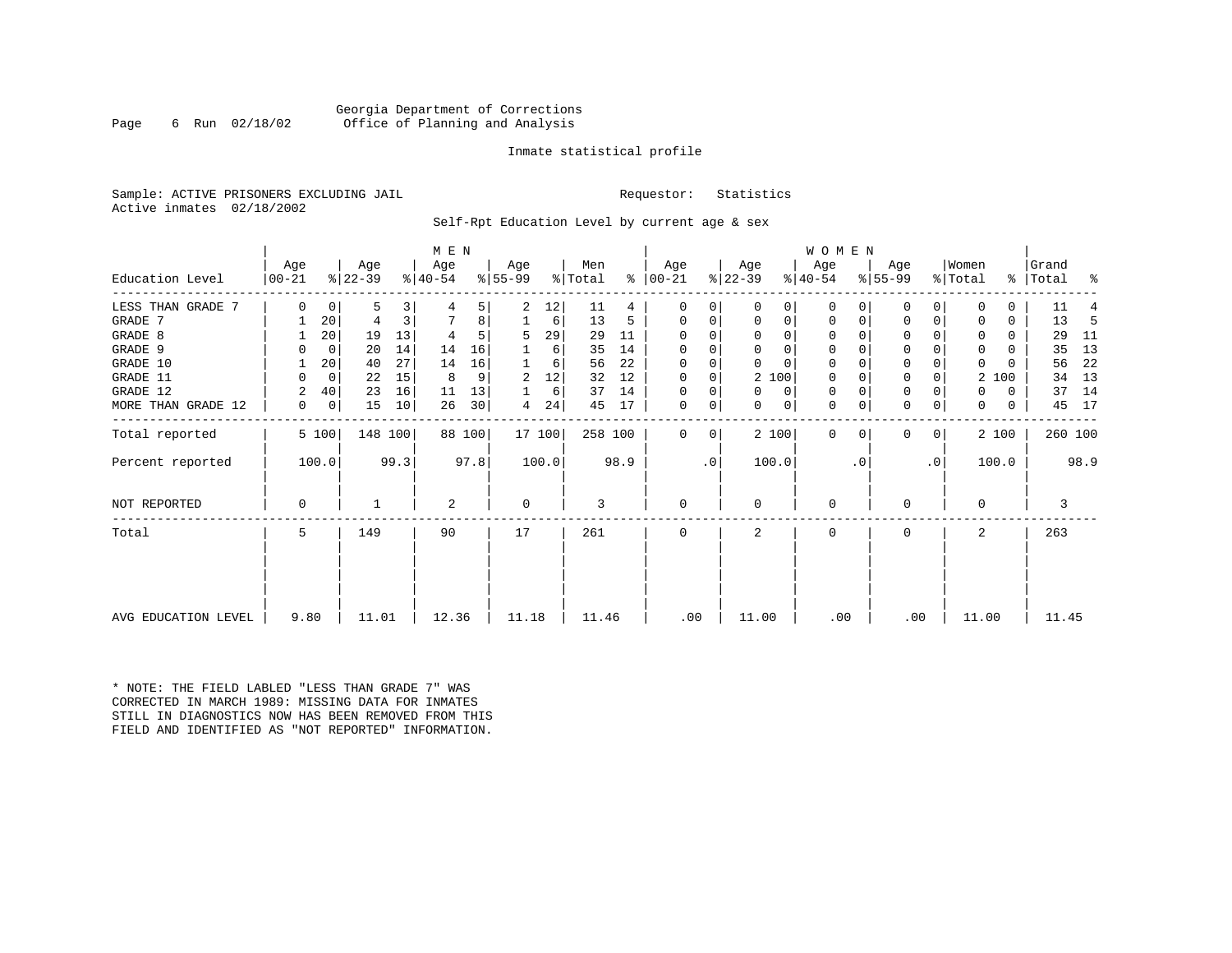Georgia Department of Corrections
Office of Planning and Analysis

Inmate statistical profile

Sample: ACTIVE PRISONERS EXCLUDING JAIL    Requestor: Statistics
Active inmates 02/18/2002

Self-Rpt Education Level by current age & sex

| Education Level | MEN Age 00-21 | % | Age 22-39 | % | Age 40-54 | % | Age 55-99 | % | Men Total | % | WOMEN Age 00-21 | % | Age 22-39 | % | Age 40-54 | % | Age 55-99 | % | Women Total | % | Grand Total | % |
|---|---|---|---|---|---|---|---|---|---|---|---|---|---|---|---|---|---|---|---|---|---|---|
| LESS THAN GRADE 7 | 0 | 0 | 5 | 3 | 4 | 5 | 2 | 12 | 11 | 4 | 0 | 0 | 0 | 0 | 0 | 0 | 0 | 0 | 0 | 0 | 11 | 4 |
| GRADE 7 | 1 | 20 | 4 | 3 | 7 | 8 | 1 | 6 | 13 | 5 | 0 | 0 | 0 | 0 | 0 | 0 | 0 | 0 | 0 | 0 | 13 | 5 |
| GRADE 8 | 1 | 20 | 19 | 13 | 4 | 5 | 5 | 29 | 29 | 11 | 0 | 0 | 0 | 0 | 0 | 0 | 0 | 0 | 0 | 0 | 29 | 11 |
| GRADE 9 | 0 | 0 | 20 | 14 | 14 | 16 | 1 | 6 | 35 | 14 | 0 | 0 | 0 | 0 | 0 | 0 | 0 | 0 | 0 | 0 | 35 | 13 |
| GRADE 10 | 1 | 20 | 40 | 27 | 14 | 16 | 1 | 6 | 56 | 22 | 0 | 0 | 0 | 0 | 0 | 0 | 0 | 0 | 0 | 0 | 56 | 22 |
| GRADE 11 | 0 | 0 | 22 | 15 | 8 | 9 | 2 | 12 | 32 | 12 | 0 | 0 | 2 | 100 | 0 | 0 | 0 | 0 | 2 | 100 | 34 | 13 |
| GRADE 12 | 2 | 40 | 23 | 16 | 11 | 13 | 1 | 6 | 37 | 14 | 0 | 0 | 0 | 0 | 0 | 0 | 0 | 0 | 0 | 0 | 37 | 14 |
| MORE THAN GRADE 12 | 0 | 0 | 15 | 10 | 26 | 30 | 4 | 24 | 45 | 17 | 0 | 0 | 0 | 0 | 0 | 0 | 0 | 0 | 0 | 0 | 45 | 17 |
| Total reported | 5 | 100 | 148 | 100 | 88 | 100 | 17 | 100 | 258 | 100 | 0 | 0 | 2 | 100 | 0 | 0 | 0 | 0 | 2 | 100 | 260 | 100 |
| Percent reported | | 100.0 | | 99.3 | | 97.8 | | 100.0 | | 98.9 | | .0 | | 100.0 | | .0 | | .0 | | 100.0 | | 98.9 |
| NOT REPORTED | 0 | | 1 | | 2 | | 0 | | 3 | | 0 | | 0 | | 0 | | 0 | | 0 | | 3 | |
| Total | 5 | | 149 | | 90 | | 17 | | 261 | | 0 | | 2 | | 0 | | 0 | | 2 | | 263 | |
| AVG EDUCATION LEVEL | 9.80 | | 11.01 | | 12.36 | | 11.18 | | 11.46 | | .00 | | 11.00 | | .00 | | .00 | | 11.00 | | 11.45 | |

* NOTE: THE FIELD LABLED "LESS THAN GRADE 7" WAS CORRECTED IN MARCH 1989: MISSING DATA FOR INMATES STILL IN DIAGNOSTICS NOW HAS BEEN REMOVED FROM THIS FIELD AND IDENTIFIED AS "NOT REPORTED" INFORMATION.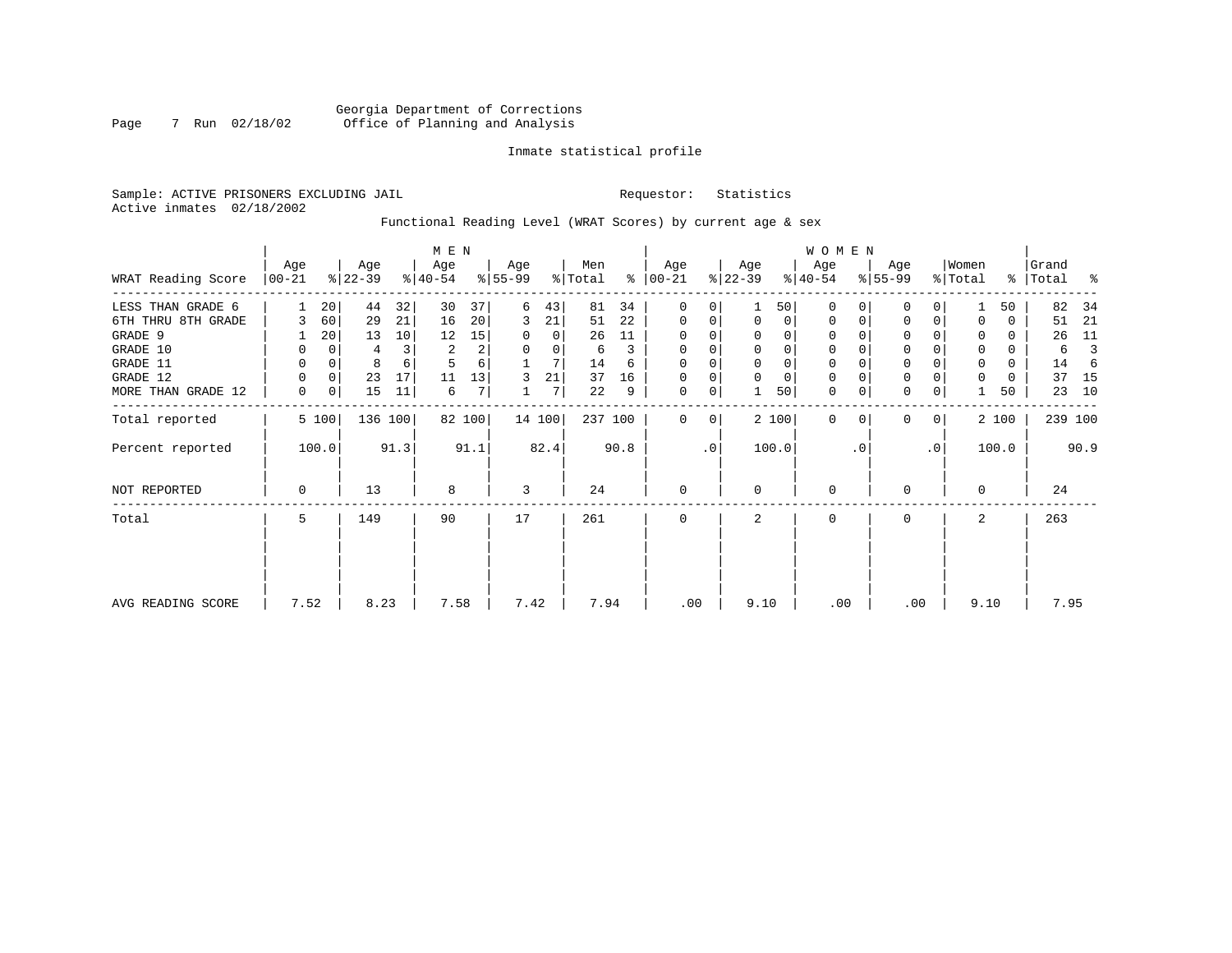Georgia Department of Corrections
Office of Planning and Analysis

Inmate statistical profile

Sample: ACTIVE PRISONERS EXCLUDING JAIL

Requestor: Statistics

Active inmates 02/18/2002

Functional Reading Level (WRAT Scores) by current age & sex

| WRAT Reading Score | MEN Age 00-21 | % | Age 22-39 | % | Age 40-54 | % | Age 55-99 | % | Men Total | % | WOMEN Age 00-21 | % | Age 22-39 | % | Age 40-54 | % | Age 55-99 | % | Women Total | % | Grand Total | % |
|---|---|---|---|---|---|---|---|---|---|---|---|---|---|---|---|---|---|---|---|---|---|---|
| LESS THAN GRADE 6 | 1 | 20 | 44 | 32 | 30 | 37 | 6 | 43 | 81 | 34 | 0 | 0 | 1 | 50 | 0 | 0 | 0 | 0 | 1 | 50 | 82 | 34 |
| 6TH THRU 8TH GRADE | 3 | 60 | 29 | 21 | 16 | 20 | 3 | 21 | 51 | 22 | 0 | 0 | 0 | 0 | 0 | 0 | 0 | 0 | 0 | 0 | 51 | 21 |
| GRADE 9 | 1 | 20 | 13 | 10 | 12 | 15 | 0 | 0 | 26 | 11 | 0 | 0 | 0 | 0 | 0 | 0 | 0 | 0 | 0 | 0 | 26 | 11 |
| GRADE 10 | 0 | 0 | 4 | 3 | 2 | 2 | 0 | 0 | 6 | 3 | 0 | 0 | 0 | 0 | 0 | 0 | 0 | 0 | 0 | 0 | 6 | 3 |
| GRADE 11 | 0 | 0 | 8 | 6 | 5 | 6 | 1 | 7 | 14 | 6 | 0 | 0 | 0 | 0 | 0 | 0 | 0 | 0 | 0 | 0 | 14 | 6 |
| GRADE 12 | 0 | 0 | 23 | 17 | 11 | 13 | 3 | 21 | 37 | 16 | 0 | 0 | 0 | 0 | 0 | 0 | 0 | 0 | 0 | 0 | 37 | 15 |
| MORE THAN GRADE 12 | 0 | 0 | 15 | 11 | 6 | 7 | 1 | 7 | 22 | 9 | 0 | 0 | 1 | 50 | 0 | 0 | 0 | 0 | 1 | 50 | 23 | 10 |
| Total reported | 5 | 100 | 136 | 100 | 82 | 100 | 14 | 100 | 237 | 100 | 0 | 0 | 2 | 100 | 0 | 0 | 0 | 0 | 2 | 100 | 239 | 100 |
| Percent reported | 100.0 | | 91.3 | | 91.1 | | 82.4 | | 90.8 | | .0 | | 100.0 | | .0 | | .0 | | 100.0 | | 90.9 | |
| NOT REPORTED | 0 | | 13 | | 8 | | 3 | | 24 | | 0 | | 0 | | 0 | | 0 | | 0 | | 24 | |
| Total | 5 | | 149 | | 90 | | 17 | | 261 | | 0 | | 2 | | 0 | | 0 | | 2 | | 263 | |
| AVG READING SCORE | 7.52 | | 8.23 | | 7.58 | | 7.42 | | 7.94 | | .00 | | 9.10 | | .00 | | .00 | | 9.10 | | 7.95 | |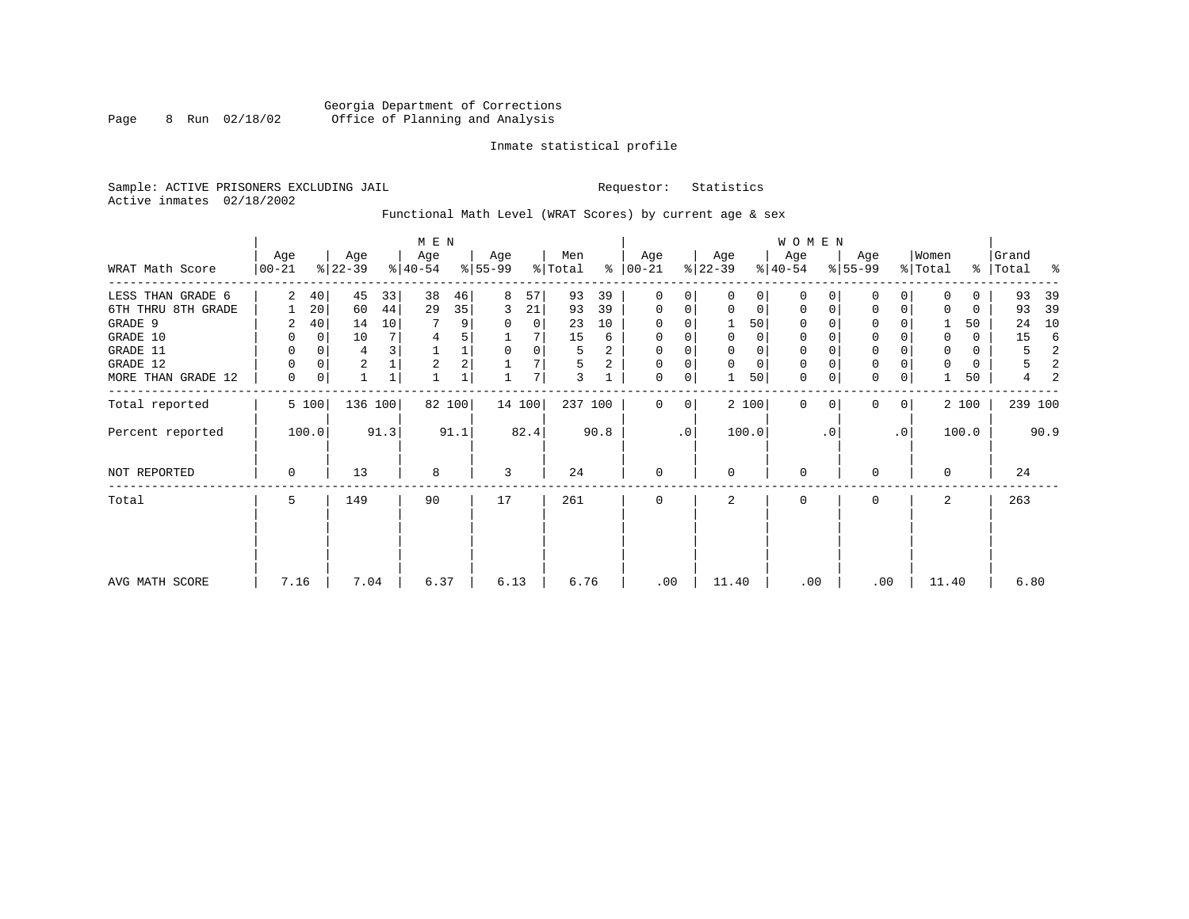Georgia Department of Corrections
Office of Planning and Analysis

Inmate statistical profile

Sample: ACTIVE PRISONERS EXCLUDING JAIL

Requestor: Statistics

Active inmates 02/18/2002

Functional Math Level (WRAT Scores) by current age & sex

| WRAT Math Score | MEN Age 00-21 | % | Age 22-39 | % | Age 40-54 | % | Age 55-99 | % | Men Total | % | WOMEN Age 00-21 | % | Age 22-39 | % | Age 40-54 | % | Age 55-99 | % | Women Total | % | Grand Total | % |
|---|---|---|---|---|---|---|---|---|---|---|---|---|---|---|---|---|---|---|---|---|---|---|
| LESS THAN GRADE 6 | 2 | 40 | 45 | 33 | 38 | 46 | 8 | 57 | 93 | 39 | 0 | 0 | 0 | 0 | 0 | 0 | 0 | 0 | 0 | 0 | 93 | 39 |
| 6TH THRU 8TH GRADE | 1 | 20 | 60 | 44 | 29 | 35 | 3 | 21 | 93 | 39 | 0 | 0 | 0 | 0 | 0 | 0 | 0 | 0 | 0 | 0 | 93 | 39 |
| GRADE 9 | 2 | 40 | 14 | 10 | 7 | 9 | 0 | 0 | 23 | 10 | 0 | 0 | 1 | 50 | 0 | 0 | 0 | 0 | 1 | 50 | 24 | 10 |
| GRADE 10 | 0 | 0 | 10 | 7 | 4 | 5 | 1 | 7 | 15 | 6 | 0 | 0 | 0 | 0 | 0 | 0 | 0 | 0 | 0 | 0 | 15 | 6 |
| GRADE 11 | 0 | 0 | 4 | 3 | 1 | 1 | 0 | 0 | 5 | 2 | 0 | 0 | 0 | 0 | 0 | 0 | 0 | 0 | 0 | 0 | 5 | 2 |
| GRADE 12 | 0 | 0 | 2 | 1 | 2 | 2 | 1 | 7 | 5 | 2 | 0 | 0 | 0 | 0 | 0 | 0 | 0 | 0 | 0 | 0 | 5 | 2 |
| MORE THAN GRADE 12 | 0 | 0 | 1 | 1 | 1 | 1 | 1 | 7 | 3 | 1 | 0 | 0 | 1 | 50 | 0 | 0 | 0 | 0 | 1 | 50 | 4 | 2 |
| Total reported | 5 | 100 | 136 | 100 | 82 | 100 | 14 | 100 | 237 | 100 | 0 | 0 | 2 | 100 | 0 | 0 | 0 | 0 | 2 | 100 | 239 | 100 |
| Percent reported | 100.0 | | 91.3 | | 91.1 | | 82.4 | | 90.8 | | .0 | | 100.0 | | .0 | | .0 | | 100.0 | | 90.9 | |
| NOT REPORTED | 0 | | 13 | | 8 | | 3 | | 24 | | 0 | | 0 | | 0 | | 0 | | 0 | | 24 | |
| Total | 5 | | 149 | | 90 | | 17 | | 261 | | 0 | | 2 | | 0 | | 0 | | 2 | | 263 | |
| AVG MATH SCORE | 7.16 | | 7.04 | | 6.37 | | 6.13 | | 6.76 | | .00 | | 11.40 | | .00 | | .00 | | 11.40 | | 6.80 | |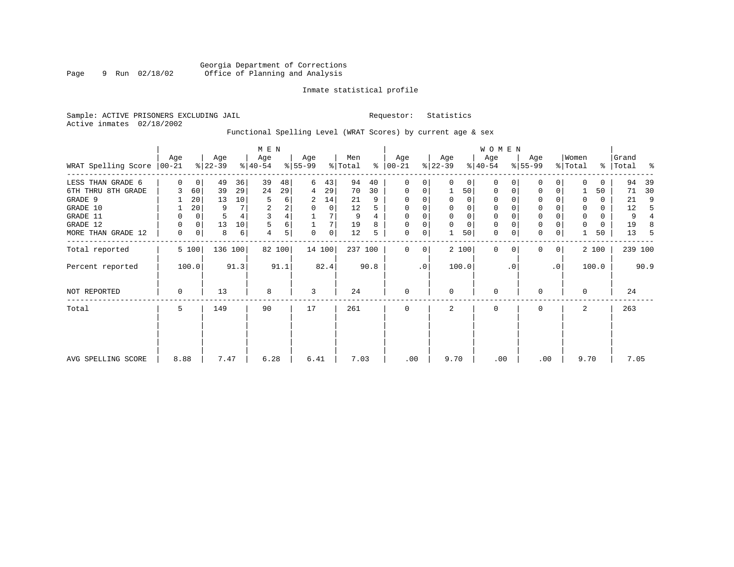Georgia Department of Corrections
Office of Planning and Analysis

Inmate statistical profile

Sample: ACTIVE PRISONERS EXCLUDING JAIL Requestor: Statistics
Active inmates 02/18/2002

Functional Spelling Level (WRAT Scores) by current age & sex

| | MEN | | | | | | | | | | WOMEN | | | | | | | | | | | |
|---|---|---|---|---|---|---|---|---|---|---|---|---|---|---|---|---|---|---|---|---|---|---|
| WRAT Spelling Score | Age 00-21 | % | Age 22-39 | % | Age 40-54 | % | Age 55-99 | % | Men Total | % | Age 00-21 | % | Age 22-39 | % | Age 40-54 | % | Age 55-99 | % | Women Total | % | Grand Total | % |
| LESS THAN GRADE 6 | 0 | 0 | 49 | 36 | 39 | 48 | 6 | 43 | 94 | 40 | 0 | 0 | 0 | 0 | 0 | 0 | 0 | 0 | 0 | 0 | 94 | 39 |
| 6TH THRU 8TH GRADE | 3 | 60 | 39 | 29 | 24 | 29 | 4 | 29 | 70 | 30 | 0 | 0 | 1 | 50 | 0 | 0 | 0 | 0 | 1 | 50 | 71 | 30 |
| GRADE 9 | 1 | 20 | 13 | 10 | 5 | 6 | 2 | 14 | 21 | 9 | 0 | 0 | 0 | 0 | 0 | 0 | 0 | 0 | 0 | 0 | 21 | 9 |
| GRADE 10 | 1 | 20 | 9 | 7 | 2 | 2 | 0 | 0 | 12 | 5 | 0 | 0 | 0 | 0 | 0 | 0 | 0 | 0 | 0 | 0 | 12 | 5 |
| GRADE 11 | 0 | 0 | 5 | 4 | 3 | 4 | 1 | 7 | 9 | 4 | 0 | 0 | 0 | 0 | 0 | 0 | 0 | 0 | 0 | 0 | 9 | 4 |
| GRADE 12 | 0 | 0 | 13 | 10 | 5 | 6 | 1 | 7 | 19 | 8 | 0 | 0 | 0 | 0 | 0 | 0 | 0 | 0 | 0 | 0 | 19 | 8 |
| MORE THAN GRADE 12 | 0 | 0 | 8 | 6 | 4 | 5 | 0 | 0 | 12 | 5 | 0 | 0 | 1 | 50 | 0 | 0 | 0 | 0 | 1 | 50 | 13 | 5 |
| Total reported | 5 | 100 | 136 | 100 | 82 | 100 | 14 | 100 | 237 | 100 | 0 | 0 | 2 | 100 | 0 | 0 | 0 | 0 | 2 | 100 | 239 | 100 |
| Percent reported | | 100.0 | | 91.3 | | 91.1 | | 82.4 | | 90.8 | | .0 | | 100.0 | | .0 | | .0 | | 100.0 | | 90.9 |
| NOT REPORTED | 0 | | 13 | | 8 | | 3 | | 24 | | 0 | | 0 | | 0 | | 0 | | 0 | | 24 | |
| Total | 5 | | 149 | | 90 | | 17 | | 261 | | 0 | | 2 | | 0 | | 0 | | 2 | | 263 | |
| AVG SPELLING SCORE | 8.88 | | 7.47 | | 6.28 | | 6.41 | | 7.03 | | .00 | | 9.70 | | .00 | | .00 | | 9.70 | | 7.05 | |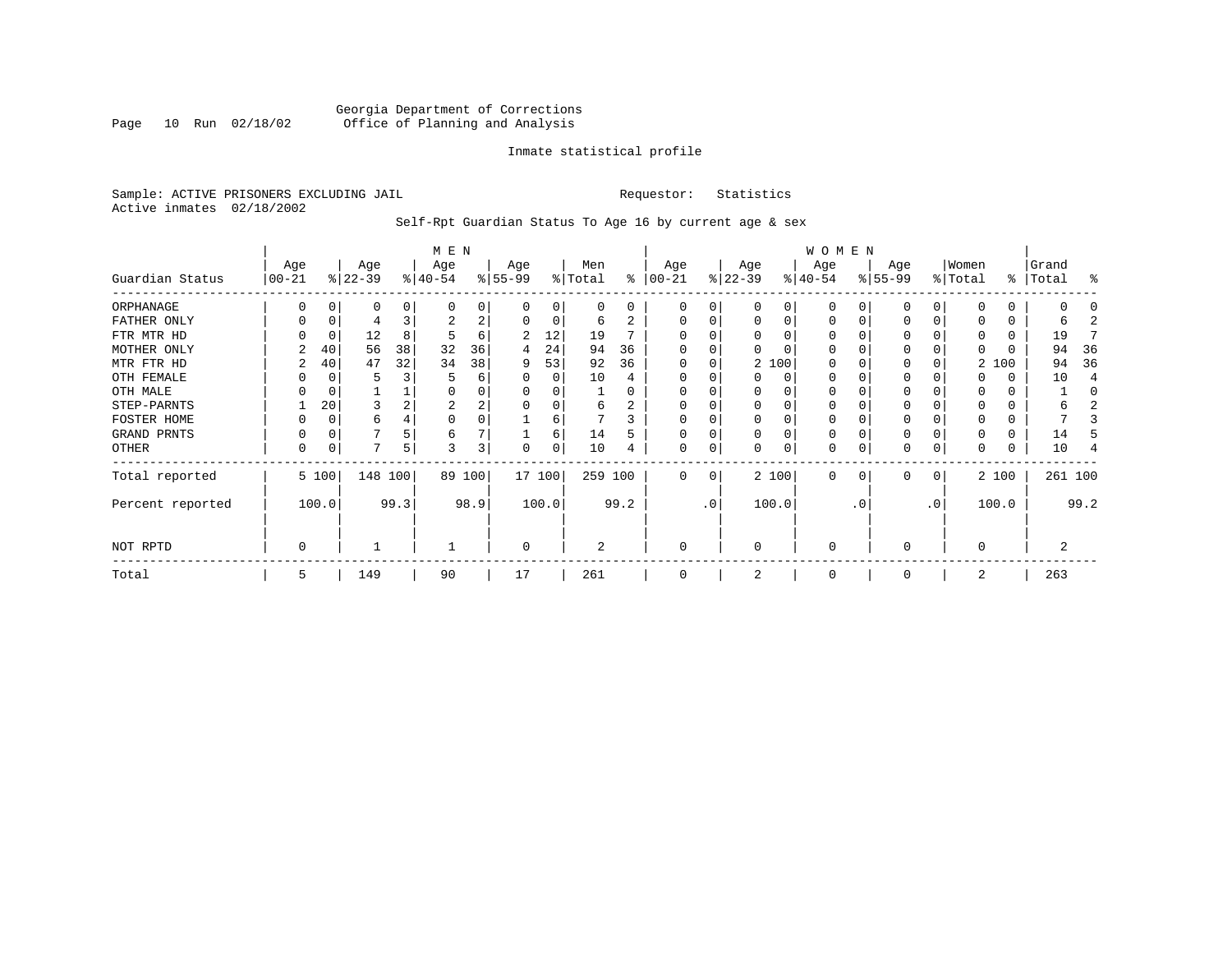Georgia Department of Corrections
Office of Planning and Analysis

Inmate statistical profile

Sample: ACTIVE PRISONERS EXCLUDING JAIL    Requestor: Statistics
Active inmates 02/18/2002

Self-Rpt Guardian Status To Age 16 by current age & sex

| Guardian Status | MEN Age 00-21 | % | Age 22-39 | % | Age 40-54 | % | Age 55-99 | % | Men Total | % | WOMEN Age 00-21 | % | Age 22-39 | % | Age 40-54 | % | Age 55-99 | % | Women Total | % | Grand Total | % |
|---|---|---|---|---|---|---|---|---|---|---|---|---|---|---|---|---|---|---|---|---|---|---|
| ORPHANAGE | 0 | 0 | 0 | 0 | 0 | 0 | 0 | 0 | 0 | 0 | 0 | 0 | 0 | 0 | 0 | 0 | 0 | 0 | 0 | 0 | 0 | 0 |
| FATHER ONLY | 0 | 0 | 4 | 3 | 2 | 2 | 0 | 0 | 6 | 2 | 0 | 0 | 0 | 0 | 0 | 0 | 0 | 0 | 0 | 0 | 6 | 2 |
| FTR MTR HD | 0 | 0 | 12 | 8 | 5 | 6 | 2 | 12 | 19 | 7 | 0 | 0 | 0 | 0 | 0 | 0 | 0 | 0 | 0 | 0 | 19 | 7 |
| MOTHER ONLY | 2 | 40 | 56 | 38 | 32 | 36 | 4 | 24 | 94 | 36 | 0 | 0 | 0 | 0 | 0 | 0 | 0 | 0 | 0 | 0 | 94 | 36 |
| MTR FTR HD | 2 | 40 | 47 | 32 | 34 | 38 | 9 | 53 | 92 | 36 | 0 | 0 | 2 | 100 | 0 | 0 | 0 | 0 | 2 | 100 | 94 | 36 |
| OTH FEMALE | 0 | 0 | 5 | 3 | 5 | 6 | 0 | 0 | 10 | 4 | 0 | 0 | 0 | 0 | 0 | 0 | 0 | 0 | 0 | 0 | 10 | 4 |
| OTH MALE | 0 | 0 | 1 | 1 | 0 | 0 | 0 | 0 | 1 | 0 | 0 | 0 | 0 | 0 | 0 | 0 | 0 | 0 | 0 | 0 | 1 | 0 |
| STEP-PARNTS | 1 | 20 | 3 | 2 | 2 | 2 | 0 | 0 | 6 | 2 | 0 | 0 | 0 | 0 | 0 | 0 | 0 | 0 | 0 | 0 | 6 | 2 |
| FOSTER HOME | 0 | 0 | 6 | 4 | 0 | 0 | 1 | 6 | 7 | 3 | 0 | 0 | 0 | 0 | 0 | 0 | 0 | 0 | 0 | 0 | 7 | 3 |
| GRAND PRNTS | 0 | 0 | 7 | 5 | 6 | 7 | 1 | 6 | 14 | 5 | 0 | 0 | 0 | 0 | 0 | 0 | 0 | 0 | 0 | 0 | 14 | 5 |
| OTHER | 0 | 0 | 7 | 5 | 3 | 3 | 0 | 0 | 10 | 4 | 0 | 0 | 0 | 0 | 0 | 0 | 0 | 0 | 0 | 0 | 10 | 4 |
| Total reported | 5 | 100 | 148 | 100 | 89 | 100 | 17 | 100 | 259 | 100 | 0 | 0 | 2 | 100 | 0 | 0 | 0 | 0 | 2 | 100 | 261 | 100 |
| Percent reported | | 100.0 | | 99.3 | | 98.9 | | 100.0 | | 99.2 | | .0 | | 100.0 | | .0 | | .0 | | 100.0 | | 99.2 |
| NOT RPTD | 0 | | 1 | | 1 | | 0 | | 2 | | 0 | | 0 | | 0 | | 0 | | 0 | | 2 | |
| Total | 5 | | 149 | | 90 | | 17 | | 261 | | 0 | | 2 | | 0 | | 0 | | 2 | | 263 | |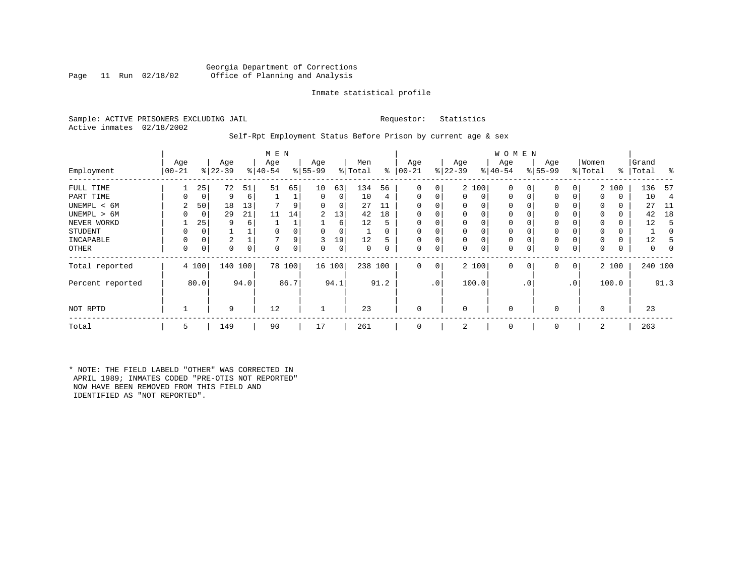Georgia Department of Corrections
Office of Planning and Analysis

Inmate statistical profile

Sample: ACTIVE PRISONERS EXCLUDING JAIL    Requestor: Statistics
Active inmates 02/18/2002

Self-Rpt Employment Status Before Prison by current age & sex

| Employment | MEN Age 00-21 | % | Age 22-39 | % | Age 40-54 | % | Age 55-99 | % | Men Total | % | WOMEN Age 00-21 | % | Age 22-39 | % | Age 40-54 | % | Age 55-99 | % | Women Total | % | Grand Total | % |
|---|---|---|---|---|---|---|---|---|---|---|---|---|---|---|---|---|---|---|---|---|---|---|
| FULL TIME | 1 | 25 | 72 | 51 | 51 | 65 | 10 | 63 | 134 | 56 | 0 | 0 | 2 | 100 | 0 | 0 | 0 | 0 | 2 | 100 | 136 | 57 |
| PART TIME | 0 | 0 | 9 | 6 | 1 | 1 | 0 | 0 | 10 | 4 | 0 | 0 | 0 | 0 | 0 | 0 | 0 | 0 | 0 | 0 | 10 | 4 |
| UNEMPL < 6M | 2 | 50 | 18 | 13 | 7 | 9 | 0 | 0 | 27 | 11 | 0 | 0 | 0 | 0 | 0 | 0 | 0 | 0 | 0 | 0 | 27 | 11 |
| UNEMPL > 6M | 0 | 0 | 29 | 21 | 11 | 14 | 2 | 13 | 42 | 18 | 0 | 0 | 0 | 0 | 0 | 0 | 0 | 0 | 0 | 0 | 42 | 18 |
| NEVER WORKD | 1 | 25 | 9 | 6 | 1 | 1 | 1 | 6 | 12 | 5 | 0 | 0 | 0 | 0 | 0 | 0 | 0 | 0 | 0 | 0 | 12 | 5 |
| STUDENT | 0 | 0 | 1 | 1 | 0 | 0 | 0 | 0 | 1 | 0 | 0 | 0 | 0 | 0 | 0 | 0 | 0 | 0 | 0 | 0 | 1 | 0 |
| INCAPABLE | 0 | 0 | 2 | 1 | 7 | 9 | 3 | 19 | 12 | 5 | 0 | 0 | 0 | 0 | 0 | 0 | 0 | 0 | 0 | 0 | 12 | 5 |
| OTHER | 0 | 0 | 0 | 0 | 0 | 0 | 0 | 0 | 0 | 0 | 0 | 0 | 0 | 0 | 0 | 0 | 0 | 0 | 0 | 0 | 0 | 0 |
| Total reported | 4 | 100 | 140 | 100 | 78 | 100 | 16 | 100 | 238 | 100 | 0 | 0 | 2 | 100 | 0 | 0 | 0 | 0 | 2 | 100 | 240 | 100 |
| Percent reported | | 80.0 | | 94.0 | | 86.7 | | 94.1 | | 91.2 | | .0 | | 100.0 | | .0 | | .0 | | 100.0 | | 91.3 |
| NOT RPTD | 1 | | 9 | | 12 | | 1 | | 23 | | 0 | | 0 | | 0 | | 0 | | 0 | | 23 | |
| Total | 5 | | 149 | | 90 | | 17 | | 261 | | 0 | | 2 | | 0 | | 0 | | 2 | | 263 | |

* NOTE: THE FIELD LABELD "OTHER" WAS CORRECTED IN APRIL 1989; INMATES CODED "PRE-OTIS NOT REPORTED" NOW HAVE BEEN REMOVED FROM THIS FIELD AND IDENTIFIED AS "NOT REPORTED".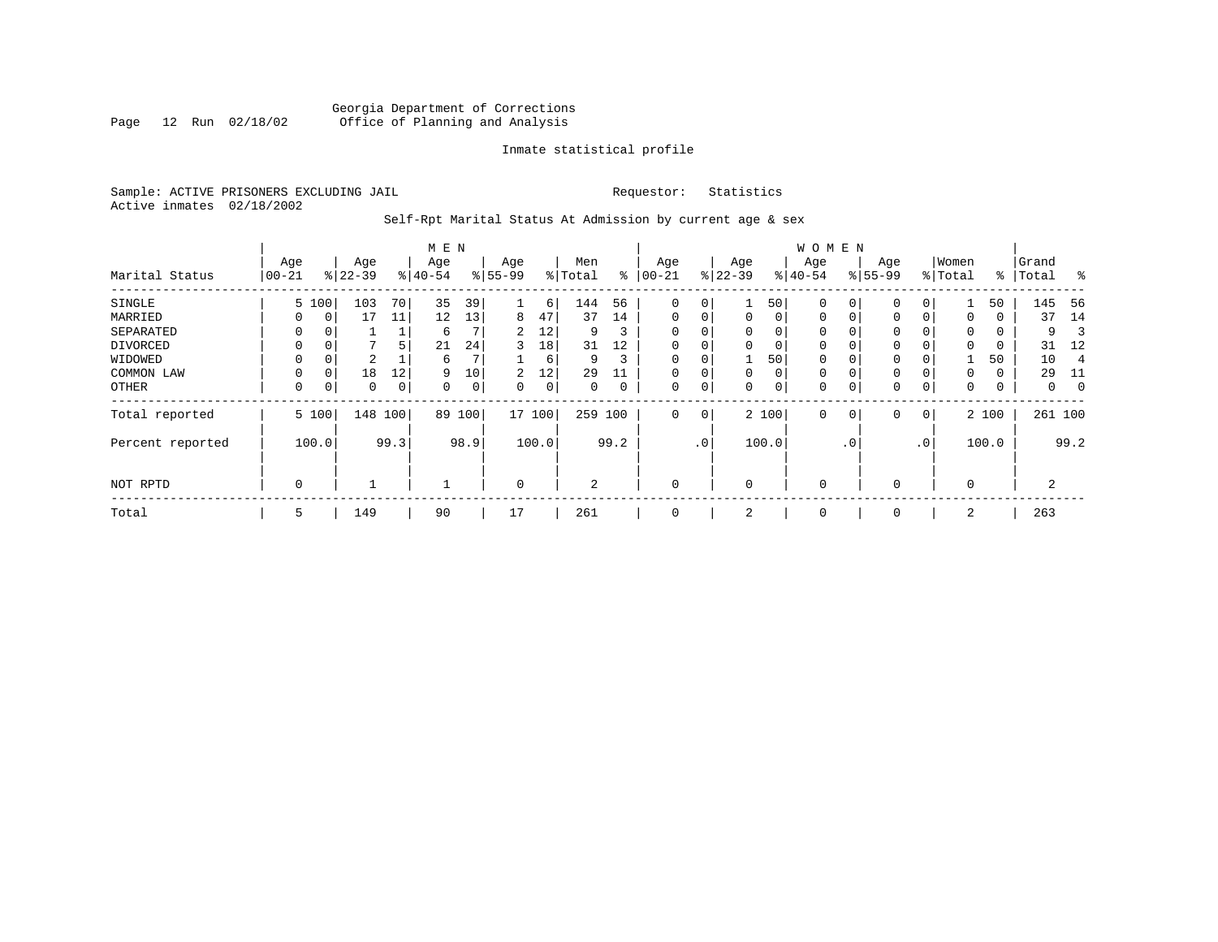Georgia Department of Corrections
Office of Planning and Analysis

Inmate statistical profile

Sample: ACTIVE PRISONERS EXCLUDING JAIL　　　　Requestor: Statistics
Active inmates 02/18/2002

Self-Rpt Marital Status At Admission by current age & sex

| Marital Status | MEN Age 00-21 | % | Age 22-39 | % | Age 40-54 | % | Age 55-99 | % | Men Total | % | WOMEN Age 00-21 | % | Age 22-39 | % | Age 40-54 | % | Age 55-99 | % | Women Total | % | Grand Total | % |
|---|---|---|---|---|---|---|---|---|---|---|---|---|---|---|---|---|---|---|---|---|---|---|
| SINGLE | 5 | 100 | 103 | 70 | 35 | 39 | 1 | 6 | 144 | 56 | 0 | 0 | 1 | 50 | 0 | 0 | 0 | 0 | 1 | 50 | 145 | 56 |
| MARRIED | 0 | 0 | 17 | 11 | 12 | 13 | 8 | 47 | 37 | 14 | 0 | 0 | 0 | 0 | 0 | 0 | 0 | 0 | 0 | 0 | 37 | 14 |
| SEPARATED | 0 | 0 | 1 | 1 | 6 | 7 | 2 | 12 | 9 | 3 | 0 | 0 | 0 | 0 | 0 | 0 | 0 | 0 | 0 | 0 | 9 | 3 |
| DIVORCED | 0 | 0 | 7 | 5 | 21 | 24 | 3 | 18 | 31 | 12 | 0 | 0 | 0 | 0 | 0 | 0 | 0 | 0 | 0 | 0 | 31 | 12 |
| WIDOWED | 0 | 0 | 2 | 1 | 6 | 7 | 1 | 6 | 9 | 3 | 0 | 0 | 1 | 50 | 0 | 0 | 0 | 0 | 1 | 50 | 10 | 4 |
| COMMON LAW | 0 | 0 | 18 | 12 | 9 | 10 | 2 | 12 | 29 | 11 | 0 | 0 | 0 | 0 | 0 | 0 | 0 | 0 | 0 | 0 | 29 | 11 |
| OTHER | 0 | 0 | 0 | 0 | 0 | 0 | 0 | 0 | 0 | 0 | 0 | 0 | 0 | 0 | 0 | 0 | 0 | 0 | 0 | 0 | 0 | 0 |
| Total reported | 5 | 100 | 148 | 100 | 89 | 100 | 17 | 100 | 259 | 100 | 0 | 0 | 2 | 100 | 0 | 0 | 0 | 0 | 2 | 100 | 261 | 100 |
| Percent reported | | 100.0 | | 99.3 | | 98.9 | | 100.0 | | 99.2 | | .0 | | 100.0 | | .0 | | .0 | | 100.0 | | 99.2 |
| NOT RPTD | 0 | | 1 | | 1 | | 0 | | 2 | | 0 | | 0 | | 0 | | 0 | | 0 | | 2 | |
| Total | 5 | | 149 | | 90 | | 17 | | 261 | | 0 | | 2 | | 0 | | 0 | | 2 | | 263 | |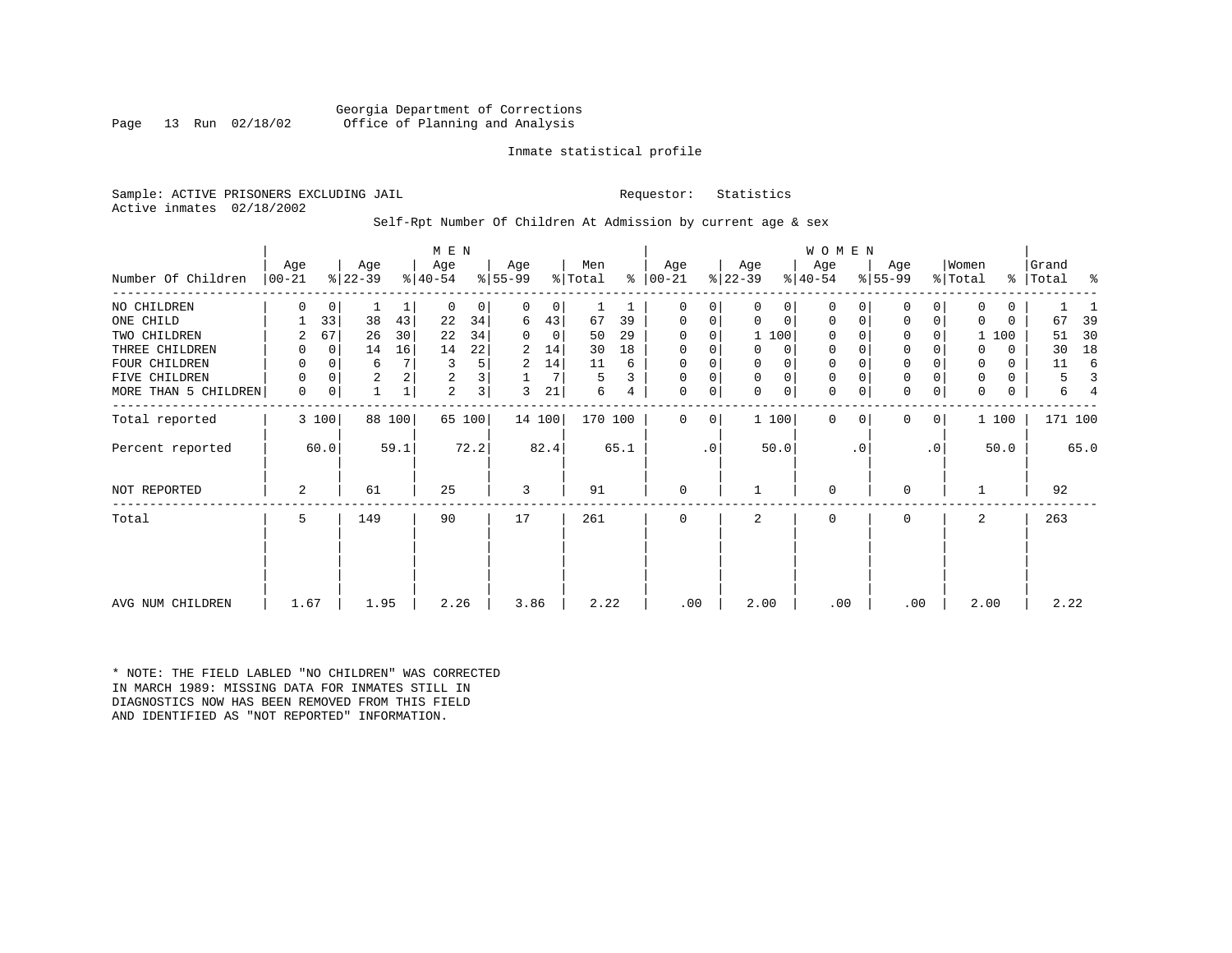Georgia Department of Corrections
Office of Planning and Analysis

Inmate statistical profile

Sample: ACTIVE PRISONERS EXCLUDING JAIL    Requestor: Statistics
Active inmates 02/18/2002

Self-Rpt Number Of Children At Admission by current age & sex

| Number Of Children | MEN Age 00-21 | % | Age 22-39 | % | Age 40-54 | % | Age 55-99 | % | Men Total | % | WOMEN Age 00-21 | % | Age 22-39 | % | Age 40-54 | % | Age 55-99 | % | Women Total | % | Grand Total | % |
|---|---|---|---|---|---|---|---|---|---|---|---|---|---|---|---|---|---|---|---|---|---|---|
| NO CHILDREN | 0 | 0 | 1 | 1 | 0 | 0 | 0 | 0 | 1 | 1 | 0 | 0 | 0 | 0 | 0 | 0 | 0 | 0 | 0 | 0 | 1 | 1 |
| ONE CHILD | 1 | 33 | 38 | 43 | 22 | 34 | 6 | 43 | 67 | 39 | 0 | 0 | 0 | 0 | 0 | 0 | 0 | 0 | 0 | 0 | 67 | 39 |
| TWO CHILDREN | 2 | 67 | 26 | 30 | 22 | 34 | 0 | 0 | 50 | 29 | 0 | 0 | 1 | 100 | 0 | 0 | 0 | 0 | 1 | 100 | 51 | 30 |
| THREE CHILDREN | 0 | 0 | 14 | 16 | 14 | 22 | 2 | 14 | 30 | 18 | 0 | 0 | 0 | 0 | 0 | 0 | 0 | 0 | 0 | 0 | 30 | 18 |
| FOUR CHILDREN | 0 | 0 | 6 | 7 | 3 | 5 | 2 | 14 | 11 | 6 | 0 | 0 | 0 | 0 | 0 | 0 | 0 | 0 | 0 | 0 | 11 | 6 |
| FIVE CHILDREN | 0 | 0 | 2 | 2 | 2 | 3 | 1 | 7 | 5 | 3 | 0 | 0 | 0 | 0 | 0 | 0 | 0 | 0 | 0 | 0 | 5 | 3 |
| MORE THAN 5 CHILDREN | 0 | 0 | 1 | 1 | 2 | 3 | 3 | 21 | 6 | 4 | 0 | 0 | 0 | 0 | 0 | 0 | 0 | 0 | 0 | 0 | 6 | 4 |
| Total reported | 3 | 100 | 88 | 100 | 65 | 100 | 14 | 100 | 170 | 100 | 0 | 0 | 1 | 100 | 0 | 0 | 0 | 0 | 1 | 100 | 171 | 100 |
| Percent reported | | 60.0 | | 59.1 | | 72.2 | | 82.4 | | 65.1 | | .0 | | 50.0 | | .0 | | .0 | | 50.0 | | 65.0 |
| NOT REPORTED | 2 | | 61 | | 25 | | 3 | | 91 | | 0 | | 1 | | 0 | | 0 | | 1 | | 92 | |
| Total | 5 | | 149 | | 90 | | 17 | | 261 | | 0 | | 2 | | 0 | | 0 | | 2 | | 263 | |
| AVG NUM CHILDREN | 1.67 | | 1.95 | | 2.26 | | 3.86 | | 2.22 | | .00 | | 2.00 | | .00 | | .00 | | 2.00 | | 2.22 | |

* NOTE: THE FIELD LABLED "NO CHILDREN" WAS CORRECTED IN MARCH 1989: MISSING DATA FOR INMATES STILL IN DIAGNOSTICS NOW HAS BEEN REMOVED FROM THIS FIELD AND IDENTIFIED AS "NOT REPORTED" INFORMATION.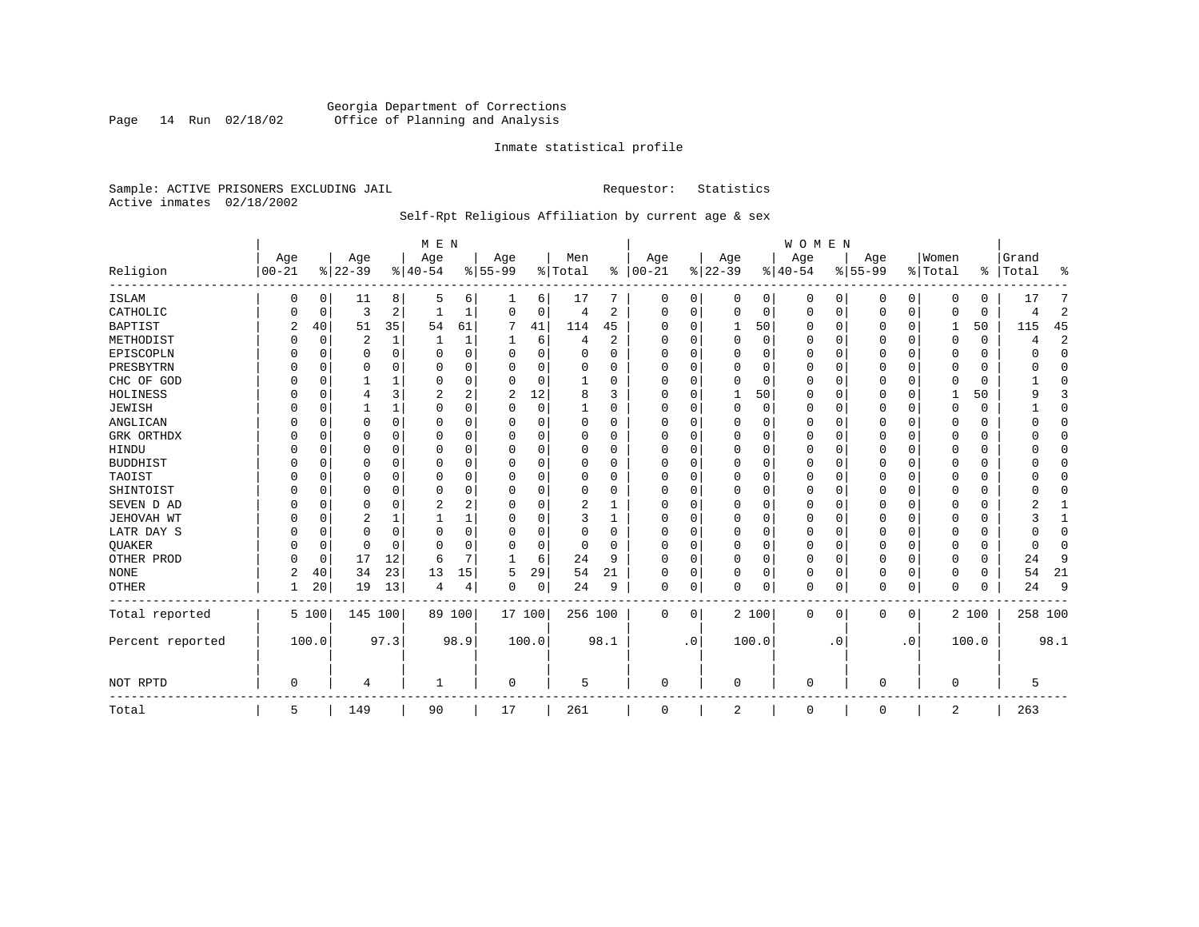Georgia Department of Corrections
Office of Planning and Analysis

Inmate statistical profile

Sample: ACTIVE PRISONERS EXCLUDING JAIL

Requestor: Statistics

Active inmates 02/18/2002

Self-Rpt Religious Affiliation by current age & sex

| Religion | MEN Age 00-21 | % | Age 22-39 | % | Age 40-54 | % | Age 55-99 | % | Men Total | % | WOMEN Age 00-21 | % | Age 22-39 | % | Age 40-54 | % | Age 55-99 | % | Women Total | % | Grand Total | % |
|---|---|---|---|---|---|---|---|---|---|---|---|---|---|---|---|---|---|---|---|---|---|---|
| ISLAM | 0 | 0 | 11 | 8 | 5 | 6 | 1 | 6 | 17 | 7 | 0 | 0 | 0 | 0 | 0 | 0 | 0 | 0 | 0 | 0 | 17 | 7 |
| CATHOLIC | 0 | 0 | 3 | 2 | 1 | 1 | 0 | 0 | 4 | 2 | 0 | 0 | 0 | 0 | 0 | 0 | 0 | 0 | 0 | 0 | 4 | 2 |
| BAPTIST | 2 | 40 | 51 | 35 | 54 | 61 | 7 | 41 | 114 | 45 | 0 | 0 | 1 | 50 | 0 | 0 | 0 | 0 | 1 | 50 | 115 | 45 |
| METHODIST | 0 | 0 | 2 | 1 | 1 | 1 | 1 | 6 | 4 | 2 | 0 | 0 | 0 | 0 | 0 | 0 | 0 | 0 | 0 | 0 | 4 | 2 |
| EPISCOPLN | 0 | 0 | 0 | 0 | 0 | 0 | 0 | 0 | 0 | 0 | 0 | 0 | 0 | 0 | 0 | 0 | 0 | 0 | 0 | 0 | 0 | 0 |
| PRESBYTRN | 0 | 0 | 0 | 0 | 0 | 0 | 0 | 0 | 0 | 0 | 0 | 0 | 0 | 0 | 0 | 0 | 0 | 0 | 0 | 0 | 0 | 0 |
| CHC OF GOD | 0 | 0 | 1 | 1 | 0 | 0 | 0 | 0 | 1 | 0 | 0 | 0 | 0 | 0 | 0 | 0 | 0 | 0 | 0 | 0 | 1 | 0 |
| HOLINESS | 0 | 0 | 4 | 3 | 2 | 2 | 2 | 12 | 8 | 3 | 0 | 0 | 1 | 50 | 0 | 0 | 0 | 0 | 1 | 50 | 9 | 3 |
| JEWISH | 0 | 0 | 1 | 1 | 0 | 0 | 0 | 0 | 1 | 0 | 0 | 0 | 0 | 0 | 0 | 0 | 0 | 0 | 0 | 0 | 1 | 0 |
| ANGLICAN | 0 | 0 | 0 | 0 | 0 | 0 | 0 | 0 | 0 | 0 | 0 | 0 | 0 | 0 | 0 | 0 | 0 | 0 | 0 | 0 | 0 | 0 |
| GRK ORTHDX | 0 | 0 | 0 | 0 | 0 | 0 | 0 | 0 | 0 | 0 | 0 | 0 | 0 | 0 | 0 | 0 | 0 | 0 | 0 | 0 | 0 | 0 |
| HINDU | 0 | 0 | 0 | 0 | 0 | 0 | 0 | 0 | 0 | 0 | 0 | 0 | 0 | 0 | 0 | 0 | 0 | 0 | 0 | 0 | 0 | 0 |
| BUDDHIST | 0 | 0 | 0 | 0 | 0 | 0 | 0 | 0 | 0 | 0 | 0 | 0 | 0 | 0 | 0 | 0 | 0 | 0 | 0 | 0 | 0 | 0 |
| TAOIST | 0 | 0 | 0 | 0 | 0 | 0 | 0 | 0 | 0 | 0 | 0 | 0 | 0 | 0 | 0 | 0 | 0 | 0 | 0 | 0 | 0 | 0 |
| SHINTOIST | 0 | 0 | 0 | 0 | 0 | 0 | 0 | 0 | 0 | 0 | 0 | 0 | 0 | 0 | 0 | 0 | 0 | 0 | 0 | 0 | 0 | 0 |
| SEVEN D AD | 0 | 0 | 0 | 0 | 2 | 2 | 0 | 0 | 2 | 1 | 0 | 0 | 0 | 0 | 0 | 0 | 0 | 0 | 0 | 0 | 2 | 1 |
| JEHOVAH WT | 0 | 0 | 2 | 1 | 1 | 1 | 0 | 0 | 3 | 1 | 0 | 0 | 0 | 0 | 0 | 0 | 0 | 0 | 0 | 0 | 3 | 1 |
| LATR DAY S | 0 | 0 | 0 | 0 | 0 | 0 | 0 | 0 | 0 | 0 | 0 | 0 | 0 | 0 | 0 | 0 | 0 | 0 | 0 | 0 | 0 | 0 |
| QUAKER | 0 | 0 | 0 | 0 | 0 | 0 | 0 | 0 | 0 | 0 | 0 | 0 | 0 | 0 | 0 | 0 | 0 | 0 | 0 | 0 | 0 | 0 |
| OTHER PROD | 0 | 0 | 17 | 12 | 6 | 7 | 1 | 6 | 24 | 9 | 0 | 0 | 0 | 0 | 0 | 0 | 0 | 0 | 0 | 0 | 24 | 9 |
| NONE | 2 | 40 | 34 | 23 | 13 | 15 | 5 | 29 | 54 | 21 | 0 | 0 | 0 | 0 | 0 | 0 | 0 | 0 | 0 | 0 | 54 | 21 |
| OTHER | 1 | 20 | 19 | 13 | 4 | 4 | 0 | 0 | 24 | 9 | 0 | 0 | 0 | 0 | 0 | 0 | 0 | 0 | 0 | 0 | 24 | 9 |
| Total reported | 5 | 100 | 145 | 100 | 89 | 100 | 17 | 100 | 256 | 100 | 0 | 0 | 2 | 100 | 0 | 0 | 0 | 0 | 2 | 100 | 258 | 100 |
| Percent reported | | 100.0 | | 97.3 | | 98.9 | | 100.0 | | 98.1 | | .0 | | 100.0 | | .0 | | .0 | | 100.0 | | 98.1 |
| NOT RPTD | 0 | | 4 | | 1 | | 0 | | 5 | | 0 | | 0 | | 0 | | 0 | | 0 | | 5 | |
| Total | 5 | | 149 | | 90 | | 17 | | 261 | | 0 | | 2 | | 0 | | 0 | | 2 | | 263 | |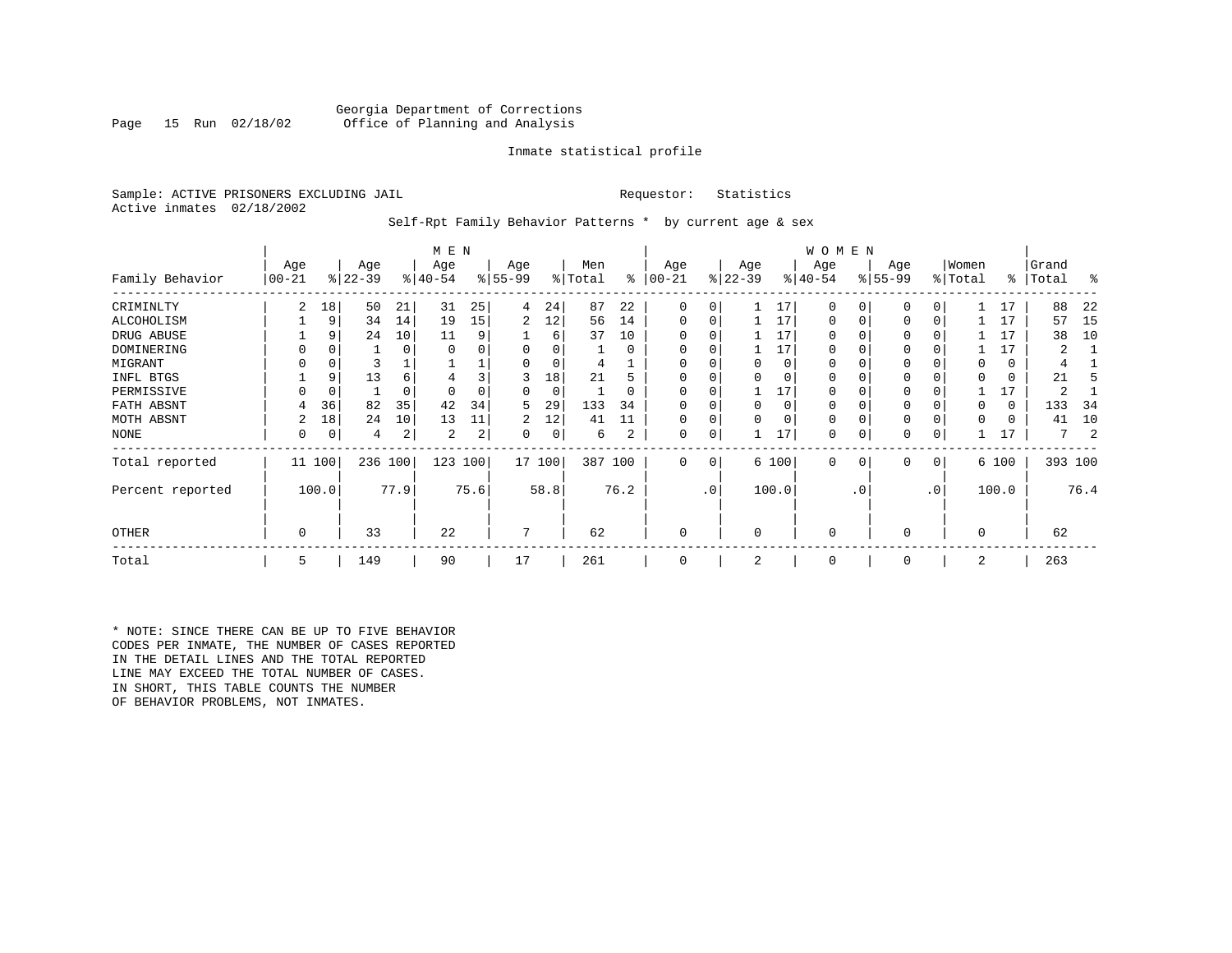Georgia Department of Corrections
Office of Planning and Analysis

Inmate statistical profile

Sample: ACTIVE PRISONERS EXCLUDING JAIL                Requestor: Statistics
Active inmates 02/18/2002

Self-Rpt Family Behavior Patterns * by current age & sex

| Family Behavior | MEN Age 00-21 | % | Age 22-39 | % | Age 40-54 | % | Age 55-99 | % | Men Total | % | WOMEN Age 00-21 | % | Age 22-39 | % | Age 40-54 | % | Age 55-99 | % | Women Total | % | Grand Total | % |
|---|---|---|---|---|---|---|---|---|---|---|---|---|---|---|---|---|---|---|---|---|---|---|
| CRIMINLTY | 2 | 18 | 50 | 21 | 31 | 25 | 4 | 24 | 87 | 22 | 0 | 0 | 1 | 17 | 0 | 0 | 0 | 0 | 1 | 17 | 88 | 22 |
| ALCOHOLISM | 1 | 9 | 34 | 14 | 19 | 15 | 2 | 12 | 56 | 14 | 0 | 0 | 1 | 17 | 0 | 0 | 0 | 0 | 1 | 17 | 57 | 15 |
| DRUG ABUSE | 1 | 9 | 24 | 10 | 11 | 9 | 1 | 6 | 37 | 10 | 0 | 0 | 1 | 17 | 0 | 0 | 0 | 0 | 1 | 17 | 38 | 10 |
| DOMINERING | 0 | 0 | 1 | 0 | 0 | 0 | 0 | 0 | 1 | 0 | 0 | 0 | 1 | 17 | 0 | 0 | 0 | 0 | 1 | 17 | 2 | 1 |
| MIGRANT | 0 | 0 | 3 | 1 | 1 | 1 | 0 | 0 | 4 | 1 | 0 | 0 | 0 | 0 | 0 | 0 | 0 | 0 | 0 | 0 | 4 | 1 |
| INFL BTGS | 1 | 9 | 13 | 6 | 4 | 3 | 3 | 18 | 21 | 5 | 0 | 0 | 0 | 0 | 0 | 0 | 0 | 0 | 0 | 0 | 21 | 5 |
| PERMISSIVE | 0 | 0 | 1 | 0 | 0 | 0 | 0 | 0 | 1 | 0 | 0 | 0 | 1 | 17 | 0 | 0 | 0 | 0 | 1 | 17 | 2 | 1 |
| FATH ABSNT | 4 | 36 | 82 | 35 | 42 | 34 | 5 | 29 | 133 | 34 | 0 | 0 | 0 | 0 | 0 | 0 | 0 | 0 | 0 | 0 | 133 | 34 |
| MOTH ABSNT | 2 | 18 | 24 | 10 | 13 | 11 | 2 | 12 | 41 | 11 | 0 | 0 | 0 | 0 | 0 | 0 | 0 | 0 | 0 | 0 | 41 | 10 |
| NONE | 0 | 0 | 4 | 2 | 2 | 2 | 0 | 0 | 6 | 2 | 0 | 0 | 1 | 17 | 0 | 0 | 0 | 0 | 1 | 17 | 7 | 2 |
| Total reported | 11 | 100 | 236 | 100 | 123 | 100 | 17 | 100 | 387 | 100 | 0 | 0 | 6 | 100 | 0 | 0 | 0 | 0 | 6 | 100 | 393 | 100 |
| Percent reported | | 100.0 | | 77.9 | | 75.6 | | 58.8 | | 76.2 | | .0 | | 100.0 | | .0 | | .0 | | 100.0 | | 76.4 |
| OTHER | 0 | | 33 | | 22 | | 7 | | 62 | | 0 | | 0 | | 0 | | 0 | | 0 | | 62 | |
| Total | 5 | | 149 | | 90 | | 17 | | 261 | | 0 | | 2 | | 0 | | 0 | | 2 | | 263 | |

* NOTE: SINCE THERE CAN BE UP TO FIVE BEHAVIOR CODES PER INMATE, THE NUMBER OF CASES REPORTED IN THE DETAIL LINES AND THE TOTAL REPORTED LINE MAY EXCEED THE TOTAL NUMBER OF CASES. IN SHORT, THIS TABLE COUNTS THE NUMBER OF BEHAVIOR PROBLEMS, NOT INMATES.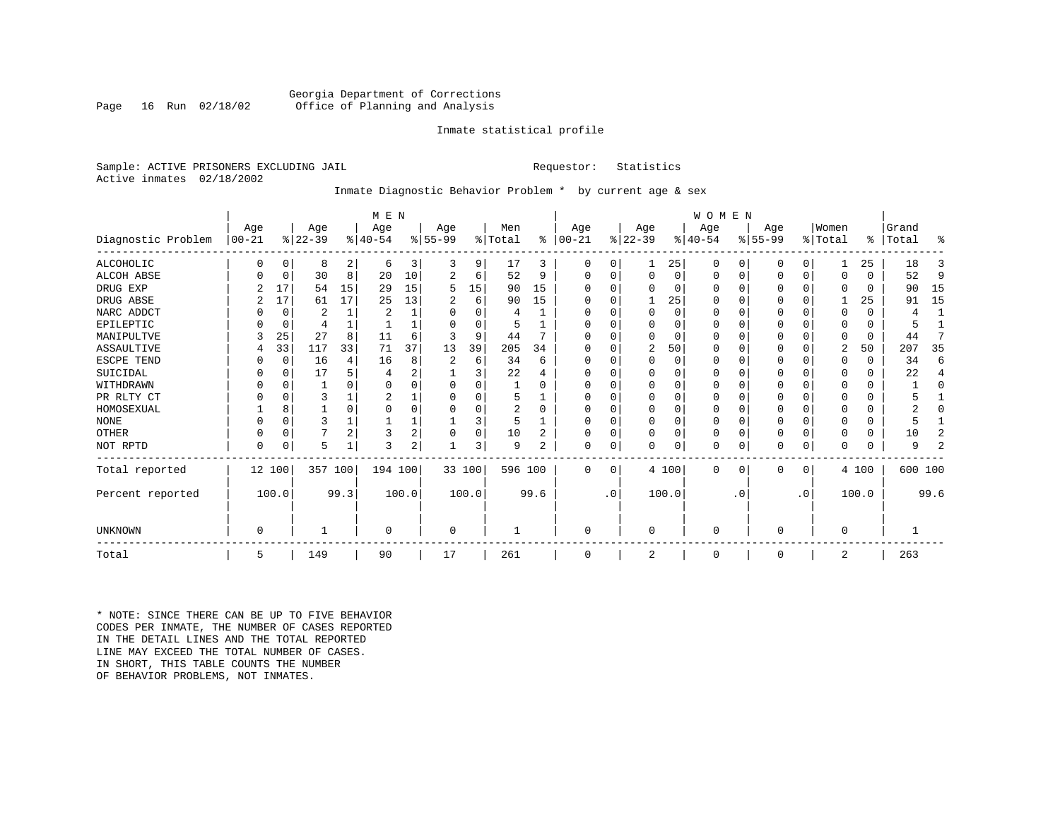Georgia Department of Corrections
Office of Planning and Analysis

Inmate statistical profile

Sample: ACTIVE PRISONERS EXCLUDING JAIL                    Requestor: Statistics
Active inmates 02/18/2002

Inmate Diagnostic Behavior Problem * by current age & sex

| Diagnostic Problem | MEN Age 00-21 | % | Age 22-39 | % | Age 40-54 | % | Age 55-99 | % | Men Total | % | WOMEN Age 00-21 | % | Age 22-39 | % | Age 40-54 | % | Age 55-99 | % | Women Total | % | Grand Total | % |
|---|---|---|---|---|---|---|---|---|---|---|---|---|---|---|---|---|---|---|---|---|---|---|
| ALCOHOLIC | 0 | 0 | 8 | 2 | 6 | 3 | 3 | 9 | 17 | 3 | 0 | 0 | 1 | 25 | 0 | 0 | 0 | 0 | 1 | 25 | 18 | 3 |
| ALCOH ABSE | 0 | 0 | 30 | 8 | 20 | 10 | 2 | 6 | 52 | 9 | 0 | 0 | 0 | 0 | 0 | 0 | 0 | 0 | 0 | 0 | 52 | 9 |
| DRUG EXP | 2 | 17 | 54 | 15 | 29 | 15 | 5 | 15 | 90 | 15 | 0 | 0 | 0 | 0 | 0 | 0 | 0 | 0 | 0 | 0 | 90 | 15 |
| DRUG ABSE | 2 | 17 | 61 | 17 | 25 | 13 | 2 | 6 | 90 | 15 | 0 | 0 | 1 | 25 | 0 | 0 | 0 | 0 | 1 | 25 | 91 | 15 |
| NARC ADDCT | 0 | 0 | 2 | 1 | 2 | 1 | 0 | 0 | 4 | 1 | 0 | 0 | 0 | 0 | 0 | 0 | 0 | 0 | 0 | 0 | 4 | 1 |
| EPILEPTIC | 0 | 0 | 4 | 1 | 1 | 1 | 0 | 0 | 5 | 1 | 0 | 0 | 0 | 0 | 0 | 0 | 0 | 0 | 0 | 0 | 5 | 1 |
| MANIPULTVE | 3 | 25 | 27 | 8 | 11 | 6 | 3 | 9 | 44 | 7 | 0 | 0 | 0 | 0 | 0 | 0 | 0 | 0 | 0 | 0 | 44 | 7 |
| ASSAULTIVE | 4 | 33 | 117 | 33 | 71 | 37 | 13 | 39 | 205 | 34 | 0 | 0 | 2 | 50 | 0 | 0 | 0 | 0 | 2 | 50 | 207 | 35 |
| ESCPE TEND | 0 | 0 | 16 | 4 | 16 | 8 | 2 | 6 | 34 | 6 | 0 | 0 | 0 | 0 | 0 | 0 | 0 | 0 | 0 | 0 | 34 | 6 |
| SUICIDAL | 0 | 0 | 17 | 5 | 4 | 2 | 1 | 3 | 22 | 4 | 0 | 0 | 0 | 0 | 0 | 0 | 0 | 0 | 0 | 0 | 22 | 4 |
| WITHDRAWN | 0 | 0 | 1 | 0 | 0 | 0 | 0 | 0 | 1 | 0 | 0 | 0 | 0 | 0 | 0 | 0 | 0 | 0 | 0 | 0 | 1 | 0 |
| PR RLTY CT | 0 | 0 | 3 | 1 | 2 | 1 | 0 | 0 | 5 | 1 | 0 | 0 | 0 | 0 | 0 | 0 | 0 | 0 | 0 | 0 | 5 | 1 |
| HOMOSEXUAL | 1 | 8 | 1 | 0 | 0 | 0 | 0 | 0 | 2 | 0 | 0 | 0 | 0 | 0 | 0 | 0 | 0 | 0 | 0 | 0 | 2 | 0 |
| NONE | 0 | 0 | 3 | 1 | 1 | 1 | 1 | 3 | 5 | 1 | 0 | 0 | 0 | 0 | 0 | 0 | 0 | 0 | 0 | 0 | 5 | 1 |
| OTHER | 0 | 0 | 7 | 2 | 3 | 2 | 0 | 0 | 10 | 2 | 0 | 0 | 0 | 0 | 0 | 0 | 0 | 0 | 0 | 0 | 10 | 2 |
| NOT RPTD | 0 | 0 | 5 | 1 | 3 | 2 | 1 | 3 | 9 | 2 | 0 | 0 | 0 | 0 | 0 | 0 | 0 | 0 | 0 | 0 | 9 | 2 |
| Total reported | 12 | 100 | 357 | 100 | 194 | 100 | 33 | 100 | 596 | 100 | 0 | 0 | 4 | 100 | 0 | 0 | 0 | 0 | 4 | 100 | 600 | 100 |
| Percent reported | | 100.0 | | 99.3 | | 100.0 | | 100.0 | | 99.6 | | .0 | | 100.0 | | .0 | | .0 | | 100.0 | | 99.6 |
| UNKNOWN | 0 | | 1 | | 0 | | 0 | | 1 | | 0 | | 0 | | 0 | | 0 | | 0 | | 1 | |
| Total | 5 | | 149 | | 90 | | 17 | | 261 | | 0 | | 2 | | 0 | | 0 | | 2 | | 263 | |

* NOTE: SINCE THERE CAN BE UP TO FIVE BEHAVIOR CODES PER INMATE, THE NUMBER OF CASES REPORTED IN THE DETAIL LINES AND THE TOTAL REPORTED LINE MAY EXCEED THE TOTAL NUMBER OF CASES. IN SHORT, THIS TABLE COUNTS THE NUMBER OF BEHAVIOR PROBLEMS, NOT INMATES.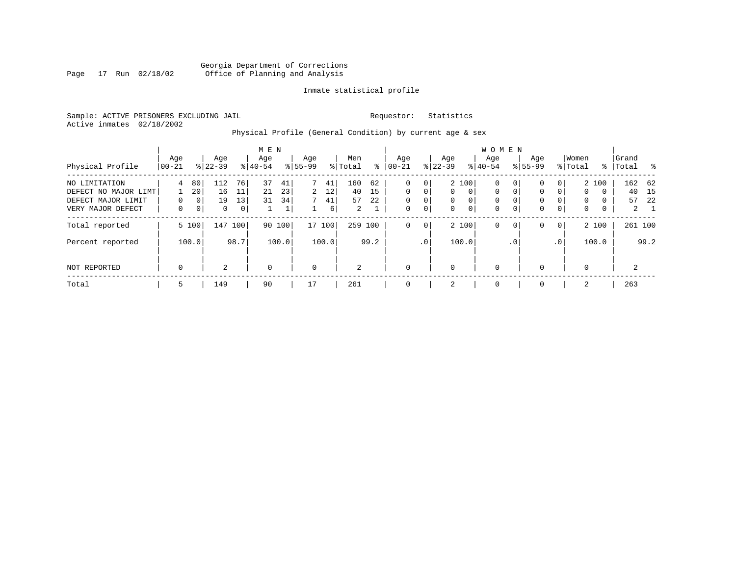Georgia Department of Corrections
Office of Planning and Analysis

Inmate statistical profile

Sample: ACTIVE PRISONERS EXCLUDING JAIL

Requestor: Statistics

Active inmates 02/18/2002

Physical Profile (General Condition) by current age & sex

| Physical Profile | MEN Age 00-21 | % | Age 22-39 | % | Age 40-54 | % | Age 55-99 | % | Men Total | % | WOMEN Age 00-21 | % | Age 22-39 | % | Age 40-54 | % | Age 55-99 | % | Women Total | % | Grand Total | % |
|---|---|---|---|---|---|---|---|---|---|---|---|---|---|---|---|---|---|---|---|---|---|---|
| NO LIMITATION | 4 | 80 | 112 | 76 | 37 | 41 | 7 | 41 | 160 | 62 | 0 | 0 | 2 | 100 | 0 | 0 | 0 | 0 | 2 | 100 | 162 | 62 |
| DEFECT NO MAJOR LIMT | 1 | 20 | 16 | 11 | 21 | 23 | 2 | 12 | 40 | 15 | 0 | 0 | 0 | 0 | 0 | 0 | 0 | 0 | 0 | 0 | 40 | 15 |
| DEFECT MAJOR LIMIT | 0 | 0 | 19 | 13 | 31 | 34 | 7 | 41 | 57 | 22 | 0 | 0 | 0 | 0 | 0 | 0 | 0 | 0 | 0 | 0 | 57 | 22 |
| VERY MAJOR DEFECT | 0 | 0 | 0 | 0 | 1 | 1 | 1 | 6 | 2 | 1 | 0 | 0 | 0 | 0 | 0 | 0 | 0 | 0 | 0 | 0 | 2 | 1 |
| Total reported | 5 | 100 | 147 | 100 | 90 | 100 | 17 | 100 | 259 | 100 | 0 | 0 | 2 | 100 | 0 | 0 | 0 | 0 | 2 | 100 | 261 | 100 |
| Percent reported | | 100.0 | | 98.7 | | 100.0 | | 100.0 | | 99.2 | | .0 | | 100.0 | | .0 | | .0 | | 100.0 | | 99.2 |
| NOT REPORTED | 0 | | 2 | | 0 | | 0 | | 2 | | 0 | | 0 | | 0 | | 0 | | 0 | | 2 | |
| Total | 5 | | 149 | | 90 | | 17 | | 261 | | 0 | | 2 | | 0 | | 0 | | 2 | | 263 | |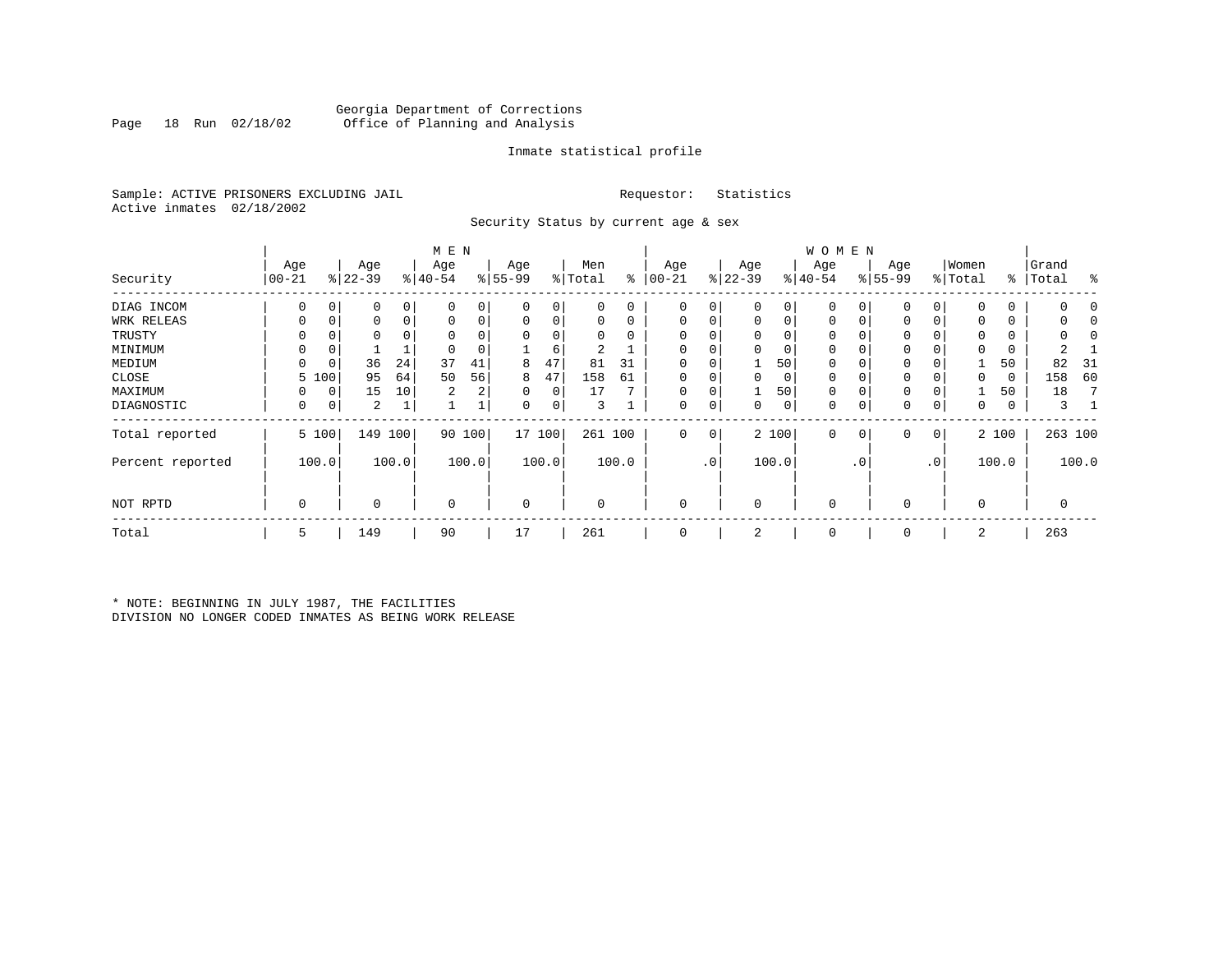Georgia Department of Corrections
Office of Planning and Analysis

Inmate statistical profile

Sample: ACTIVE PRISONERS EXCLUDING JAIL
Active inmates 02/18/2002

Requestor: Statistics

Security Status by current age & sex

| Security | MEN Age 00-21 | % | Age 22-39 | % | Age 40-54 | % | Age 55-99 | % | Men Total | % | WOMEN Age 00-21 | % | Age 22-39 | % | Age 40-54 | % | Age 55-99 | % | Women Total | % | Grand Total | % |
|---|---|---|---|---|---|---|---|---|---|---|---|---|---|---|---|---|---|---|---|---|---|---|
| DIAG INCOM | 0 | 0 | 0 | 0 | 0 | 0 | 0 | 0 | 0 | 0 | 0 | 0 | 0 | 0 | 0 | 0 | 0 | 0 | 0 | 0 | 0 | 0 |
| WRK RELEAS | 0 | 0 | 0 | 0 | 0 | 0 | 0 | 0 | 0 | 0 | 0 | 0 | 0 | 0 | 0 | 0 | 0 | 0 | 0 | 0 | 0 | 0 |
| TRUSTY | 0 | 0 | 0 | 0 | 0 | 0 | 0 | 0 | 0 | 0 | 0 | 0 | 0 | 0 | 0 | 0 | 0 | 0 | 0 | 0 | 0 | 0 |
| MINIMUM | 0 | 0 | 1 | 1 | 0 | 0 | 1 | 6 | 2 | 1 | 0 | 0 | 0 | 0 | 0 | 0 | 0 | 0 | 0 | 0 | 2 | 1 |
| MEDIUM | 0 | 0 | 36 | 24 | 37 | 41 | 8 | 47 | 81 | 31 | 0 | 0 | 1 | 50 | 0 | 0 | 0 | 0 | 1 | 50 | 82 | 31 |
| CLOSE | 5 | 100 | 95 | 64 | 50 | 56 | 8 | 47 | 158 | 61 | 0 | 0 | 0 | 0 | 0 | 0 | 0 | 0 | 0 | 0 | 158 | 60 |
| MAXIMUM | 0 | 0 | 15 | 10 | 2 | 2 | 0 | 0 | 17 | 7 | 0 | 0 | 1 | 50 | 0 | 0 | 0 | 0 | 1 | 50 | 18 | 7 |
| DIAGNOSTIC | 0 | 0 | 2 | 1 | 1 | 1 | 0 | 0 | 3 | 1 | 0 | 0 | 0 | 0 | 0 | 0 | 0 | 0 | 0 | 0 | 3 | 1 |
| Total reported | 5 | 100 | 149 | 100 | 90 | 100 | 17 | 100 | 261 | 100 | 0 | 0 | 2 | 100 | 0 | 0 | 0 | 0 | 2 | 100 | 263 | 100 |
| Percent reported | | 100.0 | | 100.0 | | 100.0 | | 100.0 | | 100.0 | | .0 | | 100.0 | | .0 | | .0 | | 100.0 | | 100.0 |
| NOT RPTD | 0 | | 0 | | 0 | | 0 | | 0 | | 0 | | 0 | | 0 | | 0 | | 0 | | 0 | |
| Total | 5 | | 149 | | 90 | | 17 | | 261 | | 0 | | 2 | | 0 | | 0 | | 2 | | 263 | |

* NOTE: BEGINNING IN JULY 1987, THE FACILITIES
DIVISION NO LONGER CODED INMATES AS BEING WORK RELEASE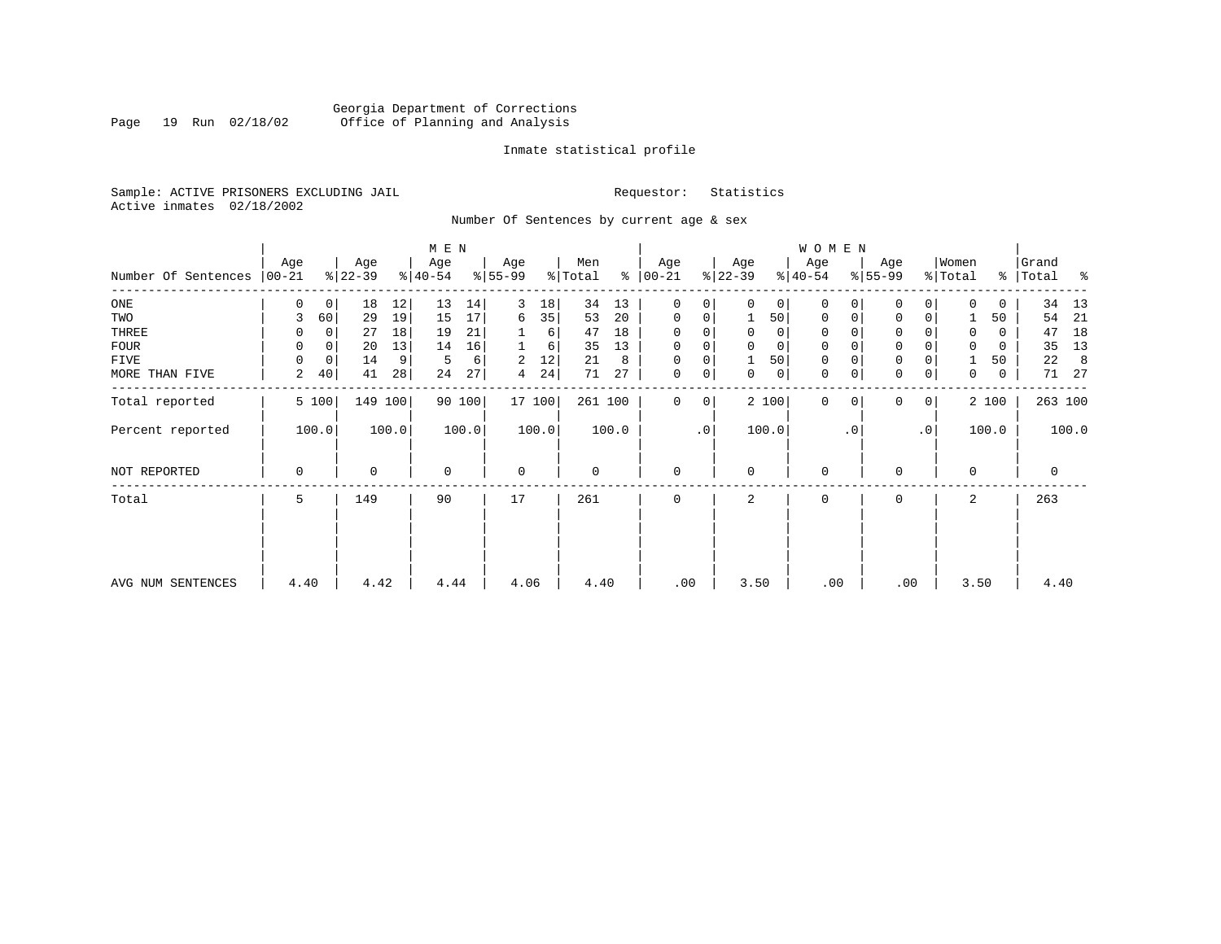Georgia Department of Corrections
Office of Planning and Analysis

Inmate statistical profile

Sample: ACTIVE PRISONERS EXCLUDING JAIL

Requestor: Statistics

Active inmates 02/18/2002

Number Of Sentences by current age & sex

| Number Of Sentences | MEN Age 00-21 | % | MEN Age 22-39 | % | MEN Age 40-54 | % | MEN Age 55-99 | % | Men Total | % | WOMEN Age 00-21 | % | WOMEN Age 22-39 | % | WOMEN Age 40-54 | % | WOMEN Age 55-99 | % | Women Total | % | Grand Total | % |
|---|---|---|---|---|---|---|---|---|---|---|---|---|---|---|---|---|---|---|---|---|---|---|
| ONE | 0 | 0 | 18 | 12 | 13 | 14 | 3 | 18 | 34 | 13 | 0 | 0 | 0 | 0 | 0 | 0 | 0 | 0 | 0 | 0 | 34 | 13 |
| TWO | 3 | 60 | 29 | 19 | 15 | 17 | 6 | 35 | 53 | 20 | 0 | 0 | 1 | 50 | 0 | 0 | 0 | 0 | 1 | 50 | 54 | 21 |
| THREE | 0 | 0 | 27 | 18 | 19 | 21 | 1 | 6 | 47 | 18 | 0 | 0 | 0 | 0 | 0 | 0 | 0 | 0 | 0 | 0 | 47 | 18 |
| FOUR | 0 | 0 | 20 | 13 | 14 | 16 | 1 | 6 | 35 | 13 | 0 | 0 | 0 | 0 | 0 | 0 | 0 | 0 | 0 | 0 | 35 | 13 |
| FIVE | 0 | 0 | 14 | 9 | 5 | 6 | 2 | 12 | 21 | 8 | 0 | 0 | 1 | 50 | 0 | 0 | 0 | 0 | 1 | 50 | 22 | 8 |
| MORE THAN FIVE | 2 | 40 | 41 | 28 | 24 | 27 | 4 | 24 | 71 | 27 | 0 | 0 | 0 | 0 | 0 | 0 | 0 | 0 | 0 | 0 | 71 | 27 |
| Total reported | 5 | 100 | 149 | 100 | 90 | 100 | 17 | 100 | 261 | 100 | 0 | 0 | 2 | 100 | 0 | 0 | 0 | 0 | 2 | 100 | 263 | 100 |
| Percent reported | | 100.0 | | 100.0 | | 100.0 | | 100.0 | | 100.0 | | .0 | | 100.0 | | .0 | | .0 | | 100.0 | | 100.0 |
| NOT REPORTED | 0 | | 0 | | 0 | | 0 | | 0 | | 0 | | 0 | | 0 | | 0 | | 0 | | 0 | |
| Total | 5 | | 149 | | 90 | | 17 | | 261 | | 0 | | 2 | | 0 | | 0 | | 2 | | 263 | |
| AVG NUM SENTENCES | 4.40 | | 4.42 | | 4.44 | | 4.06 | | 4.40 | | .00 | | 3.50 | | .00 | | .00 | | 3.50 | | 4.40 | |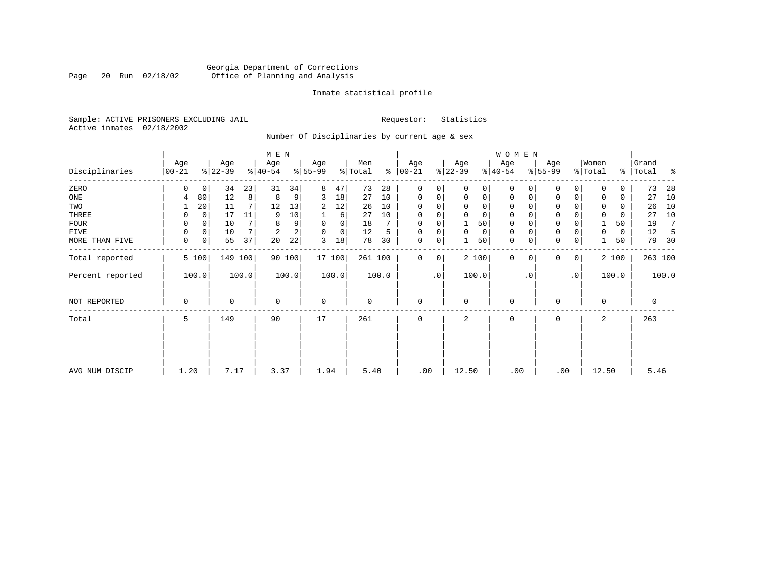Georgia Department of Corrections
Office of Planning and Analysis

Inmate statistical profile

Sample: ACTIVE PRISONERS EXCLUDING JAIL

Requestor: Statistics

Active inmates 02/18/2002

Number Of Disciplinaries by current age & sex

| Disciplinaries | MEN Age 00-21 | % | Age 22-39 | % | Age 40-54 | % | Age 55-99 | % | Men Total | % | WOMEN Age 00-21 | % | Age 22-39 | % | Age 40-54 | % | Age 55-99 | % | Women Total | % | Grand Total | % |
|---|---|---|---|---|---|---|---|---|---|---|---|---|---|---|---|---|---|---|---|---|---|---|
| ZERO | 0 | 0 | 34 | 23 | 31 | 34 | 8 | 47 | 73 | 28 | 0 | 0 | 0 | 0 | 0 | 0 | 0 | 0 | 0 | 0 | 73 | 28 |
| ONE | 4 | 80 | 12 | 8 | 8 | 9 | 3 | 18 | 27 | 10 | 0 | 0 | 0 | 0 | 0 | 0 | 0 | 0 | 0 | 0 | 27 | 10 |
| TWO | 1 | 20 | 11 | 7 | 12 | 13 | 2 | 12 | 26 | 10 | 0 | 0 | 0 | 0 | 0 | 0 | 0 | 0 | 0 | 0 | 26 | 10 |
| THREE | 0 | 0 | 17 | 11 | 9 | 10 | 1 | 6 | 27 | 10 | 0 | 0 | 0 | 0 | 0 | 0 | 0 | 0 | 0 | 0 | 27 | 10 |
| FOUR | 0 | 0 | 10 | 7 | 8 | 9 | 0 | 0 | 18 | 7 | 0 | 0 | 1 | 50 | 0 | 0 | 0 | 0 | 1 | 50 | 19 | 7 |
| FIVE | 0 | 0 | 10 | 7 | 2 | 2 | 0 | 0 | 12 | 5 | 0 | 0 | 0 | 0 | 0 | 0 | 0 | 0 | 0 | 0 | 12 | 5 |
| MORE THAN FIVE | 0 | 0 | 55 | 37 | 20 | 22 | 3 | 18 | 78 | 30 | 0 | 0 | 1 | 50 | 0 | 0 | 0 | 0 | 1 | 50 | 79 | 30 |
| Total reported | 5 | 100 | 149 | 100 | 90 | 100 | 17 | 100 | 261 | 100 | 0 | 0 | 2 | 100 | 0 | 0 | 0 | 0 | 2 | 100 | 263 | 100 |
| Percent reported | 100.0 | | 100.0 | | 100.0 | | 100.0 | | 100.0 | | .0 | | 100.0 | | .0 | | .0 | | 100.0 | | 100.0 | |
| NOT REPORTED | 0 | | 0 | | 0 | | 0 | | 0 | | 0 | | 0 | | 0 | | 0 | | 0 | | 0 | |
| Total | 5 | | 149 | | 90 | | 17 | | 261 | | 0 | | 2 | | 0 | | 0 | | 2 | | 263 | |
| AVG NUM DISCIP | 1.20 | | 7.17 | | 3.37 | | 1.94 | | 5.40 | | .00 | | 12.50 | | .00 | | .00 | | 12.50 | | 5.46 | |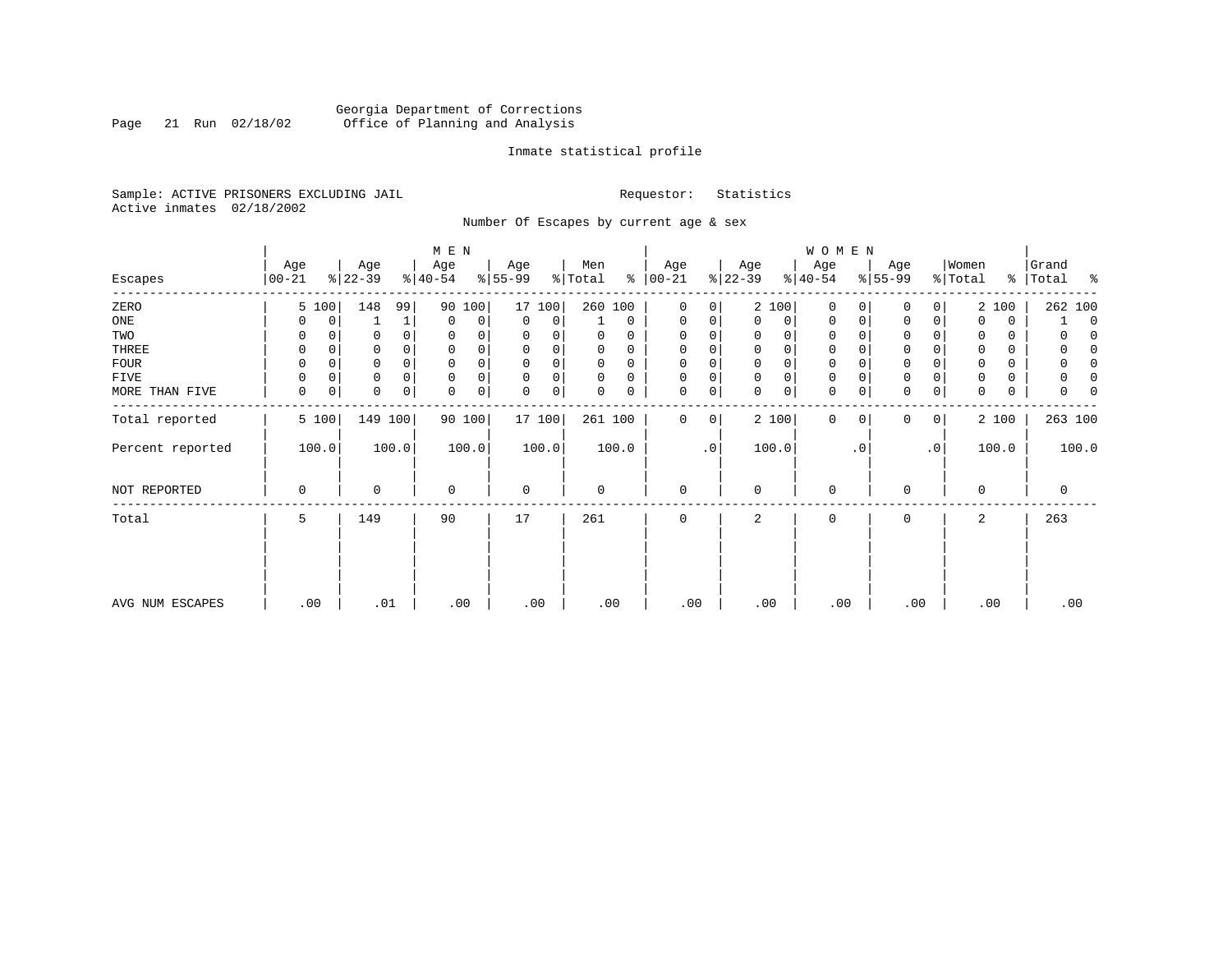Georgia Department of Corrections
Office of Planning and Analysis

Inmate statistical profile

Sample: ACTIVE PRISONERS EXCLUDING JAIL
Active inmates 02/18/2002

Requestor: Statistics

Number Of Escapes by current age & sex

| | MEN | | | | | | | | | | WOMEN | | | | | | | | | | | |
|---|---|---|---|---|---|---|---|---|---|---|---|---|---|---|---|---|---|---|---|---|---|---|
| Escapes | Age 00-21 | % | Age 22-39 | % | Age 40-54 | % | Age 55-99 | % | Men Total | % | Age 00-21 | % | Age 22-39 | % | Age 40-54 | % | Age 55-99 | % | Women Total | % | Grand Total | % |
| ZERO | 5 | 100 | 148 | 99 | 90 | 100 | 17 | 100 | 260 | 100 | 0 | 0 | 2 | 100 | 0 | 0 | 0 | 0 | 2 | 100 | 262 | 100 |
| ONE | 0 | 0 | 1 | 1 | 0 | 0 | 0 | 0 | 1 | 0 | 0 | 0 | 0 | 0 | 0 | 0 | 0 | 0 | 0 | 0 | 1 | 0 |
| TWO | 0 | 0 | 0 | 0 | 0 | 0 | 0 | 0 | 0 | 0 | 0 | 0 | 0 | 0 | 0 | 0 | 0 | 0 | 0 | 0 | 0 | 0 |
| THREE | 0 | 0 | 0 | 0 | 0 | 0 | 0 | 0 | 0 | 0 | 0 | 0 | 0 | 0 | 0 | 0 | 0 | 0 | 0 | 0 | 0 | 0 |
| FOUR | 0 | 0 | 0 | 0 | 0 | 0 | 0 | 0 | 0 | 0 | 0 | 0 | 0 | 0 | 0 | 0 | 0 | 0 | 0 | 0 | 0 | 0 |
| FIVE | 0 | 0 | 0 | 0 | 0 | 0 | 0 | 0 | 0 | 0 | 0 | 0 | 0 | 0 | 0 | 0 | 0 | 0 | 0 | 0 | 0 | 0 |
| MORE THAN FIVE | 0 | 0 | 0 | 0 | 0 | 0 | 0 | 0 | 0 | 0 | 0 | 0 | 0 | 0 | 0 | 0 | 0 | 0 | 0 | 0 | 0 | 0 |
| Total reported | 5 | 100 | 149 | 100 | 90 | 100 | 17 | 100 | 261 | 100 | 0 | 0 | 2 | 100 | 0 | 0 | 0 | 0 | 2 | 100 | 263 | 100 |
| Percent reported | 100.0 | | 100.0 | | 100.0 | | 100.0 | | 100.0 | | .0 | | 100.0 | | .0 | | .0 | | 100.0 | | 100.0 | |
| NOT REPORTED | 0 | | 0 | | 0 | | 0 | | 0 | | 0 | | 0 | | 0 | | 0 | | 0 | | 0 | |
| Total | 5 | | 149 | | 90 | | 17 | | 261 | | 0 | | 2 | | 0 | | 0 | | 2 | | 263 | |
| AVG NUM ESCAPES | .00 | | .01 | | .00 | | .00 | | .00 | | .00 | | .00 | | .00 | | .00 | | .00 | | .00 | |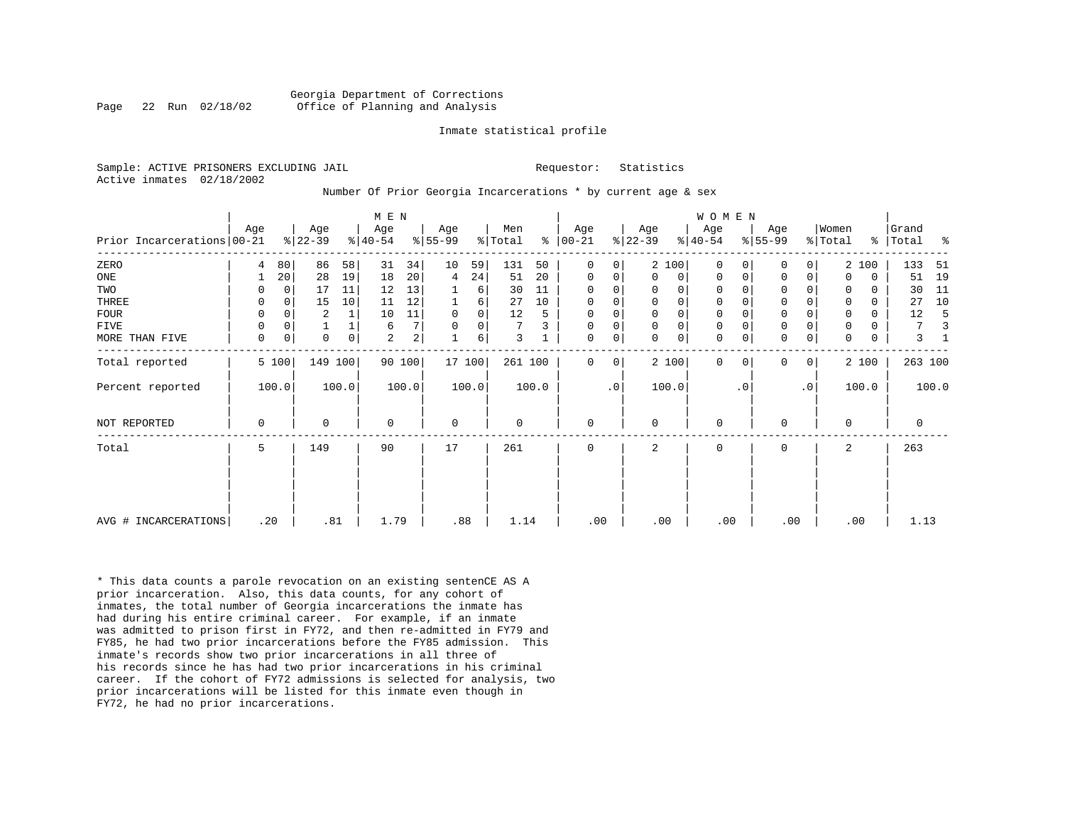Georgia Department of Corrections
Office of Planning and Analysis

Inmate statistical profile

Sample: ACTIVE PRISONERS EXCLUDING JAIL    Requestor: Statistics
Active inmates 02/18/2002

Number Of Prior Georgia Incarcerations * by current age & sex

| Prior Incarcerations | MEN Age 00-21 | % | Age 22-39 | % | Age 40-54 | % | Age 55-99 | % | Men Total | % | WOMEN Age 00-21 | % | Age 22-39 | % | Age 40-54 | % | Age 55-99 | % | Women Total | % | Grand Total | % |
|---|---|---|---|---|---|---|---|---|---|---|---|---|---|---|---|---|---|---|---|---|---|---|
| ZERO | 4 | 80 | 86 | 58 | 31 | 34 | 10 | 59 | 131 | 50 | 0 | 0 | 2 | 100 | 0 | 0 | 0 | 0 | 2 | 100 | 133 | 51 |
| ONE | 1 | 20 | 28 | 19 | 18 | 20 | 4 | 24 | 51 | 20 | 0 | 0 | 0 | 0 | 0 | 0 | 0 | 0 | 0 | 0 | 51 | 19 |
| TWO | 0 | 0 | 17 | 11 | 12 | 13 | 1 | 6 | 30 | 11 | 0 | 0 | 0 | 0 | 0 | 0 | 0 | 0 | 0 | 0 | 30 | 11 |
| THREE | 0 | 0 | 15 | 10 | 11 | 12 | 1 | 6 | 27 | 10 | 0 | 0 | 0 | 0 | 0 | 0 | 0 | 0 | 0 | 0 | 27 | 10 |
| FOUR | 0 | 0 | 2 | 1 | 10 | 11 | 0 | 0 | 12 | 5 | 0 | 0 | 0 | 0 | 0 | 0 | 0 | 0 | 0 | 0 | 12 | 5 |
| FIVE | 0 | 0 | 1 | 1 | 6 | 7 | 0 | 0 | 7 | 3 | 0 | 0 | 0 | 0 | 0 | 0 | 0 | 0 | 0 | 0 | 7 | 3 |
| MORE THAN FIVE | 0 | 0 | 0 | 0 | 2 | 2 | 1 | 6 | 3 | 1 | 0 | 0 | 0 | 0 | 0 | 0 | 0 | 0 | 0 | 0 | 3 | 1 |
| Total reported | 5 | 100 | 149 | 100 | 90 | 100 | 17 | 100 | 261 | 100 | 0 | 0 | 2 | 100 | 0 | 0 | 0 | 0 | 2 | 100 | 263 | 100 |
| Percent reported | 100.0 | | 100.0 | | 100.0 | | 100.0 | | 100.0 | | .0 | | 100.0 | | .0 | | .0 | | 100.0 | | 100.0 | |
| NOT REPORTED | 0 | | 0 | | 0 | | 0 | | 0 | | 0 | | 0 | | 0 | | 0 | | 0 | | 0 | |
| Total | 5 | | 149 | | 90 | | 17 | | 261 | | 0 | | 2 | | 0 | | 0 | | 2 | | 263 | |
| AVG # INCARCERATIONS | .20 | | .81 | | 1.79 | | .88 | | 1.14 | | .00 | | .00 | | .00 | | .00 | | .00 | | 1.13 | |

* This data counts a parole revocation on an existing sentenCE AS A prior incarceration. Also, this data counts, for any cohort of inmates, the total number of Georgia incarcerations the inmate has had during his entire criminal career. For example, if an inmate was admitted to prison first in FY72, and then re-admitted in FY79 and FY85, he had two prior incarcerations before the FY85 admission. This inmate's records show two prior incarcerations in all three of his records since he has had two prior incarcerations in his criminal career. If the cohort of FY72 admissions is selected for analysis, two prior incarcerations will be listed for this inmate even though in FY72, he had no prior incarcerations.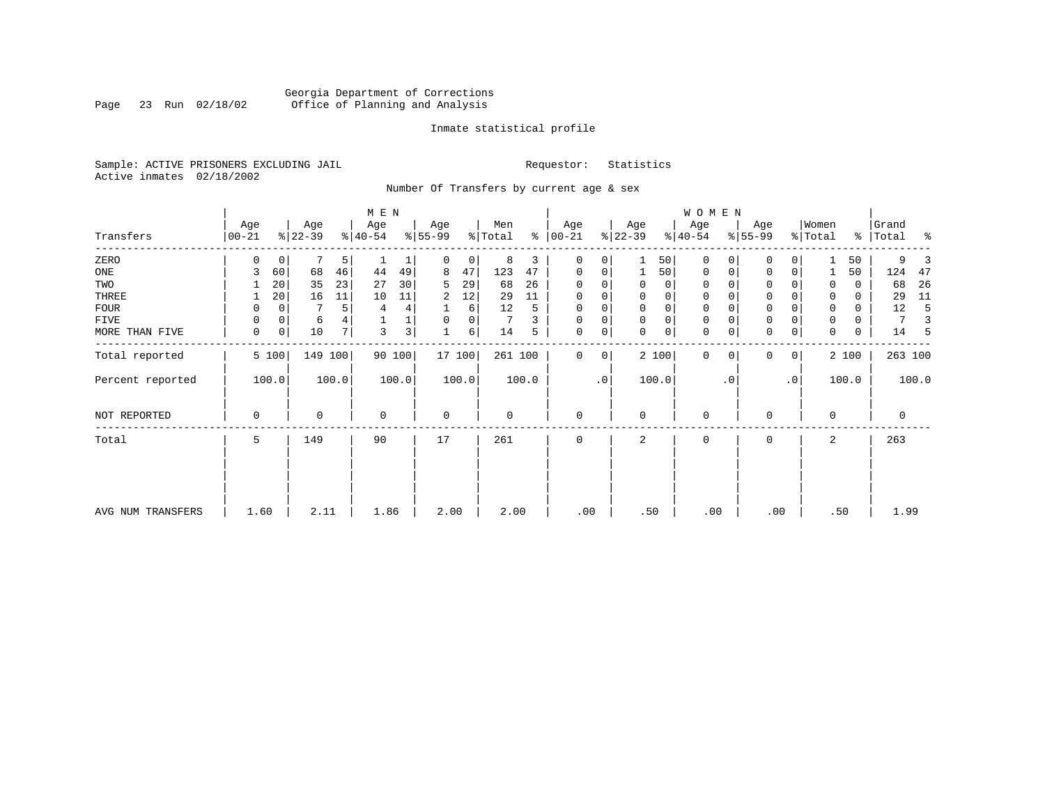Georgia Department of Corrections
Office of Planning and Analysis

Inmate statistical profile

Sample: ACTIVE PRISONERS EXCLUDING JAIL

Active inmates 02/18/2002

Requestor: Statistics

Number Of Transfers by current age & sex

| Transfers | MEN Age 00-21 | % | Age 22-39 | % | Age 40-54 | % | Age 55-99 | % | Men Total | % | WOMEN Age 00-21 | % | Age 22-39 | % | Age 40-54 | % | Age 55-99 | % | Women Total | % | Grand Total | % |
|---|---|---|---|---|---|---|---|---|---|---|---|---|---|---|---|---|---|---|---|---|---|---|
| ZERO | 0 | 0 | 7 | 5 | 1 | 1 | 0 | 0 | 8 | 3 | 0 | 0 | 1 | 50 | 0 | 0 | 0 | 0 | 1 | 50 | 9 | 3 |
| ONE | 3 | 60 | 68 | 46 | 44 | 49 | 8 | 47 | 123 | 47 | 0 | 0 | 1 | 50 | 0 | 0 | 0 | 0 | 1 | 50 | 124 | 47 |
| TWO | 1 | 20 | 35 | 23 | 27 | 30 | 5 | 29 | 68 | 26 | 0 | 0 | 0 | 0 | 0 | 0 | 0 | 0 | 0 | 0 | 68 | 26 |
| THREE | 1 | 20 | 16 | 11 | 10 | 11 | 2 | 12 | 29 | 11 | 0 | 0 | 0 | 0 | 0 | 0 | 0 | 0 | 0 | 0 | 29 | 11 |
| FOUR | 0 | 0 | 7 | 5 | 4 | 4 | 1 | 6 | 12 | 5 | 0 | 0 | 0 | 0 | 0 | 0 | 0 | 0 | 0 | 0 | 12 | 5 |
| FIVE | 0 | 0 | 6 | 4 | 1 | 1 | 0 | 0 | 7 | 3 | 0 | 0 | 0 | 0 | 0 | 0 | 0 | 0 | 0 | 0 | 7 | 3 |
| MORE THAN FIVE | 0 | 0 | 10 | 7 | 3 | 3 | 1 | 6 | 14 | 5 | 0 | 0 | 0 | 0 | 0 | 0 | 0 | 0 | 0 | 0 | 14 | 5 |
| Total reported | 5 | 100 | 149 | 100 | 90 | 100 | 17 | 100 | 261 | 100 | 0 | 0 | 2 | 100 | 0 | 0 | 0 | 0 | 2 | 100 | 263 | 100 |
| Percent reported | 100.0 | | 100.0 | | 100.0 | | 100.0 | | 100.0 | | .0 | | 100.0 | | .0 | | .0 | | 100.0 | | 100.0 | |
| NOT REPORTED | 0 | | 0 | | 0 | | 0 | | 0 | | 0 | | 0 | | 0 | | 0 | | 0 | | 0 | |
| Total | 5 | | 149 | | 90 | | 17 | | 261 | | 0 | | 2 | | 0 | | 0 | | 2 | | 263 | |
| AVG NUM TRANSFERS | 1.60 | | 2.11 | | 1.86 | | 2.00 | | 2.00 | | .00 | | .50 | | .00 | | .00 | | .50 | | 1.99 | |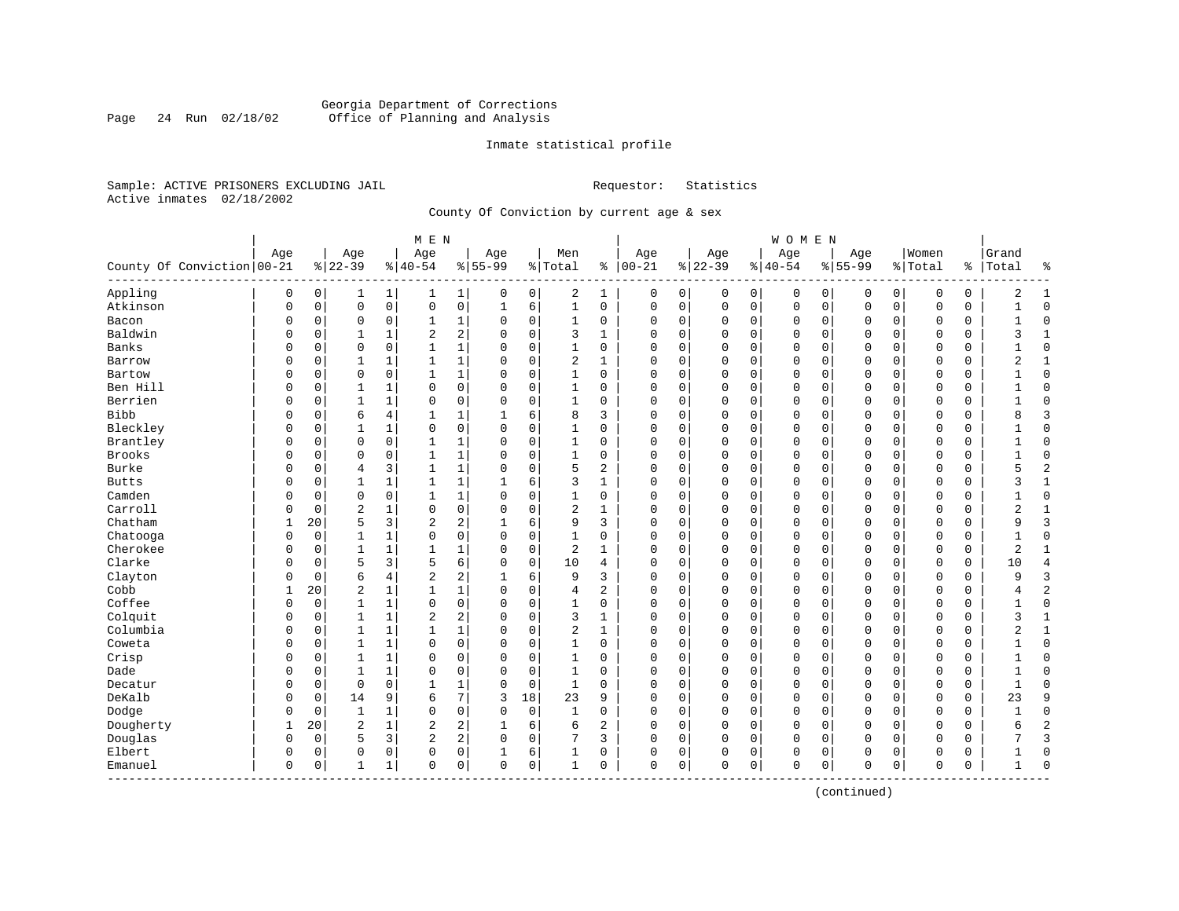Georgia Department of Corrections
Office of Planning and Analysis

Inmate statistical profile

Sample: ACTIVE PRISONERS EXCLUDING JAIL          Requestor: Statistics
Active inmates 02/18/2002

County Of Conviction by current age & sex

| County Of Conviction | MEN Age 00-21 | % | Age 22-39 | % | Age 40-54 | % | Age 55-99 | % | Men Total | % | WOMEN Age 00-21 | % | Age 22-39 | % | Age 40-54 | % | Age 55-99 | % | Women Total | % | Grand Total | % |
|---|---|---|---|---|---|---|---|---|---|---|---|---|---|---|---|---|---|---|---|---|---|---|
| Appling | 0 | 0 | 1 | 1 | 1 | 1 | 0 | 0 | 2 | 1 | 0 | 0 | 0 | 0 | 0 | 0 | 0 | 0 | 0 | 0 | 2 | 1 |
| Atkinson | 0 | 0 | 0 | 0 | 0 | 0 | 1 | 6 | 1 | 0 | 0 | 0 | 0 | 0 | 0 | 0 | 0 | 0 | 0 | 0 | 1 | 0 |
| Bacon | 0 | 0 | 0 | 0 | 1 | 1 | 0 | 0 | 1 | 0 | 0 | 0 | 0 | 0 | 0 | 0 | 0 | 0 | 0 | 0 | 1 | 0 |
| Baldwin | 0 | 0 | 1 | 1 | 2 | 2 | 0 | 0 | 3 | 1 | 0 | 0 | 0 | 0 | 0 | 0 | 0 | 0 | 0 | 0 | 3 | 1 |
| Banks | 0 | 0 | 0 | 0 | 1 | 1 | 0 | 0 | 1 | 0 | 0 | 0 | 0 | 0 | 0 | 0 | 0 | 0 | 0 | 0 | 1 | 0 |
| Barrow | 0 | 0 | 1 | 1 | 1 | 1 | 0 | 0 | 2 | 1 | 0 | 0 | 0 | 0 | 0 | 0 | 0 | 0 | 0 | 0 | 2 | 1 |
| Bartow | 0 | 0 | 0 | 0 | 1 | 1 | 0 | 0 | 1 | 0 | 0 | 0 | 0 | 0 | 0 | 0 | 0 | 0 | 0 | 0 | 1 | 0 |
| Ben Hill | 0 | 0 | 1 | 1 | 0 | 0 | 0 | 0 | 1 | 0 | 0 | 0 | 0 | 0 | 0 | 0 | 0 | 0 | 0 | 0 | 1 | 0 |
| Berrien | 0 | 0 | 1 | 1 | 0 | 0 | 0 | 0 | 1 | 0 | 0 | 0 | 0 | 0 | 0 | 0 | 0 | 0 | 0 | 0 | 1 | 0 |
| Bibb | 0 | 0 | 6 | 4 | 1 | 1 | 1 | 6 | 8 | 3 | 0 | 0 | 0 | 0 | 0 | 0 | 0 | 0 | 0 | 0 | 8 | 3 |
| Bleckley | 0 | 0 | 1 | 1 | 0 | 0 | 0 | 0 | 1 | 0 | 0 | 0 | 0 | 0 | 0 | 0 | 0 | 0 | 0 | 0 | 1 | 0 |
| Brantley | 0 | 0 | 0 | 0 | 1 | 1 | 0 | 0 | 1 | 0 | 0 | 0 | 0 | 0 | 0 | 0 | 0 | 0 | 0 | 0 | 1 | 0 |
| Brooks | 0 | 0 | 0 | 0 | 1 | 1 | 0 | 0 | 1 | 0 | 0 | 0 | 0 | 0 | 0 | 0 | 0 | 0 | 0 | 0 | 1 | 0 |
| Burke | 0 | 0 | 4 | 3 | 1 | 1 | 0 | 0 | 5 | 2 | 0 | 0 | 0 | 0 | 0 | 0 | 0 | 0 | 0 | 0 | 5 | 2 |
| Butts | 0 | 0 | 1 | 1 | 1 | 1 | 1 | 6 | 3 | 1 | 0 | 0 | 0 | 0 | 0 | 0 | 0 | 0 | 0 | 0 | 3 | 1 |
| Camden | 0 | 0 | 0 | 0 | 1 | 1 | 0 | 0 | 1 | 0 | 0 | 0 | 0 | 0 | 0 | 0 | 0 | 0 | 0 | 0 | 1 | 0 |
| Carroll | 0 | 0 | 2 | 1 | 0 | 0 | 0 | 0 | 2 | 1 | 0 | 0 | 0 | 0 | 0 | 0 | 0 | 0 | 0 | 0 | 2 | 1 |
| Chatham | 1 | 20 | 5 | 3 | 2 | 2 | 1 | 6 | 9 | 3 | 0 | 0 | 0 | 0 | 0 | 0 | 0 | 0 | 0 | 0 | 9 | 3 |
| Chatooga | 0 | 0 | 1 | 1 | 0 | 0 | 0 | 0 | 1 | 0 | 0 | 0 | 0 | 0 | 0 | 0 | 0 | 0 | 0 | 0 | 1 | 0 |
| Cherokee | 0 | 0 | 1 | 1 | 1 | 1 | 0 | 0 | 2 | 1 | 0 | 0 | 0 | 0 | 0 | 0 | 0 | 0 | 0 | 0 | 2 | 1 |
| Clarke | 0 | 0 | 5 | 3 | 5 | 6 | 0 | 0 | 10 | 4 | 0 | 0 | 0 | 0 | 0 | 0 | 0 | 0 | 0 | 0 | 10 | 4 |
| Clayton | 0 | 0 | 6 | 4 | 2 | 2 | 1 | 6 | 9 | 3 | 0 | 0 | 0 | 0 | 0 | 0 | 0 | 0 | 0 | 0 | 9 | 3 |
| Cobb | 1 | 20 | 2 | 1 | 1 | 1 | 0 | 0 | 4 | 2 | 0 | 0 | 0 | 0 | 0 | 0 | 0 | 0 | 0 | 0 | 4 | 2 |
| Coffee | 0 | 0 | 1 | 1 | 0 | 0 | 0 | 0 | 1 | 0 | 0 | 0 | 0 | 0 | 0 | 0 | 0 | 0 | 0 | 0 | 1 | 0 |
| Colquit | 0 | 0 | 1 | 1 | 2 | 2 | 0 | 0 | 3 | 1 | 0 | 0 | 0 | 0 | 0 | 0 | 0 | 0 | 0 | 0 | 3 | 1 |
| Columbia | 0 | 0 | 1 | 1 | 1 | 1 | 0 | 0 | 2 | 1 | 0 | 0 | 0 | 0 | 0 | 0 | 0 | 0 | 0 | 0 | 2 | 1 |
| Coweta | 0 | 0 | 1 | 1 | 0 | 0 | 0 | 0 | 1 | 0 | 0 | 0 | 0 | 0 | 0 | 0 | 0 | 0 | 0 | 0 | 1 | 0 |
| Crisp | 0 | 0 | 1 | 1 | 0 | 0 | 0 | 0 | 1 | 0 | 0 | 0 | 0 | 0 | 0 | 0 | 0 | 0 | 0 | 0 | 1 | 0 |
| Dade | 0 | 0 | 1 | 1 | 0 | 0 | 0 | 0 | 1 | 0 | 0 | 0 | 0 | 0 | 0 | 0 | 0 | 0 | 0 | 0 | 1 | 0 |
| Decatur | 0 | 0 | 0 | 0 | 1 | 1 | 0 | 0 | 1 | 0 | 0 | 0 | 0 | 0 | 0 | 0 | 0 | 0 | 0 | 0 | 1 | 0 |
| DeKalb | 0 | 0 | 14 | 9 | 6 | 7 | 3 | 18 | 23 | 9 | 0 | 0 | 0 | 0 | 0 | 0 | 0 | 0 | 0 | 0 | 23 | 9 |
| Dodge | 0 | 0 | 1 | 1 | 0 | 0 | 0 | 0 | 1 | 0 | 0 | 0 | 0 | 0 | 0 | 0 | 0 | 0 | 0 | 0 | 1 | 0 |
| Dougherty | 1 | 20 | 2 | 1 | 2 | 2 | 1 | 6 | 6 | 2 | 0 | 0 | 0 | 0 | 0 | 0 | 0 | 0 | 0 | 0 | 6 | 2 |
| Douglas | 0 | 0 | 5 | 3 | 2 | 2 | 0 | 0 | 7 | 3 | 0 | 0 | 0 | 0 | 0 | 0 | 0 | 0 | 0 | 0 | 7 | 3 |
| Elbert | 0 | 0 | 0 | 0 | 0 | 0 | 1 | 6 | 1 | 0 | 0 | 0 | 0 | 0 | 0 | 0 | 0 | 0 | 0 | 0 | 1 | 0 |
| Emanuel | 0 | 0 | 1 | 1 | 0 | 0 | 0 | 0 | 1 | 0 | 0 | 0 | 0 | 0 | 0 | 0 | 0 | 0 | 0 | 0 | 1 | 0 |

(continued)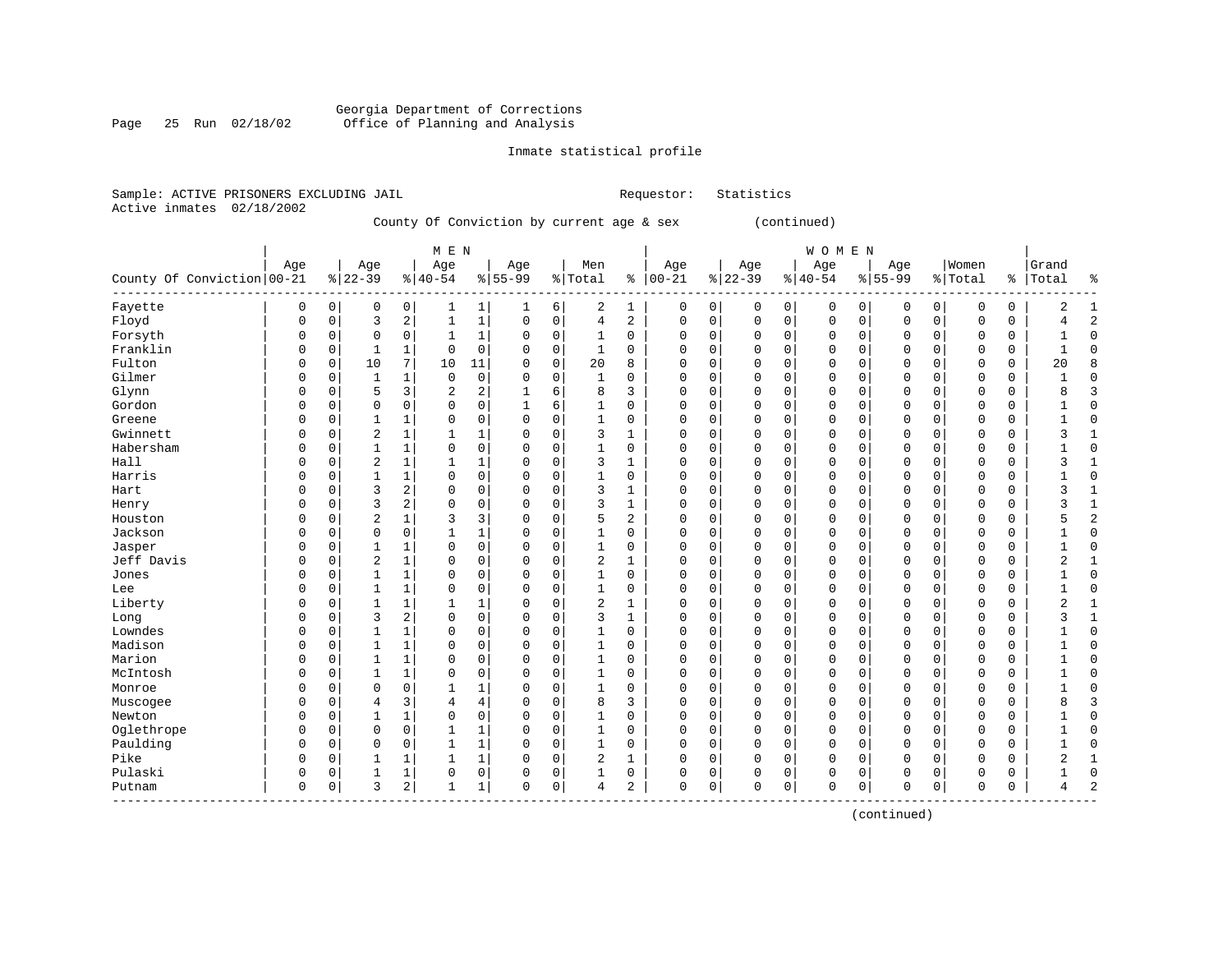Georgia Department of Corrections
Office of Planning and Analysis

Inmate statistical profile

Sample: ACTIVE PRISONERS EXCLUDING JAIL
Requestor: Statistics
Active inmates 02/18/2002

County Of Conviction by current age & sex (continued)

| County Of Conviction | MEN Age 00-21 | % | Age 22-39 | % | Age 40-54 | % | Age 55-99 | % | Men Total | % | WOMEN Age 00-21 | % | Age 22-39 | % | Age 40-54 | % | Age 55-99 | % | Women Total | % | Grand Total | % |
|---|---|---|---|---|---|---|---|---|---|---|---|---|---|---|---|---|---|---|---|---|---|---|
| Fayette | 0 | 0 | 0 | 0 | 1 | 1 | 1 | 6 | 2 | 1 | 0 | 0 | 0 | 0 | 0 | 0 | 0 | 0 | 0 | 0 | 2 | 1 |
| Floyd | 0 | 0 | 3 | 2 | 1 | 1 | 0 | 0 | 4 | 2 | 0 | 0 | 0 | 0 | 0 | 0 | 0 | 0 | 0 | 0 | 4 | 2 |
| Forsyth | 0 | 0 | 0 | 0 | 1 | 1 | 0 | 0 | 1 | 0 | 0 | 0 | 0 | 0 | 0 | 0 | 0 | 0 | 0 | 0 | 1 | 0 |
| Franklin | 0 | 0 | 1 | 1 | 0 | 0 | 0 | 0 | 1 | 0 | 0 | 0 | 0 | 0 | 0 | 0 | 0 | 0 | 0 | 0 | 1 | 0 |
| Fulton | 0 | 0 | 10 | 7 | 10 | 11 | 0 | 0 | 20 | 8 | 0 | 0 | 0 | 0 | 0 | 0 | 0 | 0 | 0 | 0 | 20 | 8 |
| Gilmer | 0 | 0 | 1 | 1 | 0 | 0 | 0 | 0 | 1 | 0 | 0 | 0 | 0 | 0 | 0 | 0 | 0 | 0 | 0 | 0 | 1 | 0 |
| Glynn | 0 | 0 | 5 | 3 | 2 | 2 | 1 | 6 | 8 | 3 | 0 | 0 | 0 | 0 | 0 | 0 | 0 | 0 | 0 | 0 | 8 | 3 |
| Gordon | 0 | 0 | 0 | 0 | 0 | 0 | 1 | 6 | 1 | 0 | 0 | 0 | 0 | 0 | 0 | 0 | 0 | 0 | 0 | 0 | 1 | 0 |
| Greene | 0 | 0 | 1 | 1 | 0 | 0 | 0 | 0 | 1 | 0 | 0 | 0 | 0 | 0 | 0 | 0 | 0 | 0 | 0 | 0 | 1 | 0 |
| Gwinnett | 0 | 0 | 2 | 1 | 1 | 1 | 0 | 0 | 3 | 1 | 0 | 0 | 0 | 0 | 0 | 0 | 0 | 0 | 0 | 0 | 3 | 1 |
| Habersham | 0 | 0 | 1 | 1 | 0 | 0 | 0 | 0 | 1 | 0 | 0 | 0 | 0 | 0 | 0 | 0 | 0 | 0 | 0 | 0 | 1 | 0 |
| Hall | 0 | 0 | 2 | 1 | 1 | 1 | 0 | 0 | 3 | 1 | 0 | 0 | 0 | 0 | 0 | 0 | 0 | 0 | 0 | 0 | 3 | 1 |
| Harris | 0 | 0 | 1 | 1 | 0 | 0 | 0 | 0 | 1 | 0 | 0 | 0 | 0 | 0 | 0 | 0 | 0 | 0 | 0 | 0 | 1 | 0 |
| Hart | 0 | 0 | 3 | 2 | 0 | 0 | 0 | 0 | 3 | 1 | 0 | 0 | 0 | 0 | 0 | 0 | 0 | 0 | 0 | 0 | 3 | 1 |
| Henry | 0 | 0 | 3 | 2 | 0 | 0 | 0 | 0 | 3 | 1 | 0 | 0 | 0 | 0 | 0 | 0 | 0 | 0 | 0 | 0 | 3 | 1 |
| Houston | 0 | 0 | 2 | 1 | 3 | 3 | 0 | 0 | 5 | 2 | 0 | 0 | 0 | 0 | 0 | 0 | 0 | 0 | 0 | 0 | 5 | 2 |
| Jackson | 0 | 0 | 0 | 0 | 1 | 1 | 0 | 0 | 1 | 0 | 0 | 0 | 0 | 0 | 0 | 0 | 0 | 0 | 0 | 0 | 1 | 0 |
| Jasper | 0 | 0 | 1 | 1 | 0 | 0 | 0 | 0 | 1 | 0 | 0 | 0 | 0 | 0 | 0 | 0 | 0 | 0 | 0 | 0 | 1 | 0 |
| Jeff Davis | 0 | 0 | 2 | 1 | 0 | 0 | 0 | 0 | 2 | 1 | 0 | 0 | 0 | 0 | 0 | 0 | 0 | 0 | 0 | 0 | 2 | 1 |
| Jones | 0 | 0 | 1 | 1 | 0 | 0 | 0 | 0 | 1 | 0 | 0 | 0 | 0 | 0 | 0 | 0 | 0 | 0 | 0 | 0 | 1 | 0 |
| Lee | 0 | 0 | 1 | 1 | 0 | 0 | 0 | 0 | 1 | 0 | 0 | 0 | 0 | 0 | 0 | 0 | 0 | 0 | 0 | 0 | 1 | 0 |
| Liberty | 0 | 0 | 1 | 1 | 1 | 1 | 0 | 0 | 2 | 1 | 0 | 0 | 0 | 0 | 0 | 0 | 0 | 0 | 0 | 0 | 2 | 1 |
| Long | 0 | 0 | 3 | 2 | 0 | 0 | 0 | 0 | 3 | 1 | 0 | 0 | 0 | 0 | 0 | 0 | 0 | 0 | 0 | 0 | 3 | 1 |
| Lowndes | 0 | 0 | 1 | 1 | 0 | 0 | 0 | 0 | 1 | 0 | 0 | 0 | 0 | 0 | 0 | 0 | 0 | 0 | 0 | 0 | 1 | 0 |
| Madison | 0 | 0 | 1 | 1 | 0 | 0 | 0 | 0 | 1 | 0 | 0 | 0 | 0 | 0 | 0 | 0 | 0 | 0 | 0 | 0 | 1 | 0 |
| Marion | 0 | 0 | 1 | 1 | 0 | 0 | 0 | 0 | 1 | 0 | 0 | 0 | 0 | 0 | 0 | 0 | 0 | 0 | 0 | 0 | 1 | 0 |
| McIntosh | 0 | 0 | 1 | 1 | 0 | 0 | 0 | 0 | 1 | 0 | 0 | 0 | 0 | 0 | 0 | 0 | 0 | 0 | 0 | 0 | 1 | 0 |
| Monroe | 0 | 0 | 0 | 0 | 1 | 1 | 0 | 0 | 1 | 0 | 0 | 0 | 0 | 0 | 0 | 0 | 0 | 0 | 0 | 0 | 1 | 0 |
| Muscogee | 0 | 0 | 4 | 3 | 4 | 4 | 0 | 0 | 8 | 3 | 0 | 0 | 0 | 0 | 0 | 0 | 0 | 0 | 0 | 0 | 8 | 3 |
| Newton | 0 | 0 | 1 | 1 | 0 | 0 | 0 | 0 | 1 | 0 | 0 | 0 | 0 | 0 | 0 | 0 | 0 | 0 | 0 | 0 | 1 | 0 |
| Oglethrope | 0 | 0 | 0 | 0 | 1 | 1 | 0 | 0 | 1 | 0 | 0 | 0 | 0 | 0 | 0 | 0 | 0 | 0 | 0 | 0 | 1 | 0 |
| Paulding | 0 | 0 | 0 | 0 | 1 | 1 | 0 | 0 | 1 | 0 | 0 | 0 | 0 | 0 | 0 | 0 | 0 | 0 | 0 | 0 | 1 | 0 |
| Pike | 0 | 0 | 1 | 1 | 1 | 1 | 0 | 0 | 2 | 1 | 0 | 0 | 0 | 0 | 0 | 0 | 0 | 0 | 0 | 0 | 2 | 1 |
| Pulaski | 0 | 0 | 1 | 1 | 0 | 0 | 0 | 0 | 1 | 0 | 0 | 0 | 0 | 0 | 0 | 0 | 0 | 0 | 0 | 0 | 1 | 0 |
| Putnam | 0 | 0 | 3 | 2 | 1 | 1 | 0 | 0 | 4 | 2 | 0 | 0 | 0 | 0 | 0 | 0 | 0 | 0 | 0 | 0 | 4 | 2 |

(continued)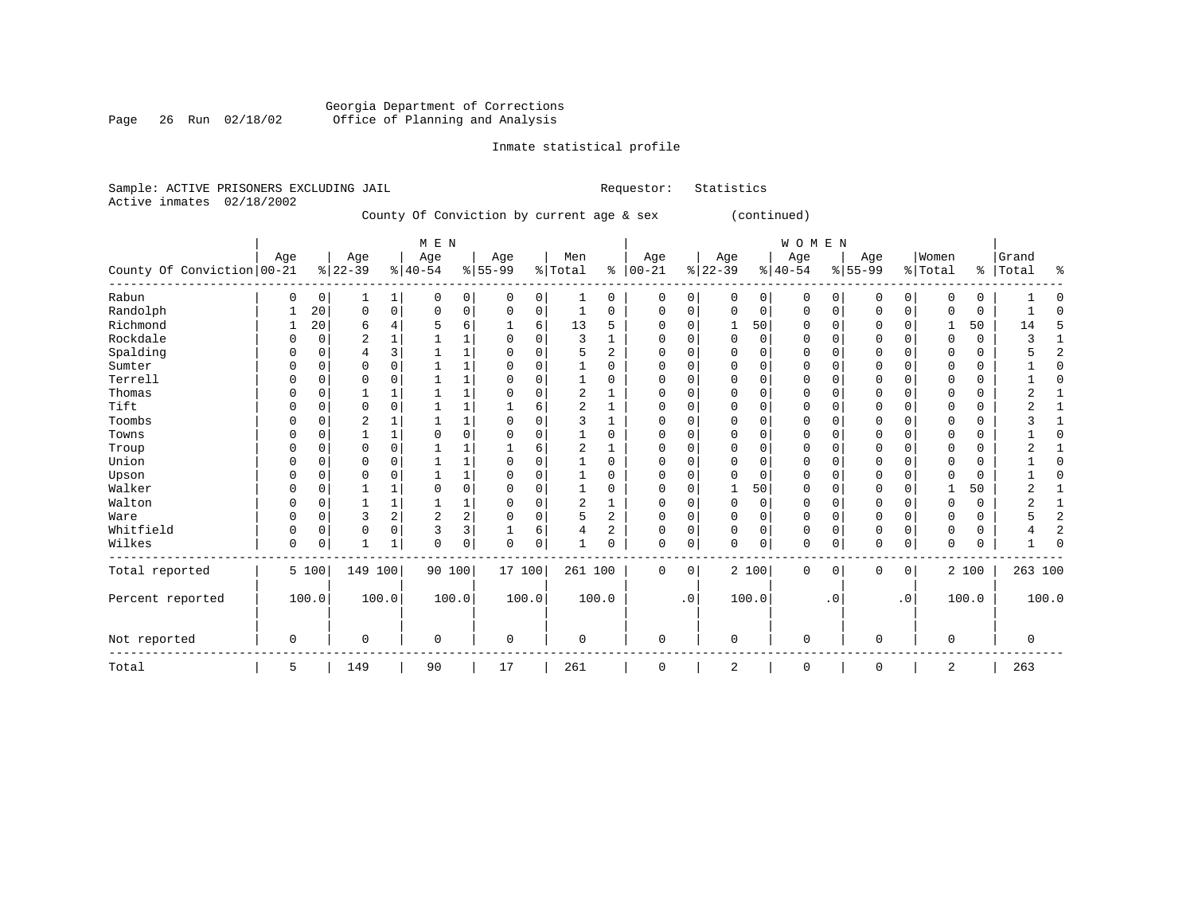Georgia Department of Corrections
Office of Planning and Analysis

Inmate statistical profile

Sample: ACTIVE PRISONERS EXCLUDING JAIL                    Requestor: Statistics
Active inmates 02/18/2002

County Of Conviction by current age & sex (continued)

| County Of Conviction | MEN Age 00-21 | % | Age 22-39 | % | Age 40-54 | % | Age 55-99 | % | Men Total | % | WOMEN Age 00-21 | % | Age 22-39 | % | Age 40-54 | % | Age 55-99 | % | Women Total | % | Grand Total | % |
|---|---|---|---|---|---|---|---|---|---|---|---|---|---|---|---|---|---|---|---|---|---|---|
| Rabun | 0 | 0 | 1 | 1 | 0 | 0 | 0 | 0 | 1 | 0 | 0 | 0 | 0 | 0 | 0 | 0 | 0 | 0 | 0 | 0 | 1 | 0 |
| Randolph | 1 | 20 | 0 | 0 | 0 | 0 | 0 | 0 | 1 | 0 | 0 | 0 | 0 | 0 | 0 | 0 | 0 | 0 | 0 | 0 | 1 | 0 |
| Richmond | 1 | 20 | 6 | 4 | 5 | 6 | 1 | 6 | 13 | 5 | 0 | 0 | 1 | 50 | 0 | 0 | 0 | 0 | 1 | 50 | 14 | 5 |
| Rockdale | 0 | 0 | 2 | 1 | 1 | 1 | 0 | 0 | 3 | 1 | 0 | 0 | 0 | 0 | 0 | 0 | 0 | 0 | 0 | 0 | 3 | 1 |
| Spalding | 0 | 0 | 4 | 3 | 1 | 1 | 0 | 0 | 5 | 2 | 0 | 0 | 0 | 0 | 0 | 0 | 0 | 0 | 0 | 0 | 5 | 2 |
| Sumter | 0 | 0 | 0 | 0 | 1 | 1 | 0 | 0 | 1 | 0 | 0 | 0 | 0 | 0 | 0 | 0 | 0 | 0 | 0 | 0 | 1 | 0 |
| Terrell | 0 | 0 | 0 | 0 | 1 | 1 | 0 | 0 | 1 | 0 | 0 | 0 | 0 | 0 | 0 | 0 | 0 | 0 | 0 | 0 | 1 | 0 |
| Thomas | 0 | 0 | 1 | 1 | 1 | 1 | 0 | 0 | 2 | 1 | 0 | 0 | 0 | 0 | 0 | 0 | 0 | 0 | 0 | 0 | 2 | 1 |
| Tift | 0 | 0 | 0 | 0 | 1 | 1 | 1 | 6 | 2 | 1 | 0 | 0 | 0 | 0 | 0 | 0 | 0 | 0 | 0 | 0 | 2 | 1 |
| Toombs | 0 | 0 | 2 | 1 | 1 | 1 | 0 | 0 | 3 | 1 | 0 | 0 | 0 | 0 | 0 | 0 | 0 | 0 | 0 | 0 | 3 | 1 |
| Towns | 0 | 0 | 1 | 1 | 0 | 0 | 0 | 0 | 1 | 0 | 0 | 0 | 0 | 0 | 0 | 0 | 0 | 0 | 0 | 0 | 1 | 0 |
| Troup | 0 | 0 | 0 | 0 | 1 | 1 | 1 | 6 | 2 | 1 | 0 | 0 | 0 | 0 | 0 | 0 | 0 | 0 | 0 | 0 | 2 | 1 |
| Union | 0 | 0 | 0 | 0 | 1 | 1 | 0 | 0 | 1 | 0 | 0 | 0 | 0 | 0 | 0 | 0 | 0 | 0 | 0 | 0 | 1 | 0 |
| Upson | 0 | 0 | 0 | 0 | 1 | 1 | 0 | 0 | 1 | 0 | 0 | 0 | 0 | 0 | 0 | 0 | 0 | 0 | 0 | 0 | 1 | 0 |
| Walker | 0 | 0 | 1 | 1 | 0 | 0 | 0 | 0 | 1 | 0 | 0 | 0 | 1 | 50 | 0 | 0 | 0 | 0 | 1 | 50 | 2 | 1 |
| Walton | 0 | 0 | 1 | 1 | 1 | 1 | 0 | 0 | 2 | 1 | 0 | 0 | 0 | 0 | 0 | 0 | 0 | 0 | 0 | 0 | 2 | 1 |
| Ware | 0 | 0 | 3 | 2 | 2 | 2 | 0 | 0 | 5 | 2 | 0 | 0 | 0 | 0 | 0 | 0 | 0 | 0 | 0 | 0 | 5 | 2 |
| Whitfield | 0 | 0 | 0 | 0 | 3 | 3 | 1 | 6 | 4 | 2 | 0 | 0 | 0 | 0 | 0 | 0 | 0 | 0 | 0 | 0 | 4 | 2 |
| Wilkes | 0 | 0 | 1 | 1 | 0 | 0 | 0 | 0 | 1 | 0 | 0 | 0 | 0 | 0 | 0 | 0 | 0 | 0 | 0 | 0 | 1 | 0 |
| Total reported | 5 | 100 | 149 | 100 | 90 | 100 | 17 | 100 | 261 | 100 | 0 | 0 | 2 | 100 | 0 | 0 | 0 | 0 | 2 | 100 | 263 | 100 |
| Percent reported | | 100.0 | | 100.0 | | 100.0 | | 100.0 | | 100.0 | | .0 | | 100.0 | | .0 | | .0 | | 100.0 | | 100.0 |
| Not reported | 0 | | 0 | | 0 | | 0 | | 0 | | 0 | | 0 | | 0 | | 0 | | 0 | | 0 | |
| Total | 5 | | 149 | | 90 | | 17 | | 261 | | 0 | | 2 | | 0 | | 0 | | 2 | | 263 | |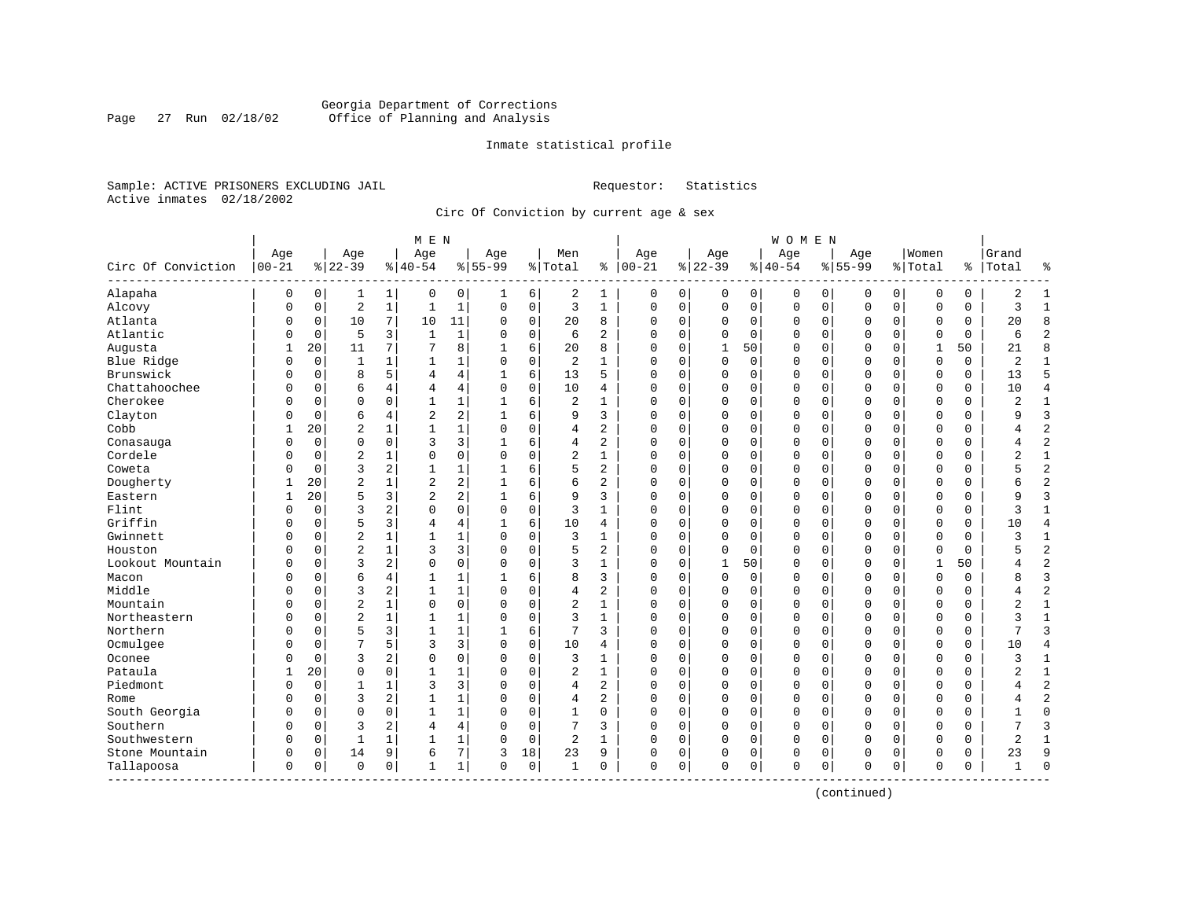Georgia Department of Corrections
Office of Planning and Analysis

Inmate statistical profile

Sample: ACTIVE PRISONERS EXCLUDING JAIL                                   Requestor: Statistics
Active inmates 02/18/2002

Circ Of Conviction by current age & sex

| Circ Of Conviction | MEN Age 00-21 | % | Age 22-39 | % | Age 40-54 | % | Age 55-99 | % | Men Total | % | WOMEN Age 00-21 | % | Age 22-39 | % | Age 40-54 | % | Age 55-99 | % | Women Total | % | Grand Total | % |
|---|---|---|---|---|---|---|---|---|---|---|---|---|---|---|---|---|---|---|---|---|---|---|
| Alapaha | 0 | 0 | 1 | 1 | 0 | 0 | 1 | 6 | 2 | 1 | 0 | 0 | 0 | 0 | 0 | 0 | 0 | 0 | 0 | 0 | 2 | 1 |
| Alcovy | 0 | 0 | 2 | 1 | 1 | 1 | 0 | 0 | 3 | 1 | 0 | 0 | 0 | 0 | 0 | 0 | 0 | 0 | 0 | 0 | 3 | 1 |
| Atlanta | 0 | 0 | 10 | 7 | 10 | 11 | 0 | 0 | 20 | 8 | 0 | 0 | 0 | 0 | 0 | 0 | 0 | 0 | 0 | 0 | 20 | 8 |
| Atlantic | 0 | 0 | 5 | 3 | 1 | 1 | 0 | 0 | 6 | 2 | 0 | 0 | 0 | 0 | 0 | 0 | 0 | 0 | 0 | 0 | 6 | 2 |
| Augusta | 1 | 20 | 11 | 7 | 7 | 8 | 1 | 6 | 20 | 8 | 0 | 0 | 1 | 50 | 0 | 0 | 0 | 0 | 1 | 50 | 21 | 8 |
| Blue Ridge | 0 | 0 | 1 | 1 | 1 | 1 | 0 | 0 | 2 | 1 | 0 | 0 | 0 | 0 | 0 | 0 | 0 | 0 | 0 | 0 | 2 | 1 |
| Brunswick | 0 | 0 | 8 | 5 | 4 | 4 | 1 | 6 | 13 | 5 | 0 | 0 | 0 | 0 | 0 | 0 | 0 | 0 | 0 | 0 | 13 | 5 |
| Chattahoochee | 0 | 0 | 6 | 4 | 4 | 4 | 0 | 0 | 10 | 4 | 0 | 0 | 0 | 0 | 0 | 0 | 0 | 0 | 0 | 0 | 10 | 4 |
| Cherokee | 0 | 0 | 0 | 0 | 1 | 1 | 1 | 6 | 2 | 1 | 0 | 0 | 0 | 0 | 0 | 0 | 0 | 0 | 0 | 0 | 2 | 1 |
| Clayton | 0 | 0 | 6 | 4 | 2 | 2 | 1 | 6 | 9 | 3 | 0 | 0 | 0 | 0 | 0 | 0 | 0 | 0 | 0 | 0 | 9 | 3 |
| Cobb | 1 | 20 | 2 | 1 | 1 | 1 | 0 | 0 | 4 | 2 | 0 | 0 | 0 | 0 | 0 | 0 | 0 | 0 | 0 | 0 | 4 | 2 |
| Conasauga | 0 | 0 | 0 | 0 | 3 | 3 | 1 | 6 | 4 | 2 | 0 | 0 | 0 | 0 | 0 | 0 | 0 | 0 | 0 | 0 | 4 | 2 |
| Cordele | 0 | 0 | 2 | 1 | 0 | 0 | 0 | 0 | 2 | 1 | 0 | 0 | 0 | 0 | 0 | 0 | 0 | 0 | 0 | 0 | 2 | 1 |
| Coweta | 0 | 0 | 3 | 2 | 1 | 1 | 1 | 6 | 5 | 2 | 0 | 0 | 0 | 0 | 0 | 0 | 0 | 0 | 0 | 0 | 5 | 2 |
| Dougherty | 1 | 20 | 2 | 1 | 2 | 2 | 1 | 6 | 6 | 2 | 0 | 0 | 0 | 0 | 0 | 0 | 0 | 0 | 0 | 0 | 6 | 2 |
| Eastern | 1 | 20 | 5 | 3 | 2 | 2 | 1 | 6 | 9 | 3 | 0 | 0 | 0 | 0 | 0 | 0 | 0 | 0 | 0 | 0 | 9 | 3 |
| Flint | 0 | 0 | 3 | 2 | 0 | 0 | 0 | 0 | 3 | 1 | 0 | 0 | 0 | 0 | 0 | 0 | 0 | 0 | 0 | 0 | 3 | 1 |
| Griffin | 0 | 0 | 5 | 3 | 4 | 4 | 1 | 6 | 10 | 4 | 0 | 0 | 0 | 0 | 0 | 0 | 0 | 0 | 0 | 0 | 10 | 4 |
| Gwinnett | 0 | 0 | 2 | 1 | 1 | 1 | 0 | 0 | 3 | 1 | 0 | 0 | 0 | 0 | 0 | 0 | 0 | 0 | 0 | 0 | 3 | 1 |
| Houston | 0 | 0 | 2 | 1 | 3 | 3 | 0 | 0 | 5 | 2 | 0 | 0 | 0 | 0 | 0 | 0 | 0 | 0 | 0 | 0 | 5 | 2 |
| Lookout Mountain | 0 | 0 | 3 | 2 | 0 | 0 | 0 | 0 | 3 | 1 | 0 | 0 | 1 | 50 | 0 | 0 | 0 | 0 | 1 | 50 | 4 | 2 |
| Macon | 0 | 0 | 6 | 4 | 1 | 1 | 1 | 6 | 8 | 3 | 0 | 0 | 0 | 0 | 0 | 0 | 0 | 0 | 0 | 0 | 8 | 3 |
| Middle | 0 | 0 | 3 | 2 | 1 | 1 | 0 | 0 | 4 | 2 | 0 | 0 | 0 | 0 | 0 | 0 | 0 | 0 | 0 | 0 | 4 | 2 |
| Mountain | 0 | 0 | 2 | 1 | 0 | 0 | 0 | 0 | 2 | 1 | 0 | 0 | 0 | 0 | 0 | 0 | 0 | 0 | 0 | 0 | 2 | 1 |
| Northeastern | 0 | 0 | 2 | 1 | 1 | 1 | 0 | 0 | 3 | 1 | 0 | 0 | 0 | 0 | 0 | 0 | 0 | 0 | 0 | 0 | 3 | 1 |
| Northern | 0 | 0 | 5 | 3 | 1 | 1 | 1 | 6 | 7 | 3 | 0 | 0 | 0 | 0 | 0 | 0 | 0 | 0 | 0 | 0 | 7 | 3 |
| Ocmulgee | 0 | 0 | 7 | 5 | 3 | 3 | 0 | 0 | 10 | 4 | 0 | 0 | 0 | 0 | 0 | 0 | 0 | 0 | 0 | 0 | 10 | 4 |
| Oconee | 0 | 0 | 3 | 2 | 0 | 0 | 0 | 0 | 3 | 1 | 0 | 0 | 0 | 0 | 0 | 0 | 0 | 0 | 0 | 0 | 3 | 1 |
| Pataula | 1 | 20 | 0 | 0 | 1 | 1 | 0 | 0 | 2 | 1 | 0 | 0 | 0 | 0 | 0 | 0 | 0 | 0 | 0 | 0 | 2 | 1 |
| Piedmont | 0 | 0 | 1 | 1 | 3 | 3 | 0 | 0 | 4 | 2 | 0 | 0 | 0 | 0 | 0 | 0 | 0 | 0 | 0 | 0 | 4 | 2 |
| Rome | 0 | 0 | 3 | 2 | 1 | 1 | 0 | 0 | 4 | 2 | 0 | 0 | 0 | 0 | 0 | 0 | 0 | 0 | 0 | 0 | 4 | 2 |
| South Georgia | 0 | 0 | 0 | 0 | 1 | 1 | 0 | 0 | 1 | 0 | 0 | 0 | 0 | 0 | 0 | 0 | 0 | 0 | 0 | 0 | 1 | 0 |
| Southern | 0 | 0 | 3 | 2 | 4 | 4 | 0 | 0 | 7 | 3 | 0 | 0 | 0 | 0 | 0 | 0 | 0 | 0 | 0 | 0 | 7 | 3 |
| Southwestern | 0 | 0 | 1 | 1 | 1 | 1 | 0 | 0 | 2 | 1 | 0 | 0 | 0 | 0 | 0 | 0 | 0 | 0 | 0 | 0 | 2 | 1 |
| Stone Mountain | 0 | 0 | 14 | 9 | 6 | 7 | 3 | 18 | 23 | 9 | 0 | 0 | 0 | 0 | 0 | 0 | 0 | 0 | 0 | 0 | 23 | 9 |
| Tallapoosa | 0 | 0 | 0 | 0 | 1 | 1 | 0 | 0 | 1 | 0 | 0 | 0 | 0 | 0 | 0 | 0 | 0 | 0 | 0 | 0 | 1 | 0 |

(continued)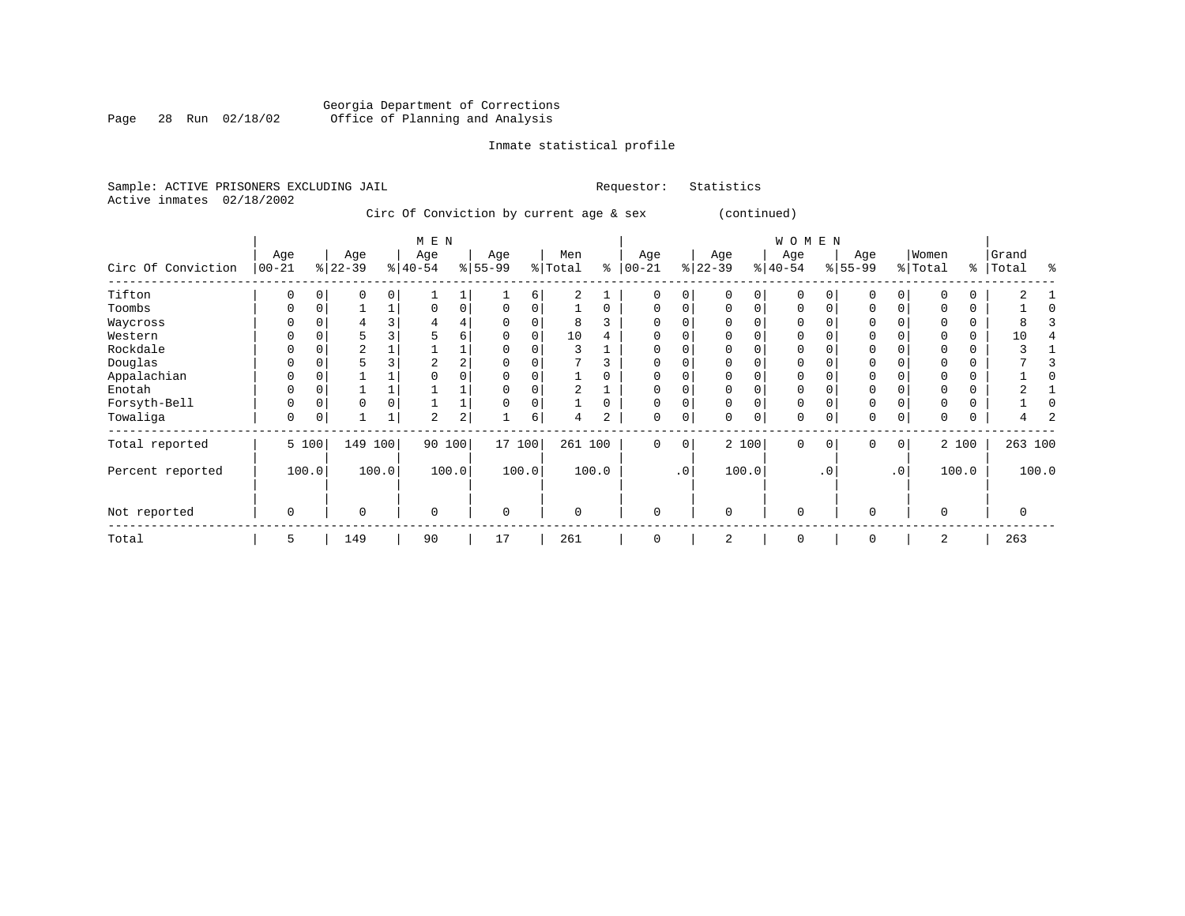Georgia Department of Corrections
Office of Planning and Analysis

Inmate statistical profile

Sample: ACTIVE PRISONERS EXCLUDING JAIL    Requestor: Statistics
Active inmates 02/18/2002

Circ Of Conviction by current age & sex (continued)

| Circ Of Conviction | MEN Age 00-21 | % | Age 22-39 | % | Age 40-54 | % | Age 55-99 | % | Men Total | % | WOMEN Age 00-21 | % | Age 22-39 | % | Age 40-54 | % | Age 55-99 | % | Women Total | % | Grand Total | % |
|---|---|---|---|---|---|---|---|---|---|---|---|---|---|---|---|---|---|---|---|---|---|---|
| Tifton | 0 | 0 | 0 | 0 | 1 | 1 | 1 | 6 | 2 | 1 | 0 | 0 | 0 | 0 | 0 | 0 | 0 | 0 | 0 | 0 | 2 | 1 |
| Toombs | 0 | 0 | 1 | 1 | 0 | 0 | 0 | 0 | 1 | 0 | 0 | 0 | 0 | 0 | 0 | 0 | 0 | 0 | 0 | 0 | 1 | 0 |
| Waycross | 0 | 0 | 4 | 3 | 4 | 4 | 0 | 0 | 8 | 3 | 0 | 0 | 0 | 0 | 0 | 0 | 0 | 0 | 0 | 0 | 8 | 3 |
| Western | 0 | 0 | 5 | 3 | 5 | 6 | 0 | 0 | 10 | 4 | 0 | 0 | 0 | 0 | 0 | 0 | 0 | 0 | 0 | 0 | 10 | 4 |
| Rockdale | 0 | 0 | 2 | 1 | 1 | 1 | 0 | 0 | 3 | 1 | 0 | 0 | 0 | 0 | 0 | 0 | 0 | 0 | 0 | 0 | 3 | 1 |
| Douglas | 0 | 0 | 5 | 3 | 2 | 2 | 0 | 0 | 7 | 3 | 0 | 0 | 0 | 0 | 0 | 0 | 0 | 0 | 0 | 0 | 7 | 3 |
| Appalachian | 0 | 0 | 1 | 1 | 0 | 0 | 0 | 0 | 1 | 0 | 0 | 0 | 0 | 0 | 0 | 0 | 0 | 0 | 0 | 0 | 1 | 0 |
| Enotah | 0 | 0 | 1 | 1 | 1 | 1 | 0 | 0 | 2 | 1 | 0 | 0 | 0 | 0 | 0 | 0 | 0 | 0 | 0 | 0 | 2 | 1 |
| Forsyth-Bell | 0 | 0 | 0 | 0 | 1 | 1 | 0 | 0 | 1 | 0 | 0 | 0 | 0 | 0 | 0 | 0 | 0 | 0 | 0 | 0 | 1 | 0 |
| Towaliga | 0 | 0 | 1 | 1 | 2 | 2 | 1 | 6 | 4 | 2 | 0 | 0 | 0 | 0 | 0 | 0 | 0 | 0 | 0 | 0 | 4 | 2 |
| Total reported | 5 | 100 | 149 | 100 | 90 | 100 | 17 | 100 | 261 | 100 | 0 | 0 | 2 | 100 | 0 | 0 | 0 | 0 | 2 | 100 | 263 | 100 |
| Percent reported | | 100.0 | | 100.0 | | 100.0 | | 100.0 | | 100.0 | | .0 | | 100.0 | | .0 | | .0 | | 100.0 | | 100.0 |
| Not reported | 0 | | 0 | | 0 | | 0 | | 0 | | 0 | | 0 | | 0 | | 0 | | 0 | | 0 | |
| Total | 5 | | 149 | | 90 | | 17 | | 261 | | 0 | | 2 | | 0 | | 0 | | 2 | | 263 | |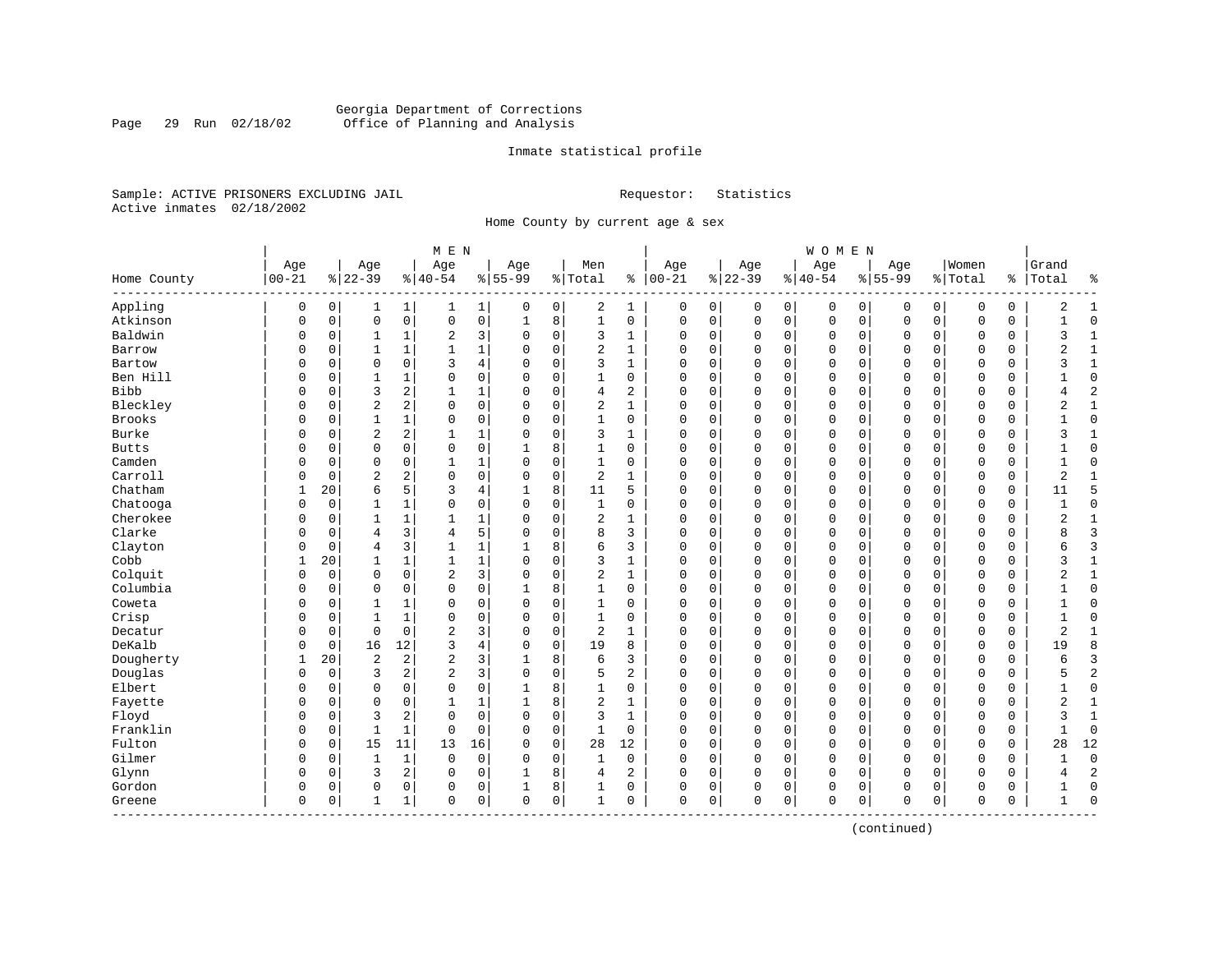Georgia Department of Corrections
Office of Planning and Analysis

Inmate statistical profile

Sample: ACTIVE PRISONERS EXCLUDING JAIL
Active inmates 02/18/2002

Requestor: Statistics

Home County by current age & sex

| Home County | MEN Age 00-21 | % | Age 22-39 | % | Age 40-54 | % | Age 55-99 | % | Men Total | % | WOMEN Age 00-21 | % | Age 22-39 | % | Age 40-54 | % | Age 55-99 | % | Women Total | % | Grand Total | % |
|---|---|---|---|---|---|---|---|---|---|---|---|---|---|---|---|---|---|---|---|---|---|---|
| Appling | 0 | 0 | 1 | 1 | 1 | 1 | 0 | 0 | 2 | 1 | 0 | 0 | 0 | 0 | 0 | 0 | 0 | 0 | 0 | 0 | 2 | 1 |
| Atkinson | 0 | 0 | 0 | 0 | 0 | 0 | 1 | 8 | 1 | 0 | 0 | 0 | 0 | 0 | 0 | 0 | 0 | 0 | 0 | 0 | 1 | 0 |
| Baldwin | 0 | 0 | 1 | 1 | 2 | 3 | 0 | 0 | 3 | 1 | 0 | 0 | 0 | 0 | 0 | 0 | 0 | 0 | 0 | 0 | 3 | 1 |
| Barrow | 0 | 0 | 1 | 1 | 1 | 1 | 0 | 0 | 2 | 1 | 0 | 0 | 0 | 0 | 0 | 0 | 0 | 0 | 0 | 0 | 2 | 1 |
| Bartow | 0 | 0 | 0 | 0 | 3 | 4 | 0 | 0 | 3 | 1 | 0 | 0 | 0 | 0 | 0 | 0 | 0 | 0 | 0 | 0 | 3 | 1 |
| Ben Hill | 0 | 0 | 1 | 1 | 0 | 0 | 0 | 0 | 1 | 0 | 0 | 0 | 0 | 0 | 0 | 0 | 0 | 0 | 0 | 0 | 1 | 0 |
| Bibb | 0 | 0 | 3 | 2 | 1 | 1 | 0 | 0 | 4 | 2 | 0 | 0 | 0 | 0 | 0 | 0 | 0 | 0 | 0 | 0 | 4 | 2 |
| Bleckley | 0 | 0 | 2 | 2 | 0 | 0 | 0 | 0 | 2 | 1 | 0 | 0 | 0 | 0 | 0 | 0 | 0 | 0 | 0 | 0 | 2 | 1 |
| Brooks | 0 | 0 | 1 | 1 | 0 | 0 | 0 | 0 | 1 | 0 | 0 | 0 | 0 | 0 | 0 | 0 | 0 | 0 | 0 | 0 | 1 | 0 |
| Burke | 0 | 0 | 2 | 2 | 1 | 1 | 0 | 0 | 3 | 1 | 0 | 0 | 0 | 0 | 0 | 0 | 0 | 0 | 0 | 0 | 3 | 1 |
| Butts | 0 | 0 | 0 | 0 | 0 | 0 | 1 | 8 | 1 | 0 | 0 | 0 | 0 | 0 | 0 | 0 | 0 | 0 | 0 | 0 | 1 | 0 |
| Camden | 0 | 0 | 0 | 0 | 1 | 1 | 0 | 0 | 1 | 0 | 0 | 0 | 0 | 0 | 0 | 0 | 0 | 0 | 0 | 0 | 1 | 0 |
| Carroll | 0 | 0 | 2 | 2 | 0 | 0 | 0 | 0 | 2 | 1 | 0 | 0 | 0 | 0 | 0 | 0 | 0 | 0 | 0 | 0 | 2 | 1 |
| Chatham | 1 | 20 | 6 | 5 | 3 | 4 | 1 | 8 | 11 | 5 | 0 | 0 | 0 | 0 | 0 | 0 | 0 | 0 | 0 | 0 | 11 | 5 |
| Chatooga | 0 | 0 | 1 | 1 | 0 | 0 | 0 | 0 | 1 | 0 | 0 | 0 | 0 | 0 | 0 | 0 | 0 | 0 | 0 | 0 | 1 | 0 |
| Cherokee | 0 | 0 | 1 | 1 | 1 | 1 | 0 | 0 | 2 | 1 | 0 | 0 | 0 | 0 | 0 | 0 | 0 | 0 | 0 | 0 | 2 | 1 |
| Clarke | 0 | 0 | 4 | 3 | 4 | 5 | 0 | 0 | 8 | 3 | 0 | 0 | 0 | 0 | 0 | 0 | 0 | 0 | 0 | 0 | 8 | 3 |
| Clayton | 0 | 0 | 4 | 3 | 1 | 1 | 1 | 8 | 6 | 3 | 0 | 0 | 0 | 0 | 0 | 0 | 0 | 0 | 0 | 0 | 6 | 3 |
| Cobb | 1 | 20 | 1 | 1 | 1 | 1 | 0 | 0 | 3 | 1 | 0 | 0 | 0 | 0 | 0 | 0 | 0 | 0 | 0 | 0 | 3 | 1 |
| Colquit | 0 | 0 | 0 | 0 | 2 | 3 | 0 | 0 | 2 | 1 | 0 | 0 | 0 | 0 | 0 | 0 | 0 | 0 | 0 | 0 | 2 | 1 |
| Columbia | 0 | 0 | 0 | 0 | 0 | 0 | 1 | 8 | 1 | 0 | 0 | 0 | 0 | 0 | 0 | 0 | 0 | 0 | 0 | 0 | 1 | 0 |
| Coweta | 0 | 0 | 1 | 1 | 0 | 0 | 0 | 0 | 1 | 0 | 0 | 0 | 0 | 0 | 0 | 0 | 0 | 0 | 0 | 0 | 1 | 0 |
| Crisp | 0 | 0 | 1 | 1 | 0 | 0 | 0 | 0 | 1 | 0 | 0 | 0 | 0 | 0 | 0 | 0 | 0 | 0 | 0 | 0 | 1 | 0 |
| Decatur | 0 | 0 | 0 | 0 | 2 | 3 | 0 | 0 | 2 | 1 | 0 | 0 | 0 | 0 | 0 | 0 | 0 | 0 | 0 | 0 | 2 | 1 |
| DeKalb | 0 | 0 | 16 | 12 | 3 | 4 | 0 | 0 | 19 | 8 | 0 | 0 | 0 | 0 | 0 | 0 | 0 | 0 | 0 | 0 | 19 | 8 |
| Dougherty | 1 | 20 | 2 | 2 | 2 | 3 | 1 | 8 | 6 | 3 | 0 | 0 | 0 | 0 | 0 | 0 | 0 | 0 | 0 | 0 | 6 | 3 |
| Douglas | 0 | 0 | 3 | 2 | 2 | 3 | 0 | 0 | 5 | 2 | 0 | 0 | 0 | 0 | 0 | 0 | 0 | 0 | 0 | 0 | 5 | 2 |
| Elbert | 0 | 0 | 0 | 0 | 0 | 0 | 1 | 8 | 1 | 0 | 0 | 0 | 0 | 0 | 0 | 0 | 0 | 0 | 0 | 0 | 1 | 0 |
| Fayette | 0 | 0 | 0 | 0 | 1 | 1 | 1 | 8 | 2 | 1 | 0 | 0 | 0 | 0 | 0 | 0 | 0 | 0 | 0 | 0 | 2 | 1 |
| Floyd | 0 | 0 | 3 | 2 | 0 | 0 | 0 | 0 | 3 | 1 | 0 | 0 | 0 | 0 | 0 | 0 | 0 | 0 | 0 | 0 | 3 | 1 |
| Franklin | 0 | 0 | 1 | 1 | 0 | 0 | 0 | 0 | 1 | 0 | 0 | 0 | 0 | 0 | 0 | 0 | 0 | 0 | 0 | 0 | 1 | 0 |
| Fulton | 0 | 0 | 15 | 11 | 13 | 16 | 0 | 0 | 28 | 12 | 0 | 0 | 0 | 0 | 0 | 0 | 0 | 0 | 0 | 0 | 28 | 12 |
| Gilmer | 0 | 0 | 1 | 1 | 0 | 0 | 0 | 0 | 1 | 0 | 0 | 0 | 0 | 0 | 0 | 0 | 0 | 0 | 0 | 0 | 1 | 0 |
| Glynn | 0 | 0 | 3 | 2 | 0 | 0 | 1 | 8 | 4 | 2 | 0 | 0 | 0 | 0 | 0 | 0 | 0 | 0 | 0 | 0 | 4 | 2 |
| Gordon | 0 | 0 | 0 | 0 | 0 | 0 | 1 | 8 | 1 | 0 | 0 | 0 | 0 | 0 | 0 | 0 | 0 | 0 | 0 | 0 | 1 | 0 |
| Greene | 0 | 0 | 1 | 1 | 0 | 0 | 0 | 0 | 1 | 0 | 0 | 0 | 0 | 0 | 0 | 0 | 0 | 0 | 0 | 0 | 1 | 0 |

(continued)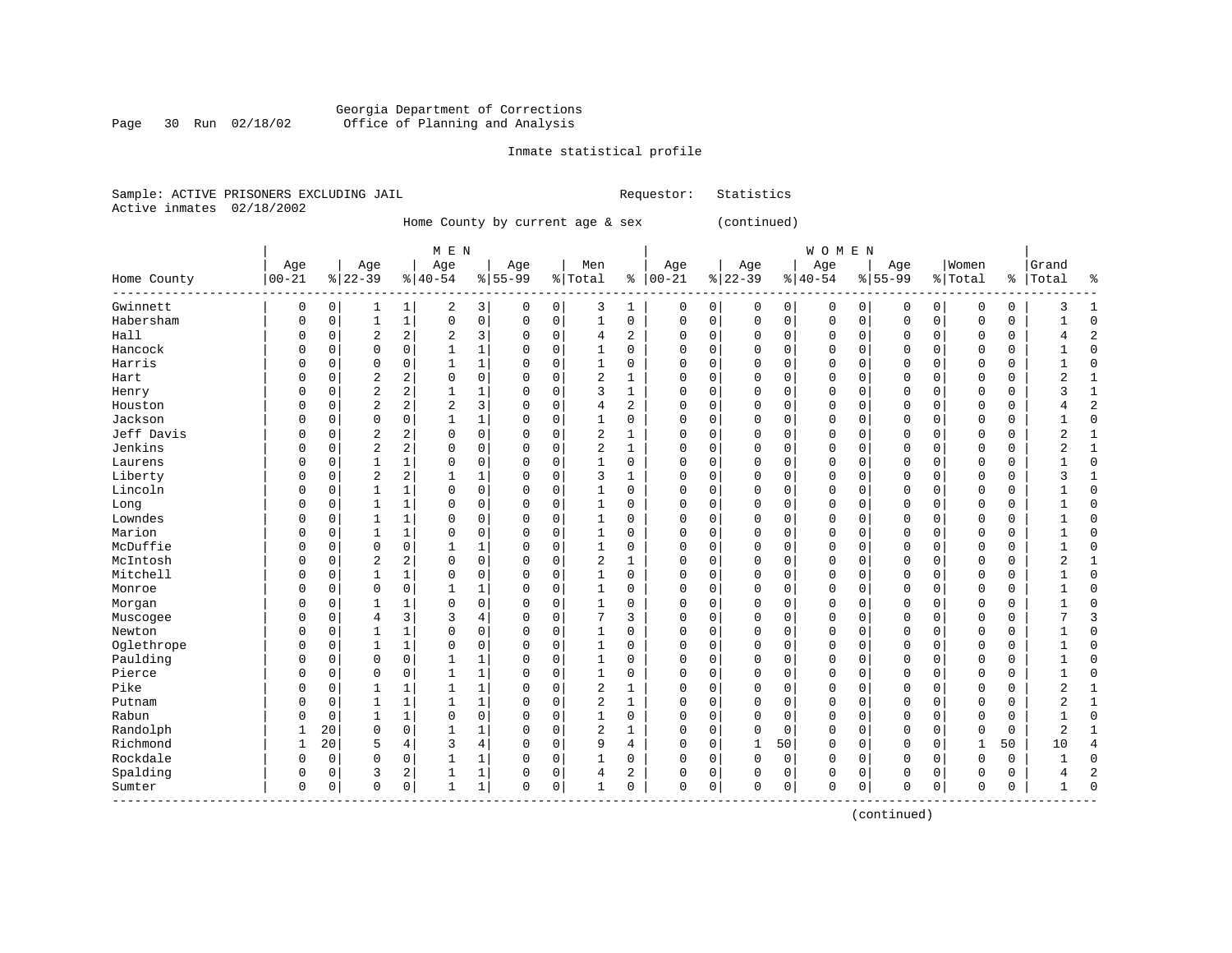Georgia Department of Corrections
Office of Planning and Analysis

Inmate statistical profile

Sample: ACTIVE PRISONERS EXCLUDING JAIL
Active inmates 02/18/2002

Requestor: Statistics

Home County by current age & sex (continued)

| Home County | MEN Age 00-21 | % | Age 22-39 | % | Age 40-54 | % | Age 55-99 | % | Men Total | % | WOMEN Age 00-21 | % | Age 22-39 | % | Age 40-54 | % | Age 55-99 | % | Women Total | % | Grand Total | % |
|---|---|---|---|---|---|---|---|---|---|---|---|---|---|---|---|---|---|---|---|---|---|---|
| Gwinnett | 0 | 0 | 1 | 1 | 2 | 3 | 0 | 0 | 3 | 1 | 0 | 0 | 0 | 0 | 0 | 0 | 0 | 0 | 0 | 0 | 3 | 1 |
| Habersham | 0 | 0 | 1 | 1 | 0 | 0 | 0 | 0 | 1 | 0 | 0 | 0 | 0 | 0 | 0 | 0 | 0 | 0 | 0 | 0 | 1 | 0 |
| Hall | 0 | 0 | 2 | 2 | 2 | 3 | 0 | 0 | 4 | 2 | 0 | 0 | 0 | 0 | 0 | 0 | 0 | 0 | 0 | 0 | 4 | 2 |
| Hancock | 0 | 0 | 0 | 0 | 1 | 1 | 0 | 0 | 1 | 0 | 0 | 0 | 0 | 0 | 0 | 0 | 0 | 0 | 0 | 0 | 1 | 0 |
| Harris | 0 | 0 | 0 | 0 | 1 | 1 | 0 | 0 | 1 | 0 | 0 | 0 | 0 | 0 | 0 | 0 | 0 | 0 | 0 | 0 | 1 | 0 |
| Hart | 0 | 0 | 2 | 2 | 0 | 0 | 0 | 0 | 2 | 1 | 0 | 0 | 0 | 0 | 0 | 0 | 0 | 0 | 0 | 0 | 2 | 1 |
| Henry | 0 | 0 | 2 | 2 | 1 | 1 | 0 | 0 | 3 | 1 | 0 | 0 | 0 | 0 | 0 | 0 | 0 | 0 | 0 | 0 | 3 | 1 |
| Houston | 0 | 0 | 2 | 2 | 2 | 3 | 0 | 0 | 4 | 2 | 0 | 0 | 0 | 0 | 0 | 0 | 0 | 0 | 0 | 0 | 4 | 2 |
| Jackson | 0 | 0 | 0 | 0 | 1 | 1 | 0 | 0 | 1 | 0 | 0 | 0 | 0 | 0 | 0 | 0 | 0 | 0 | 0 | 0 | 1 | 0 |
| Jeff Davis | 0 | 0 | 2 | 2 | 0 | 0 | 0 | 0 | 2 | 1 | 0 | 0 | 0 | 0 | 0 | 0 | 0 | 0 | 0 | 0 | 2 | 1 |
| Jenkins | 0 | 0 | 2 | 2 | 0 | 0 | 0 | 0 | 2 | 1 | 0 | 0 | 0 | 0 | 0 | 0 | 0 | 0 | 0 | 0 | 2 | 1 |
| Laurens | 0 | 0 | 1 | 1 | 0 | 0 | 0 | 0 | 1 | 0 | 0 | 0 | 0 | 0 | 0 | 0 | 0 | 0 | 0 | 0 | 1 | 0 |
| Liberty | 0 | 0 | 2 | 2 | 1 | 1 | 0 | 0 | 3 | 1 | 0 | 0 | 0 | 0 | 0 | 0 | 0 | 0 | 0 | 0 | 3 | 1 |
| Lincoln | 0 | 0 | 1 | 1 | 0 | 0 | 0 | 0 | 1 | 0 | 0 | 0 | 0 | 0 | 0 | 0 | 0 | 0 | 0 | 0 | 1 | 0 |
| Long | 0 | 0 | 1 | 1 | 0 | 0 | 0 | 0 | 1 | 0 | 0 | 0 | 0 | 0 | 0 | 0 | 0 | 0 | 0 | 0 | 1 | 0 |
| Lowndes | 0 | 0 | 1 | 1 | 0 | 0 | 0 | 0 | 1 | 0 | 0 | 0 | 0 | 0 | 0 | 0 | 0 | 0 | 0 | 0 | 1 | 0 |
| Marion | 0 | 0 | 1 | 1 | 0 | 0 | 0 | 0 | 1 | 0 | 0 | 0 | 0 | 0 | 0 | 0 | 0 | 0 | 0 | 0 | 1 | 0 |
| McDuffie | 0 | 0 | 0 | 0 | 1 | 1 | 0 | 0 | 1 | 0 | 0 | 0 | 0 | 0 | 0 | 0 | 0 | 0 | 0 | 0 | 1 | 0 |
| McIntosh | 0 | 0 | 2 | 2 | 0 | 0 | 0 | 0 | 2 | 1 | 0 | 0 | 0 | 0 | 0 | 0 | 0 | 0 | 0 | 0 | 2 | 1 |
| Mitchell | 0 | 0 | 1 | 1 | 0 | 0 | 0 | 0 | 1 | 0 | 0 | 0 | 0 | 0 | 0 | 0 | 0 | 0 | 0 | 0 | 1 | 0 |
| Monroe | 0 | 0 | 0 | 0 | 1 | 1 | 0 | 0 | 1 | 0 | 0 | 0 | 0 | 0 | 0 | 0 | 0 | 0 | 0 | 0 | 1 | 0 |
| Morgan | 0 | 0 | 1 | 1 | 0 | 0 | 0 | 0 | 1 | 0 | 0 | 0 | 0 | 0 | 0 | 0 | 0 | 0 | 0 | 0 | 1 | 0 |
| Muscogee | 0 | 0 | 4 | 3 | 3 | 4 | 0 | 0 | 7 | 3 | 0 | 0 | 0 | 0 | 0 | 0 | 0 | 0 | 0 | 0 | 7 | 3 |
| Newton | 0 | 0 | 1 | 1 | 0 | 0 | 0 | 0 | 1 | 0 | 0 | 0 | 0 | 0 | 0 | 0 | 0 | 0 | 0 | 0 | 1 | 0 |
| Oglethrope | 0 | 0 | 1 | 1 | 0 | 0 | 0 | 0 | 1 | 0 | 0 | 0 | 0 | 0 | 0 | 0 | 0 | 0 | 0 | 0 | 1 | 0 |
| Paulding | 0 | 0 | 0 | 0 | 1 | 1 | 0 | 0 | 1 | 0 | 0 | 0 | 0 | 0 | 0 | 0 | 0 | 0 | 0 | 0 | 1 | 0 |
| Pierce | 0 | 0 | 0 | 0 | 1 | 1 | 0 | 0 | 1 | 0 | 0 | 0 | 0 | 0 | 0 | 0 | 0 | 0 | 0 | 0 | 1 | 0 |
| Pike | 0 | 0 | 1 | 1 | 1 | 1 | 0 | 0 | 2 | 1 | 0 | 0 | 0 | 0 | 0 | 0 | 0 | 0 | 0 | 0 | 2 | 1 |
| Putnam | 0 | 0 | 1 | 1 | 1 | 1 | 0 | 0 | 2 | 1 | 0 | 0 | 0 | 0 | 0 | 0 | 0 | 0 | 0 | 0 | 2 | 1 |
| Rabun | 0 | 0 | 1 | 1 | 0 | 0 | 0 | 0 | 1 | 0 | 0 | 0 | 0 | 0 | 0 | 0 | 0 | 0 | 0 | 0 | 1 | 0 |
| Randolph | 1 | 20 | 0 | 0 | 1 | 1 | 0 | 0 | 2 | 1 | 0 | 0 | 0 | 0 | 0 | 0 | 0 | 0 | 0 | 0 | 2 | 1 |
| Richmond | 1 | 20 | 5 | 4 | 3 | 4 | 0 | 0 | 9 | 4 | 0 | 0 | 1 | 50 | 0 | 0 | 0 | 0 | 1 | 50 | 10 | 4 |
| Rockdale | 0 | 0 | 0 | 0 | 1 | 1 | 0 | 0 | 1 | 0 | 0 | 0 | 0 | 0 | 0 | 0 | 0 | 0 | 0 | 0 | 1 | 0 |
| Spalding | 0 | 0 | 3 | 2 | 1 | 1 | 0 | 0 | 4 | 2 | 0 | 0 | 0 | 0 | 0 | 0 | 0 | 0 | 0 | 0 | 4 | 2 |
| Sumter | 0 | 0 | 0 | 0 | 1 | 1 | 0 | 0 | 1 | 0 | 0 | 0 | 0 | 0 | 0 | 0 | 0 | 0 | 0 | 0 | 1 | 0 |

(continued)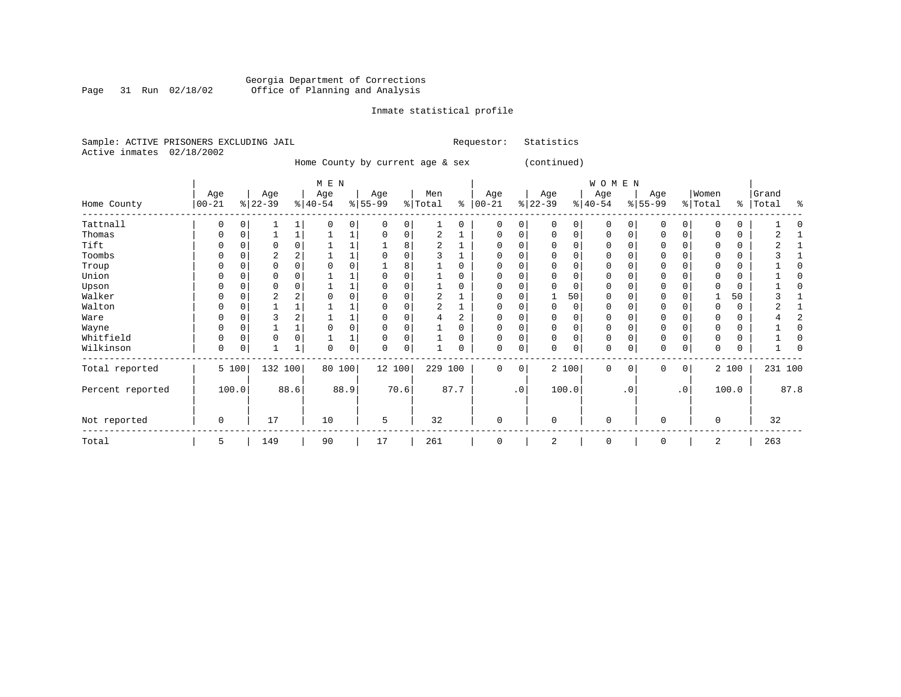Georgia Department of Corrections
Office of Planning and Analysis

Inmate statistical profile

Sample: ACTIVE PRISONERS EXCLUDING JAIL    Requestor: Statistics
Active inmates 02/18/2002

Home County by current age & sex (continued)

| Home County | MEN Age 00-21 | % | Age 22-39 | % | Age 40-54 | % | Age 55-99 | % | Men Total | % | WOMEN Age 00-21 | % | Age 22-39 | % | Age 40-54 | % | Age 55-99 | % | Women Total | % | Grand Total | % |
|---|---|---|---|---|---|---|---|---|---|---|---|---|---|---|---|---|---|---|---|---|---|---|
| Tattnall | 0 | 0 | 1 | 1 | 0 | 0 | 0 | 0 | 1 | 0 | 0 | 0 | 0 | 0 | 0 | 0 | 0 | 0 | 0 | 0 | 1 | 0 |
| Thomas | 0 | 0 | 1 | 1 | 1 | 1 | 0 | 0 | 2 | 1 | 0 | 0 | 0 | 0 | 0 | 0 | 0 | 0 | 0 | 0 | 2 | 1 |
| Tift | 0 | 0 | 0 | 0 | 1 | 1 | 1 | 8 | 2 | 1 | 0 | 0 | 0 | 0 | 0 | 0 | 0 | 0 | 0 | 0 | 2 | 1 |
| Toombs | 0 | 0 | 2 | 2 | 1 | 1 | 0 | 0 | 3 | 1 | 0 | 0 | 0 | 0 | 0 | 0 | 0 | 0 | 0 | 0 | 3 | 1 |
| Troup | 0 | 0 | 0 | 0 | 0 | 0 | 1 | 8 | 1 | 0 | 0 | 0 | 0 | 0 | 0 | 0 | 0 | 0 | 0 | 0 | 1 | 0 |
| Union | 0 | 0 | 0 | 0 | 1 | 1 | 0 | 0 | 1 | 0 | 0 | 0 | 0 | 0 | 0 | 0 | 0 | 0 | 0 | 0 | 1 | 0 |
| Upson | 0 | 0 | 0 | 0 | 1 | 1 | 0 | 0 | 1 | 0 | 0 | 0 | 0 | 0 | 0 | 0 | 0 | 0 | 0 | 0 | 1 | 0 |
| Walker | 0 | 0 | 2 | 2 | 0 | 0 | 0 | 0 | 2 | 1 | 0 | 0 | 1 | 50 | 0 | 0 | 0 | 0 | 1 | 50 | 3 | 1 |
| Walton | 0 | 0 | 1 | 1 | 1 | 1 | 0 | 0 | 2 | 1 | 0 | 0 | 0 | 0 | 0 | 0 | 0 | 0 | 0 | 0 | 2 | 1 |
| Ware | 0 | 0 | 3 | 2 | 1 | 1 | 0 | 0 | 4 | 2 | 0 | 0 | 0 | 0 | 0 | 0 | 0 | 0 | 0 | 0 | 4 | 2 |
| Wayne | 0 | 0 | 1 | 1 | 0 | 0 | 0 | 0 | 1 | 0 | 0 | 0 | 0 | 0 | 0 | 0 | 0 | 0 | 0 | 0 | 1 | 0 |
| Whitfield | 0 | 0 | 0 | 0 | 1 | 1 | 0 | 0 | 1 | 0 | 0 | 0 | 0 | 0 | 0 | 0 | 0 | 0 | 0 | 0 | 1 | 0 |
| Wilkinson | 0 | 0 | 1 | 1 | 0 | 0 | 0 | 0 | 1 | 0 | 0 | 0 | 0 | 0 | 0 | 0 | 0 | 0 | 0 | 0 | 1 | 0 |
| Total reported | 5 | 100 | 132 | 100 | 80 | 100 | 12 | 100 | 229 | 100 | 0 | 0 | 2 | 100 | 0 | 0 | 0 | 0 | 2 | 100 | 231 | 100 |
| Percent reported | | 100.0 | | 88.6 | | 88.9 | | 70.6 | | 87.7 | | .0 | | 100.0 | | .0 | | .0 | | 100.0 | | 87.8 |
| Not reported | 0 | | 17 | | 10 | | 5 | | 32 | | 0 | | 0 | | 0 | | 0 | | 0 | | 32 | |
| Total | 5 | | 149 | | 90 | | 17 | | 261 | | 0 | | 2 | | 0 | | 0 | | 2 | | 263 | |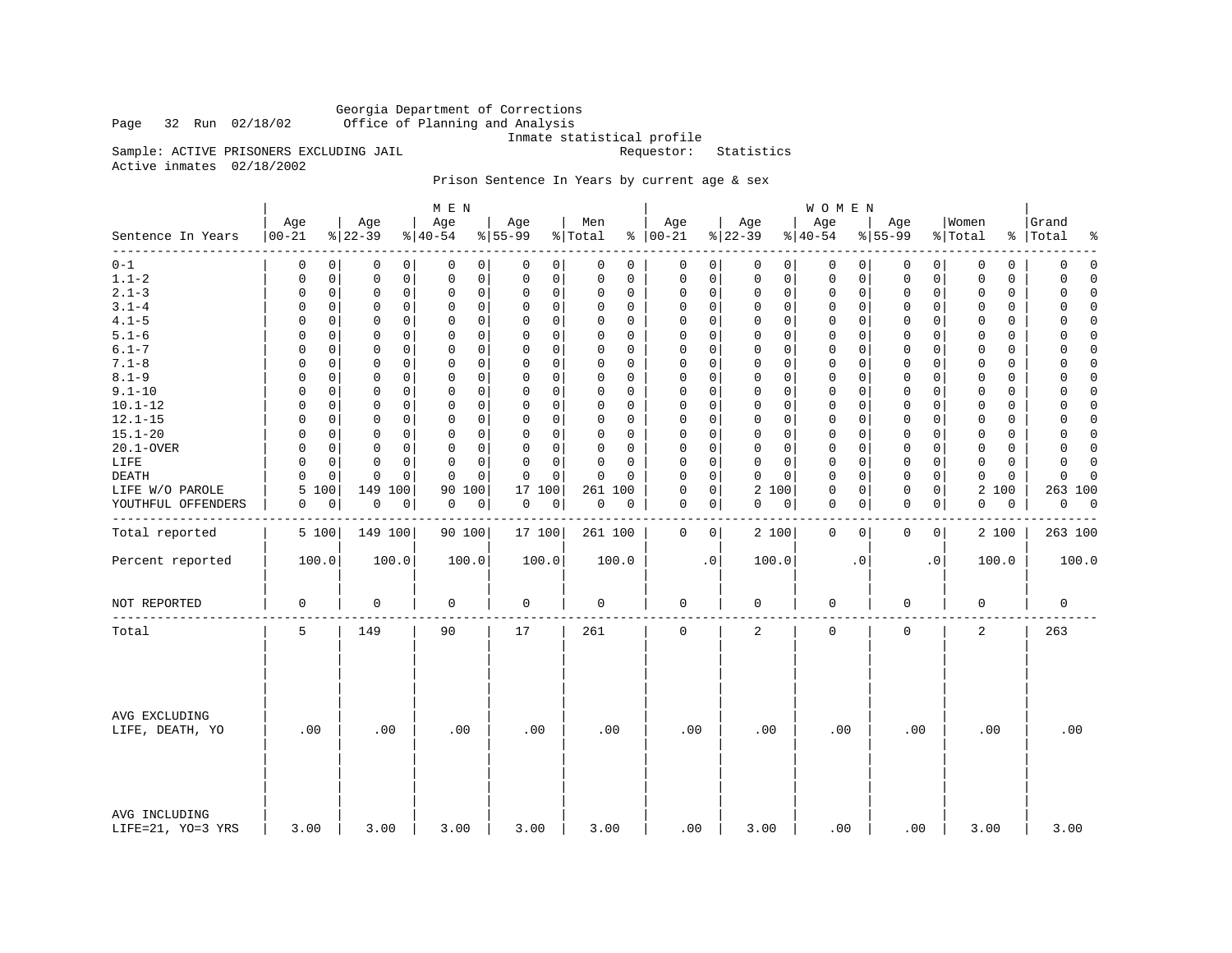Georgia Department of Corrections
Office of Planning and Analysis
Inmate statistical profile

Sample: ACTIVE PRISONERS EXCLUDING JAIL     Requestor: Statistics
Active inmates 02/18/2002

Prison Sentence In Years by current age & sex

| Sentence In Years | MEN Age 00-21 | % | Age 22-39 | % | Age 40-54 | % | Age 55-99 | % | Men Total | % | WOMEN Age 00-21 | % | Age 22-39 | % | Age 40-54 | % | Age 55-99 | % | Women Total | % | Grand Total | % |
|---|---|---|---|---|---|---|---|---|---|---|---|---|---|---|---|---|---|---|---|---|---|---|
| 0-1 | 0 | 0 | 0 | 0 | 0 | 0 | 0 | 0 | 0 | 0 | 0 | 0 | 0 | 0 | 0 | 0 | 0 | 0 | 0 | 0 | 0 | 0 |
| 1.1-2 | 0 | 0 | 0 | 0 | 0 | 0 | 0 | 0 | 0 | 0 | 0 | 0 | 0 | 0 | 0 | 0 | 0 | 0 | 0 | 0 | 0 | 0 |
| 2.1-3 | 0 | 0 | 0 | 0 | 0 | 0 | 0 | 0 | 0 | 0 | 0 | 0 | 0 | 0 | 0 | 0 | 0 | 0 | 0 | 0 | 0 | 0 |
| 3.1-4 | 0 | 0 | 0 | 0 | 0 | 0 | 0 | 0 | 0 | 0 | 0 | 0 | 0 | 0 | 0 | 0 | 0 | 0 | 0 | 0 | 0 | 0 |
| 4.1-5 | 0 | 0 | 0 | 0 | 0 | 0 | 0 | 0 | 0 | 0 | 0 | 0 | 0 | 0 | 0 | 0 | 0 | 0 | 0 | 0 | 0 | 0 |
| 5.1-6 | 0 | 0 | 0 | 0 | 0 | 0 | 0 | 0 | 0 | 0 | 0 | 0 | 0 | 0 | 0 | 0 | 0 | 0 | 0 | 0 | 0 | 0 |
| 6.1-7 | 0 | 0 | 0 | 0 | 0 | 0 | 0 | 0 | 0 | 0 | 0 | 0 | 0 | 0 | 0 | 0 | 0 | 0 | 0 | 0 | 0 | 0 |
| 7.1-8 | 0 | 0 | 0 | 0 | 0 | 0 | 0 | 0 | 0 | 0 | 0 | 0 | 0 | 0 | 0 | 0 | 0 | 0 | 0 | 0 | 0 | 0 |
| 8.1-9 | 0 | 0 | 0 | 0 | 0 | 0 | 0 | 0 | 0 | 0 | 0 | 0 | 0 | 0 | 0 | 0 | 0 | 0 | 0 | 0 | 0 | 0 |
| 9.1-10 | 0 | 0 | 0 | 0 | 0 | 0 | 0 | 0 | 0 | 0 | 0 | 0 | 0 | 0 | 0 | 0 | 0 | 0 | 0 | 0 | 0 | 0 |
| 10.1-12 | 0 | 0 | 0 | 0 | 0 | 0 | 0 | 0 | 0 | 0 | 0 | 0 | 0 | 0 | 0 | 0 | 0 | 0 | 0 | 0 | 0 | 0 |
| 12.1-15 | 0 | 0 | 0 | 0 | 0 | 0 | 0 | 0 | 0 | 0 | 0 | 0 | 0 | 0 | 0 | 0 | 0 | 0 | 0 | 0 | 0 | 0 |
| 15.1-20 | 0 | 0 | 0 | 0 | 0 | 0 | 0 | 0 | 0 | 0 | 0 | 0 | 0 | 0 | 0 | 0 | 0 | 0 | 0 | 0 | 0 | 0 |
| 20.1-OVER | 0 | 0 | 0 | 0 | 0 | 0 | 0 | 0 | 0 | 0 | 0 | 0 | 0 | 0 | 0 | 0 | 0 | 0 | 0 | 0 | 0 | 0 |
| LIFE | 0 | 0 | 0 | 0 | 0 | 0 | 0 | 0 | 0 | 0 | 0 | 0 | 0 | 0 | 0 | 0 | 0 | 0 | 0 | 0 | 0 | 0 |
| DEATH | 0 | 0 | 0 | 0 | 0 | 0 | 0 | 0 | 0 | 0 | 0 | 0 | 0 | 0 | 0 | 0 | 0 | 0 | 0 | 0 | 0 | 0 |
| LIFE W/O PAROLE | 5 | 100 | 149 | 100 | 90 | 100 | 17 | 100 | 261 | 100 | 0 | 0 | 2 | 100 | 0 | 0 | 0 | 0 | 2 | 100 | 263 | 100 |
| YOUTHFUL OFFENDERS | 0 | 0 | 0 | 0 | 0 | 0 | 0 | 0 | 0 | 0 | 0 | 0 | 0 | 0 | 0 | 0 | 0 | 0 | 0 | 0 | 0 | 0 |
| Total reported | 5 | 100 | 149 | 100 | 90 | 100 | 17 | 100 | 261 | 100 | 0 | 0 | 2 | 100 | 0 | 0 | 0 | 0 | 2 | 100 | 263 | 100 |
| Percent reported | 100.0 | | 100.0 | | 100.0 | | 100.0 | | 100.0 | | .0 | | 100.0 | | .0 | | .0 | | 100.0 | | 100.0 | |
| NOT REPORTED | 0 | | 0 | | 0 | | 0 | | 0 | | 0 | | 0 | | 0 | | 0 | | 0 | | 0 | |
| Total | 5 | | 149 | | 90 | | 17 | | 261 | | 0 | | 2 | | 0 | | 0 | | 2 | | 263 | |
| AVG EXCLUDING LIFE, DEATH, YO | .00 | | .00 | | .00 | | .00 | | .00 | | .00 | | .00 | | .00 | | .00 | | .00 | | .00 | |
| AVG INCLUDING LIFE=21, YO=3 YRS | 3.00 | | 3.00 | | 3.00 | | 3.00 | | 3.00 | | .00 | | 3.00 | | .00 | | .00 | | 3.00 | | 3.00 | |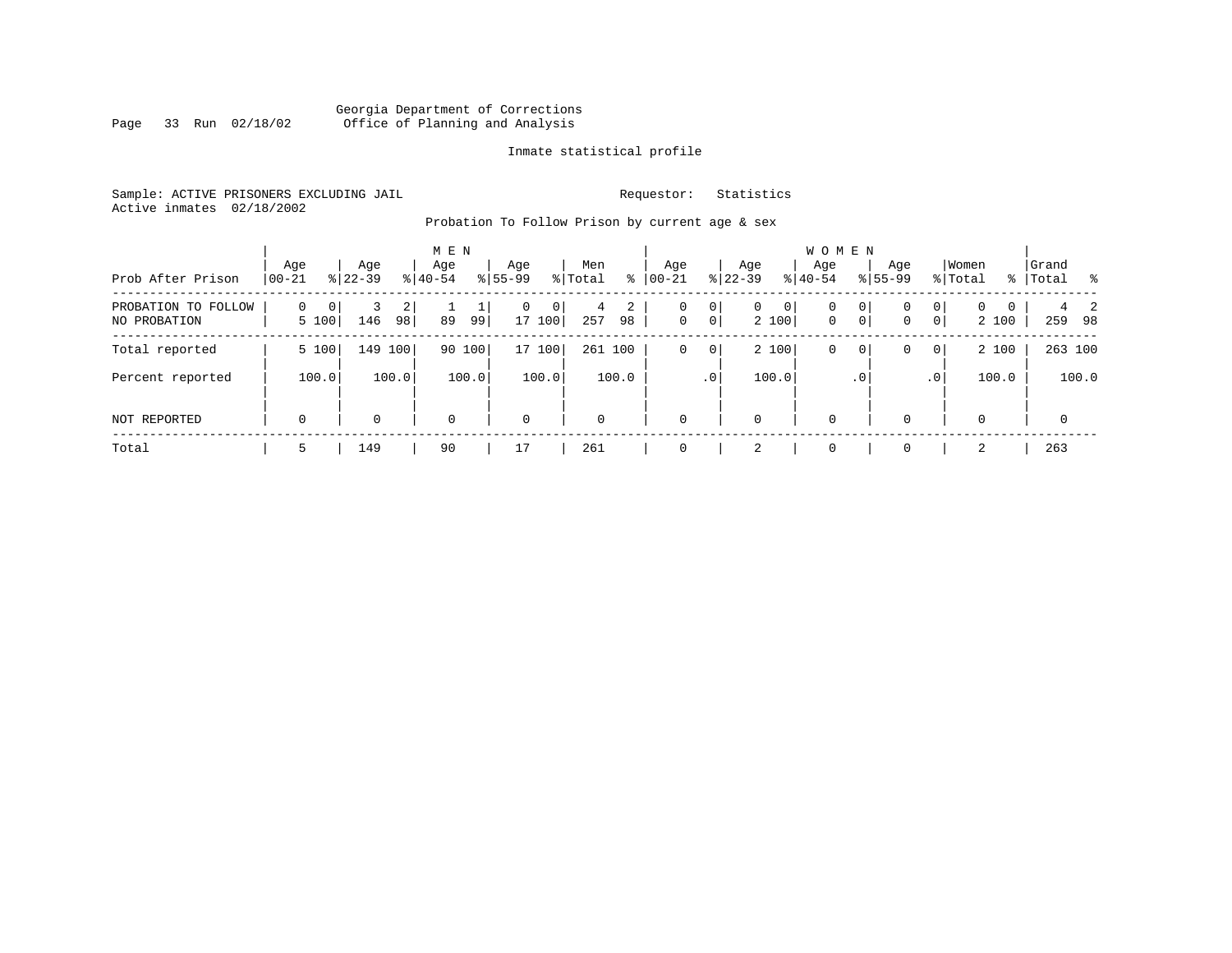Georgia Department of Corrections
Office of Planning and Analysis

Inmate statistical profile

Sample: ACTIVE PRISONERS EXCLUDING JAIL
Active inmates 02/18/2002

Requestor: Statistics

Probation To Follow Prison by current age & sex

| Prob After Prison | MEN Age 00-21 | % | Age 22-39 | % | Age 40-54 | % | Age 55-99 | % | Men Total | % | WOMEN Age 00-21 | % | Age 22-39 | % | Age 40-54 | % | Age 55-99 | % | Women Total | % | Grand Total | % |
|---|---|---|---|---|---|---|---|---|---|---|---|---|---|---|---|---|---|---|---|---|---|---|
| PROBATION TO FOLLOW | 0 | 0 | 3 | 2 | 1 | 1 | 0 | 0 | 4 | 2 | 0 | 0 | 0 | 0 | 0 | 0 | 0 | 0 | 0 | 0 | 4 | 2 |
| NO PROBATION | 5 | 100 | 146 | 98 | 89 | 99 | 17 | 100 | 257 | 98 | 0 | 0 | 2 | 100 | 0 | 0 | 0 | 0 | 2 | 100 | 259 | 98 |
| Total reported | 5 | 100 | 149 | 100 | 90 | 100 | 17 | 100 | 261 | 100 | 0 | 0 | 2 | 100 | 0 | 0 | 0 | 0 | 2 | 100 | 263 | 100 |
| Percent reported | | 100.0 | | 100.0 | | 100.0 | | 100.0 | | 100.0 | | .0 | | 100.0 | | .0 | | .0 | | 100.0 | | 100.0 |
| NOT REPORTED | 0 | | 0 | | 0 | | 0 | | 0 | | 0 | | 0 | | 0 | | 0 | | 0 | | 0 | |
| Total | 5 | | 149 | | 90 | | 17 | | 261 | | 0 | | 2 | | 0 | | 0 | | 2 | | 263 | |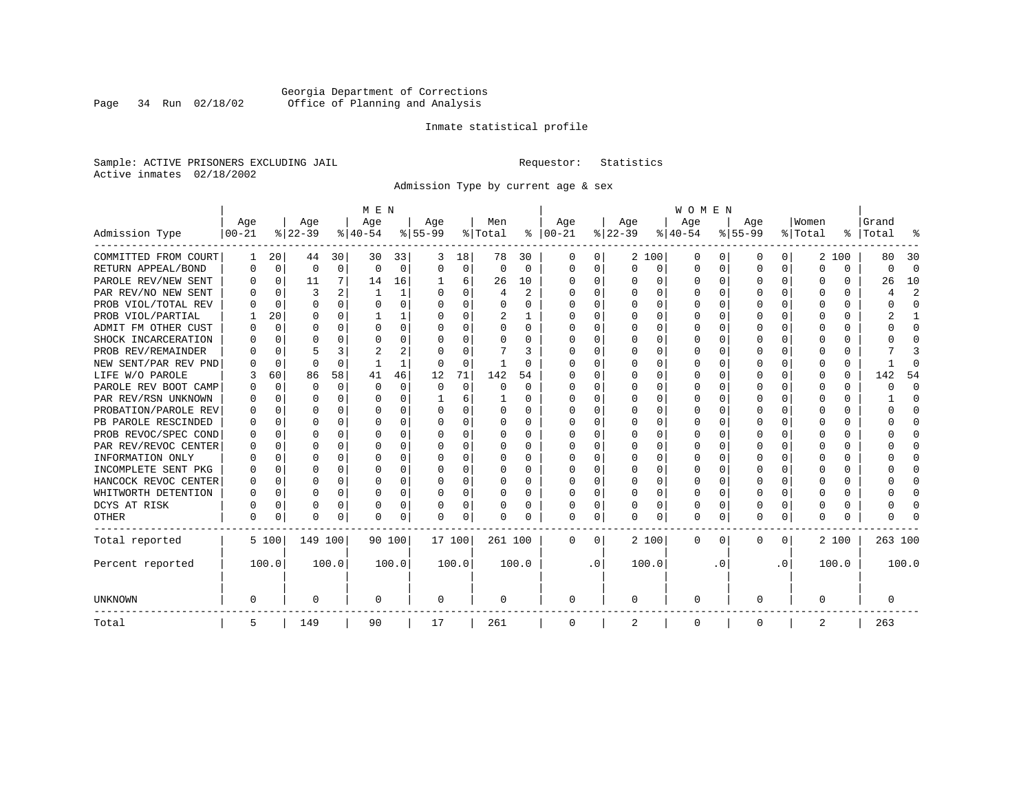Georgia Department of Corrections
Office of Planning and Analysis

Inmate statistical profile

Sample: ACTIVE PRISONERS EXCLUDING JAIL    Requestor: Statistics
Active inmates 02/18/2002

Admission Type by current age & sex

| Admission Type | MEN Age 00-21 | % | Age 22-39 | % | Age 40-54 | % | Age 55-99 | % | Men Total | % | WOMEN Age 00-21 | % | Age 22-39 | % | Age 40-54 | % | Age 55-99 | % | Women Total | % | Grand Total | % |
|---|---|---|---|---|---|---|---|---|---|---|---|---|---|---|---|---|---|---|---|---|---|---|
| COMMITTED FROM COURT | 1 | 20 | 44 | 30 | 30 | 33 | 3 | 18 | 78 | 30 | 0 | 0 | 2 | 100 | 0 | 0 | 0 | 0 | 2 | 100 | 80 | 30 |
| RETURN APPEAL/BOND | 0 | 0 | 0 | 0 | 0 | 0 | 0 | 0 | 0 | 0 | 0 | 0 | 0 | 0 | 0 | 0 | 0 | 0 | 0 | 0 | 0 | 0 |
| PAROLE REV/NEW SENT | 0 | 0 | 11 | 7 | 14 | 16 | 1 | 6 | 26 | 10 | 0 | 0 | 0 | 0 | 0 | 0 | 0 | 0 | 0 | 0 | 26 | 10 |
| PAR REV/NO NEW SENT | 0 | 0 | 3 | 2 | 1 | 1 | 0 | 0 | 4 | 2 | 0 | 0 | 0 | 0 | 0 | 0 | 0 | 0 | 0 | 0 | 4 | 2 |
| PROB VIOL/TOTAL REV | 0 | 0 | 0 | 0 | 0 | 0 | 0 | 0 | 0 | 0 | 0 | 0 | 0 | 0 | 0 | 0 | 0 | 0 | 0 | 0 | 0 | 0 |
| PROB VIOL/PARTIAL | 1 | 20 | 0 | 0 | 1 | 1 | 0 | 0 | 2 | 1 | 0 | 0 | 0 | 0 | 0 | 0 | 0 | 0 | 0 | 0 | 2 | 1 |
| ADMIT FM OTHER CUST | 0 | 0 | 0 | 0 | 0 | 0 | 0 | 0 | 0 | 0 | 0 | 0 | 0 | 0 | 0 | 0 | 0 | 0 | 0 | 0 | 0 | 0 |
| SHOCK INCARCERATION | 0 | 0 | 0 | 0 | 0 | 0 | 0 | 0 | 0 | 0 | 0 | 0 | 0 | 0 | 0 | 0 | 0 | 0 | 0 | 0 | 0 | 0 |
| PROB REV/REMAINDER | 0 | 0 | 5 | 3 | 2 | 2 | 0 | 0 | 7 | 3 | 0 | 0 | 0 | 0 | 0 | 0 | 0 | 0 | 0 | 0 | 7 | 3 |
| NEW SENT/PAR REV PND | 0 | 0 | 0 | 0 | 1 | 1 | 0 | 0 | 1 | 0 | 0 | 0 | 0 | 0 | 0 | 0 | 0 | 0 | 0 | 0 | 1 | 0 |
| LIFE W/O PAROLE | 3 | 60 | 86 | 58 | 41 | 46 | 12 | 71 | 142 | 54 | 0 | 0 | 0 | 0 | 0 | 0 | 0 | 0 | 0 | 0 | 142 | 54 |
| PAROLE REV BOOT CAMP | 0 | 0 | 0 | 0 | 0 | 0 | 0 | 0 | 0 | 0 | 0 | 0 | 0 | 0 | 0 | 0 | 0 | 0 | 0 | 0 | 0 | 0 |
| PAR REV/RSN UNKNOWN | 0 | 0 | 0 | 0 | 0 | 0 | 1 | 6 | 1 | 0 | 0 | 0 | 0 | 0 | 0 | 0 | 0 | 0 | 0 | 0 | 1 | 0 |
| PROBATION/PAROLE REV | 0 | 0 | 0 | 0 | 0 | 0 | 0 | 0 | 0 | 0 | 0 | 0 | 0 | 0 | 0 | 0 | 0 | 0 | 0 | 0 | 0 | 0 |
| PB PAROLE RESCINDED | 0 | 0 | 0 | 0 | 0 | 0 | 0 | 0 | 0 | 0 | 0 | 0 | 0 | 0 | 0 | 0 | 0 | 0 | 0 | 0 | 0 | 0 |
| PROB REVOC/SPEC COND | 0 | 0 | 0 | 0 | 0 | 0 | 0 | 0 | 0 | 0 | 0 | 0 | 0 | 0 | 0 | 0 | 0 | 0 | 0 | 0 | 0 | 0 |
| PAR REV/REVOC CENTER | 0 | 0 | 0 | 0 | 0 | 0 | 0 | 0 | 0 | 0 | 0 | 0 | 0 | 0 | 0 | 0 | 0 | 0 | 0 | 0 | 0 | 0 |
| INFORMATION ONLY | 0 | 0 | 0 | 0 | 0 | 0 | 0 | 0 | 0 | 0 | 0 | 0 | 0 | 0 | 0 | 0 | 0 | 0 | 0 | 0 | 0 | 0 |
| INCOMPLETE SENT PKG | 0 | 0 | 0 | 0 | 0 | 0 | 0 | 0 | 0 | 0 | 0 | 0 | 0 | 0 | 0 | 0 | 0 | 0 | 0 | 0 | 0 | 0 |
| HANCOCK REVOC CENTER | 0 | 0 | 0 | 0 | 0 | 0 | 0 | 0 | 0 | 0 | 0 | 0 | 0 | 0 | 0 | 0 | 0 | 0 | 0 | 0 | 0 | 0 |
| WHITWORTH DETENTION | 0 | 0 | 0 | 0 | 0 | 0 | 0 | 0 | 0 | 0 | 0 | 0 | 0 | 0 | 0 | 0 | 0 | 0 | 0 | 0 | 0 | 0 |
| DCYS AT RISK | 0 | 0 | 0 | 0 | 0 | 0 | 0 | 0 | 0 | 0 | 0 | 0 | 0 | 0 | 0 | 0 | 0 | 0 | 0 | 0 | 0 | 0 |
| OTHER | 0 | 0 | 0 | 0 | 0 | 0 | 0 | 0 | 0 | 0 | 0 | 0 | 0 | 0 | 0 | 0 | 0 | 0 | 0 | 0 | 0 | 0 |
| Total reported | 5 | 100 | 149 | 100 | 90 | 100 | 17 | 100 | 261 | 100 | 0 | 0 | 2 | 100 | 0 | 0 | 0 | 0 | 2 | 100 | 263 | 100 |
| Percent reported | | 100.0 | | 100.0 | | 100.0 | | 100.0 | | 100.0 | | .0 | | 100.0 | | .0 | | .0 | | 100.0 | | 100.0 |
| UNKNOWN | 0 | | 0 | | 0 | | 0 | | 0 | | 0 | | 0 | | 0 | | 0 | | 0 | | 0 | |
| Total | 5 | | 149 | | 90 | | 17 | | 261 | | 0 | | 2 | | 0 | | 0 | | 2 | | 263 | |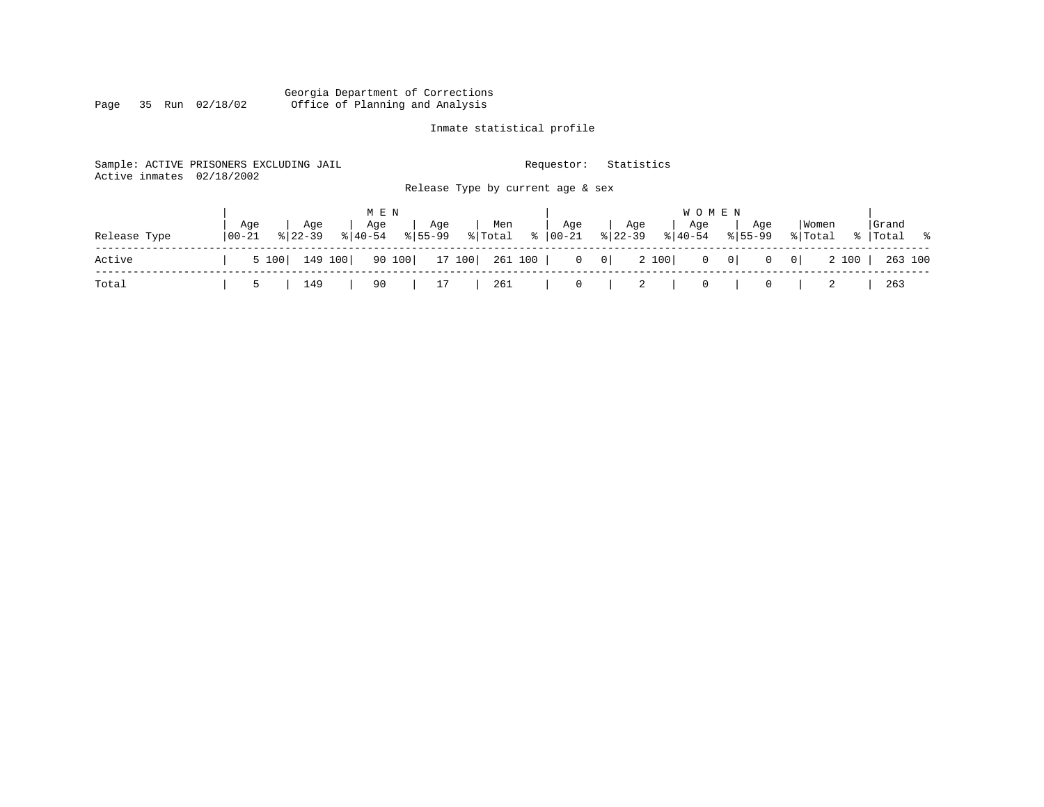Georgia Department of Corrections
Office of Planning and Analysis

Inmate statistical profile

Sample: ACTIVE PRISONERS EXCLUDING JAIL
Active inmates 02/18/2002

Requestor: Statistics

Release Type by current age & sex

| Release Type | MEN Age 00-21 | % | Age 22-39 | % | Age 40-54 | % | Age 55-99 | % | Men Total | % | WOMEN Age 00-21 | % | Age 22-39 | % | Age 40-54 | % | Age 55-99 | % | Women Total | % | Grand Total | % |
|---|---|---|---|---|---|---|---|---|---|---|---|---|---|---|---|---|---|---|---|---|---|---|
| Active | 5 | 100 | 149 | 100 | 90 | 100 | 17 | 100 | 261 | 100 | 0 | 0 | 2 | 100 | 0 | 0 | 0 | 0 | 2 | 100 | 263 | 100 |
| Total | 5 | | 149 | | 90 | | 17 | | 261 | | 0 | | 2 | | 0 | | 0 | | 2 | | 263 | |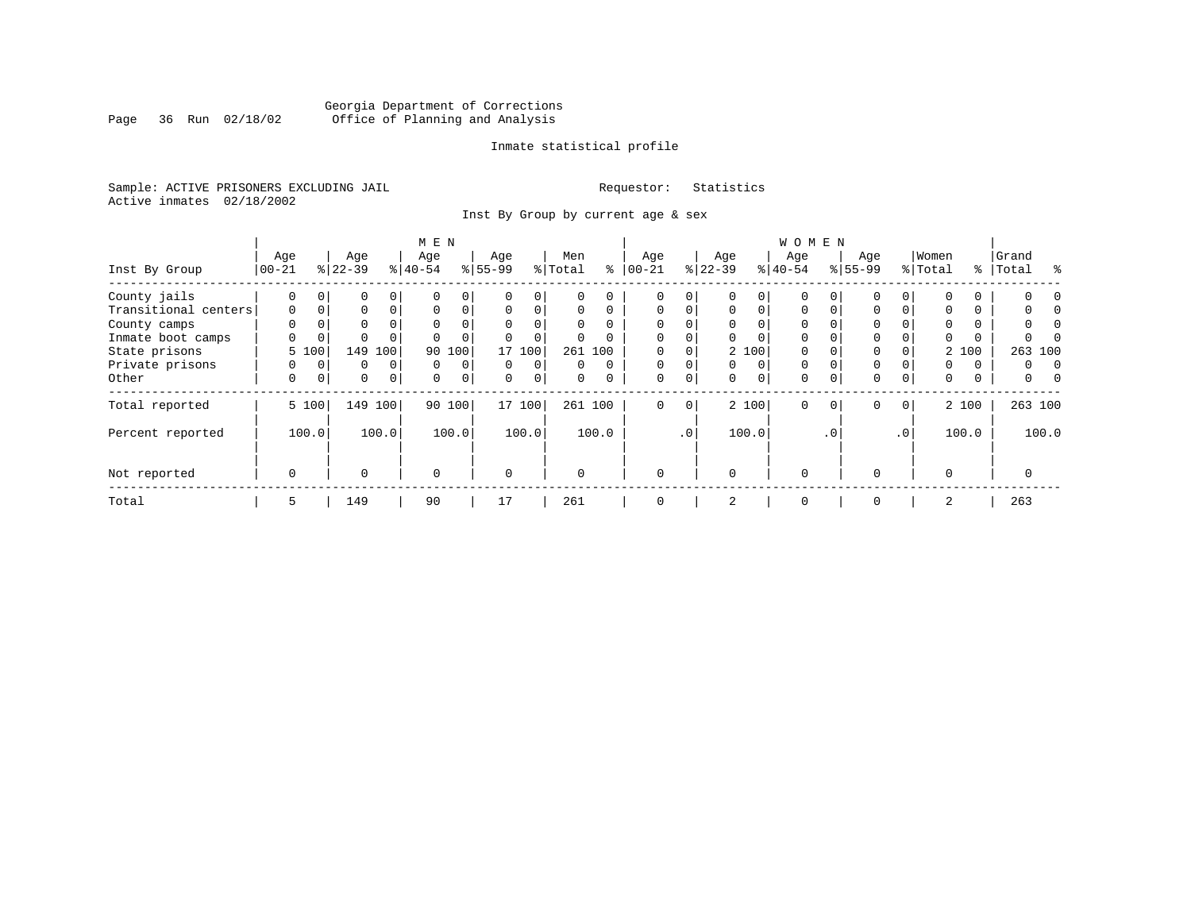Georgia Department of Corrections
Office of Planning and Analysis

Page 36 Run 02/18/02

Inmate statistical profile

Sample: ACTIVE PRISONERS EXCLUDING JAIL

Requestor: Statistics

Active inmates 02/18/2002

Inst By Group by current age & sex

| Inst By Group | MEN Age 00-21 | % | Age 22-39 | % | Age 40-54 | % | Age 55-99 | % | Men Total | % | WOMEN Age 00-21 | % | Age 22-39 | % | Age 40-54 | % | Age 55-99 | % | Women Total | % | Grand Total | % |
|---|---|---|---|---|---|---|---|---|---|---|---|---|---|---|---|---|---|---|---|---|---|---|
| County jails | 0 | 0 | 0 | 0 | 0 | 0 | 0 | 0 | 0 | 0 | 0 | 0 | 0 | 0 | 0 | 0 | 0 | 0 | 0 | 0 | 0 | 0 |
| Transitional centers | 0 | 0 | 0 | 0 | 0 | 0 | 0 | 0 | 0 | 0 | 0 | 0 | 0 | 0 | 0 | 0 | 0 | 0 | 0 | 0 | 0 | 0 |
| County camps | 0 | 0 | 0 | 0 | 0 | 0 | 0 | 0 | 0 | 0 | 0 | 0 | 0 | 0 | 0 | 0 | 0 | 0 | 0 | 0 | 0 | 0 |
| Inmate boot camps | 0 | 0 | 0 | 0 | 0 | 0 | 0 | 0 | 0 | 0 | 0 | 0 | 0 | 0 | 0 | 0 | 0 | 0 | 0 | 0 | 0 | 0 |
| State prisons | 5 | 100 | 149 | 100 | 90 | 100 | 17 | 100 | 261 | 100 | 0 | 0 | 2 | 100 | 0 | 0 | 0 | 0 | 2 | 100 | 263 | 100 |
| Private prisons | 0 | 0 | 0 | 0 | 0 | 0 | 0 | 0 | 0 | 0 | 0 | 0 | 0 | 0 | 0 | 0 | 0 | 0 | 0 | 0 | 0 | 0 |
| Other | 0 | 0 | 0 | 0 | 0 | 0 | 0 | 0 | 0 | 0 | 0 | 0 | 0 | 0 | 0 | 0 | 0 | 0 | 0 | 0 | 0 | 0 |
| Total reported | 5 | 100 | 149 | 100 | 90 | 100 | 17 | 100 | 261 | 100 | 0 | 0 | 2 | 100 | 0 | 0 | 0 | 0 | 2 | 100 | 263 | 100 |
| Percent reported | | 100.0 | | 100.0 | | 100.0 | | 100.0 | | 100.0 | | .0 | | 100.0 | | .0 | | .0 | | 100.0 | | 100.0 |
| Not reported | 0 | | 0 | | 0 | | 0 | | 0 | | 0 | | 0 | | 0 | | 0 | | 0 | | 0 | |
| Total | 5 | | 149 | | 90 | | 17 | | 261 | | 0 | | 2 | | 0 | | 0 | | 2 | | 263 | |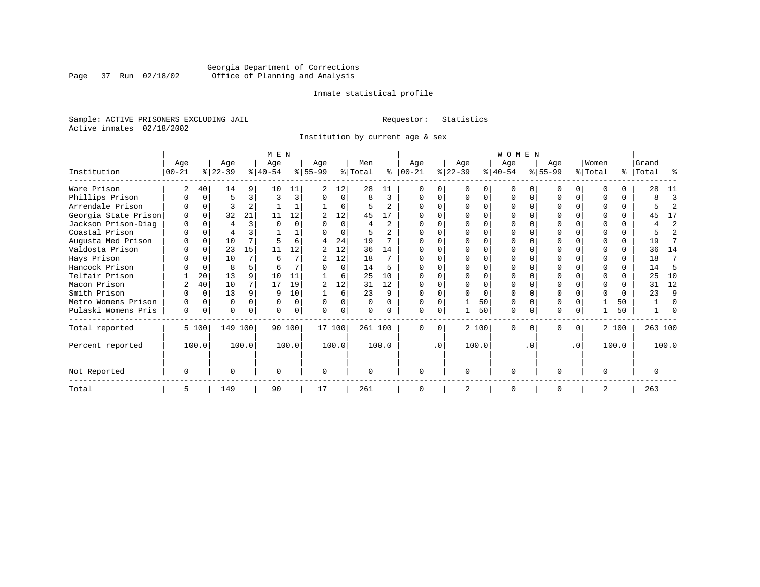Georgia Department of Corrections
Office of Planning and Analysis

Inmate statistical profile

Sample: ACTIVE PRISONERS EXCLUDING JAIL

Requestor: Statistics

Active inmates 02/18/2002

Institution by current age & sex

| Institution | MEN Age 00-21 | % | Age 22-39 | % | Age 40-54 | % | Age 55-99 | % | Men Total | % | WOMEN Age 00-21 | % | Age 22-39 | % | Age 40-54 | % | Age 55-99 | % | Women Total | % | Grand Total | % |
|---|---|---|---|---|---|---|---|---|---|---|---|---|---|---|---|---|---|---|---|---|---|---|
| Ware Prison | 2 | 40 | 14 | 9 | 10 | 11 | 2 | 12 | 28 | 11 | 0 | 0 | 0 | 0 | 0 | 0 | 0 | 0 | 0 | 0 | 28 | 11 |
| Phillips Prison | 0 | 0 | 5 | 3 | 3 | 3 | 0 | 0 | 8 | 3 | 0 | 0 | 0 | 0 | 0 | 0 | 0 | 0 | 0 | 0 | 8 | 3 |
| Arrendale Prison | 0 | 0 | 3 | 2 | 1 | 1 | 1 | 6 | 5 | 2 | 0 | 0 | 0 | 0 | 0 | 0 | 0 | 0 | 0 | 0 | 5 | 2 |
| Georgia State Prison | 0 | 0 | 32 | 21 | 11 | 12 | 2 | 12 | 45 | 17 | 0 | 0 | 0 | 0 | 0 | 0 | 0 | 0 | 0 | 0 | 45 | 17 |
| Jackson Prison-Diag | 0 | 0 | 4 | 3 | 0 | 0 | 0 | 0 | 4 | 2 | 0 | 0 | 0 | 0 | 0 | 0 | 0 | 0 | 0 | 0 | 4 | 2 |
| Coastal Prison | 0 | 0 | 4 | 3 | 1 | 1 | 0 | 0 | 5 | 2 | 0 | 0 | 0 | 0 | 0 | 0 | 0 | 0 | 0 | 0 | 5 | 2 |
| Augusta Med Prison | 0 | 0 | 10 | 7 | 5 | 6 | 4 | 24 | 19 | 7 | 0 | 0 | 0 | 0 | 0 | 0 | 0 | 0 | 0 | 0 | 19 | 7 |
| Valdosta Prison | 0 | 0 | 23 | 15 | 11 | 12 | 2 | 12 | 36 | 14 | 0 | 0 | 0 | 0 | 0 | 0 | 0 | 0 | 0 | 0 | 36 | 14 |
| Hays Prison | 0 | 0 | 10 | 7 | 6 | 7 | 2 | 12 | 18 | 7 | 0 | 0 | 0 | 0 | 0 | 0 | 0 | 0 | 0 | 0 | 18 | 7 |
| Hancock Prison | 0 | 0 | 8 | 5 | 6 | 7 | 0 | 0 | 14 | 5 | 0 | 0 | 0 | 0 | 0 | 0 | 0 | 0 | 0 | 0 | 14 | 5 |
| Telfair Prison | 1 | 20 | 13 | 9 | 10 | 11 | 1 | 6 | 25 | 10 | 0 | 0 | 0 | 0 | 0 | 0 | 0 | 0 | 0 | 0 | 25 | 10 |
| Macon Prison | 2 | 40 | 10 | 7 | 17 | 19 | 2 | 12 | 31 | 12 | 0 | 0 | 0 | 0 | 0 | 0 | 0 | 0 | 0 | 0 | 31 | 12 |
| Smith Prison | 0 | 0 | 13 | 9 | 9 | 10 | 1 | 6 | 23 | 9 | 0 | 0 | 0 | 0 | 0 | 0 | 0 | 0 | 0 | 0 | 23 | 9 |
| Metro Womens Prison | 0 | 0 | 0 | 0 | 0 | 0 | 0 | 0 | 0 | 0 | 0 | 0 | 1 | 50 | 0 | 0 | 0 | 0 | 1 | 50 | 1 | 0 |
| Pulaski Womens Pris | 0 | 0 | 0 | 0 | 0 | 0 | 0 | 0 | 0 | 0 | 0 | 0 | 1 | 50 | 0 | 0 | 0 | 0 | 1 | 50 | 1 | 0 |
| Total reported | 5 | 100 | 149 | 100 | 90 | 100 | 17 | 100 | 261 | 100 | 0 | 0 | 2 | 100 | 0 | 0 | 0 | 0 | 2 | 100 | 263 | 100 |
| Percent reported | | 100.0 | | 100.0 | | 100.0 | | 100.0 | | 100.0 | | .0 | | 100.0 | | .0 | | .0 | | 100.0 | | 100.0 |
| Not Reported | 0 | | 0 | | 0 | | 0 | | 0 | | 0 | | 0 | | 0 | | 0 | | 0 | | 0 | |
| Total | 5 | | 149 | | 90 | | 17 | | 261 | | 0 | | 2 | | 0 | | 0 | | 2 | | 263 | |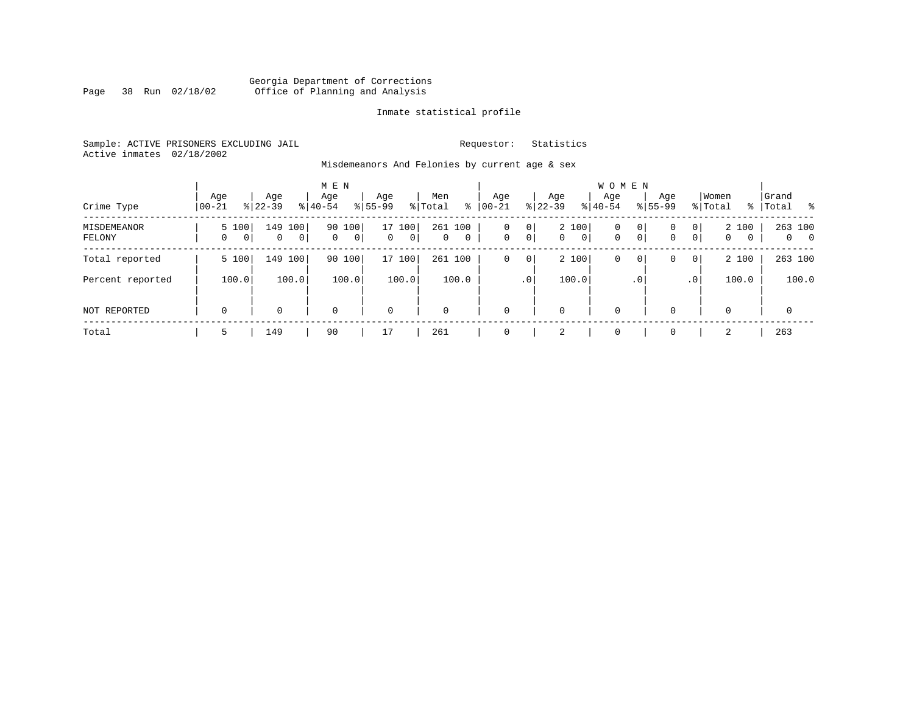Georgia Department of Corrections
Office of Planning and Analysis

Inmate statistical profile

Sample: ACTIVE PRISONERS EXCLUDING JAIL
Active inmates 02/18/2002

Requestor: Statistics

Misdemeanors And Felonies by current age & sex

| Crime Type | MEN Age 00-21 | % | Age 22-39 | % | Age 40-54 | % | Age 55-99 | % | Men Total | % | WOMEN Age 00-21 | % | Age 22-39 | % | Age 40-54 | % | Age 55-99 | % | Women Total | % | Grand Total | % |
|---|---|---|---|---|---|---|---|---|---|---|---|---|---|---|---|---|---|---|---|---|---|---|
| MISDEMEANOR | 5 | 100 | 149 | 100 | 90 | 100 | 17 | 100 | 261 | 100 | 0 | 0 | 2 | 100 | 0 | 0 | 0 | 0 | 2 | 100 | 263 | 100 |
| FELONY | 0 | 0 | 0 | 0 | 0 | 0 | 0 | 0 | 0 | 0 | 0 | 0 | 0 | 0 | 0 | 0 | 0 | 0 | 0 | 0 | 0 | 0 |
| Total reported | 5 | 100 | 149 | 100 | 90 | 100 | 17 | 100 | 261 | 100 | 0 | 0 | 2 | 100 | 0 | 0 | 0 | 0 | 2 | 100 | 263 | 100 |
| Percent reported | | 100.0 | | 100.0 | | 100.0 | | 100.0 | | 100.0 | | .0 | | 100.0 | | .0 | | .0 | | 100.0 | | 100.0 |
| NOT REPORTED | 0 | | 0 | | 0 | | 0 | | 0 | | 0 | | 0 | | 0 | | 0 | | 0 | | 0 | |
| Total | 5 | | 149 | | 90 | | 17 | | 261 | | 0 | | 2 | | 0 | | 0 | | 2 | | 263 | |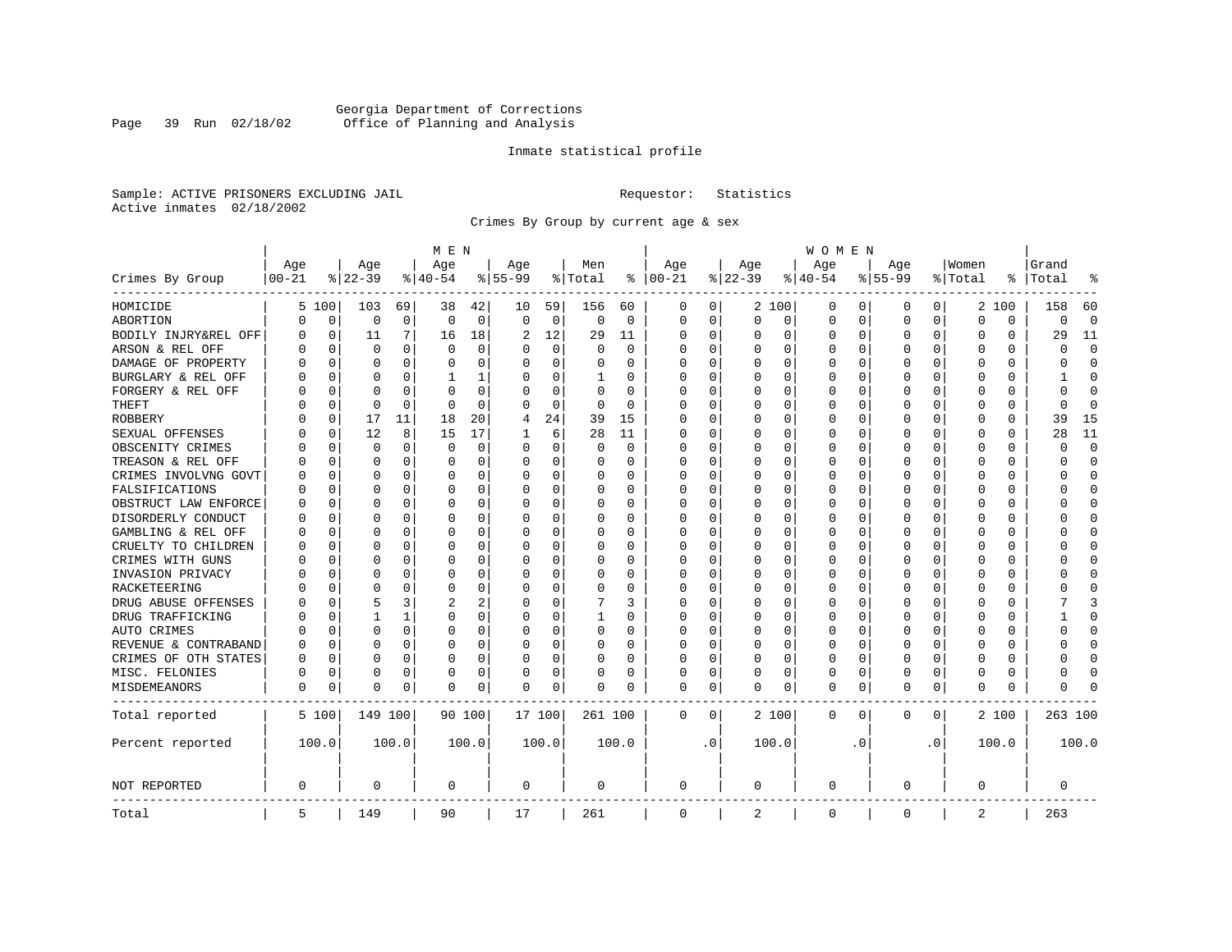Georgia Department of Corrections
Office of Planning and Analysis

Inmate statistical profile

Sample: ACTIVE PRISONERS EXCLUDING JAIL
Active inmates 02/18/2002

Requestor: Statistics

Crimes By Group by current age & sex

| Crimes By Group | MEN Age 00-21 | % | Age 22-39 | % | Age 40-54 | % | Age 55-99 | % | Men Total | % | WOMEN Age 00-21 | % | Age 22-39 | % | Age 40-54 | % | Age 55-99 | % | Women Total | % | Grand Total | % |
|---|---|---|---|---|---|---|---|---|---|---|---|---|---|---|---|---|---|---|---|---|---|---|
| HOMICIDE | 5 | 100 | 103 | 69 | 38 | 42 | 10 | 59 | 156 | 60 | 0 | 0 | 2 | 100 | 0 | 0 | 0 | 0 | 2 | 100 | 158 | 60 |
| ABORTION | 0 | 0 | 0 | 0 | 0 | 0 | 0 | 0 | 0 | 0 | 0 | 0 | 0 | 0 | 0 | 0 | 0 | 0 | 0 | 0 | 0 | 0 |
| BODILY INJRY&REL OFF | 0 | 0 | 11 | 7 | 16 | 18 | 2 | 12 | 29 | 11 | 0 | 0 | 0 | 0 | 0 | 0 | 0 | 0 | 0 | 0 | 29 | 11 |
| ARSON & REL OFF | 0 | 0 | 0 | 0 | 0 | 0 | 0 | 0 | 0 | 0 | 0 | 0 | 0 | 0 | 0 | 0 | 0 | 0 | 0 | 0 | 0 | 0 |
| DAMAGE OF PROPERTY | 0 | 0 | 0 | 0 | 0 | 0 | 0 | 0 | 0 | 0 | 0 | 0 | 0 | 0 | 0 | 0 | 0 | 0 | 0 | 0 | 0 | 0 |
| BURGLARY & REL OFF | 0 | 0 | 0 | 0 | 1 | 1 | 0 | 0 | 1 | 0 | 0 | 0 | 0 | 0 | 0 | 0 | 0 | 0 | 0 | 0 | 1 | 0 |
| FORGERY & REL OFF | 0 | 0 | 0 | 0 | 0 | 0 | 0 | 0 | 0 | 0 | 0 | 0 | 0 | 0 | 0 | 0 | 0 | 0 | 0 | 0 | 0 | 0 |
| THEFT | 0 | 0 | 0 | 0 | 0 | 0 | 0 | 0 | 0 | 0 | 0 | 0 | 0 | 0 | 0 | 0 | 0 | 0 | 0 | 0 | 0 | 0 |
| ROBBERY | 0 | 0 | 17 | 11 | 18 | 20 | 4 | 24 | 39 | 15 | 0 | 0 | 0 | 0 | 0 | 0 | 0 | 0 | 0 | 0 | 39 | 15 |
| SEXUAL OFFENSES | 0 | 0 | 12 | 8 | 15 | 17 | 1 | 6 | 28 | 11 | 0 | 0 | 0 | 0 | 0 | 0 | 0 | 0 | 0 | 0 | 28 | 11 |
| OBSCENITY CRIMES | 0 | 0 | 0 | 0 | 0 | 0 | 0 | 0 | 0 | 0 | 0 | 0 | 0 | 0 | 0 | 0 | 0 | 0 | 0 | 0 | 0 | 0 |
| TREASON & REL OFF | 0 | 0 | 0 | 0 | 0 | 0 | 0 | 0 | 0 | 0 | 0 | 0 | 0 | 0 | 0 | 0 | 0 | 0 | 0 | 0 | 0 | 0 |
| CRIMES INVOLVNG GOVT | 0 | 0 | 0 | 0 | 0 | 0 | 0 | 0 | 0 | 0 | 0 | 0 | 0 | 0 | 0 | 0 | 0 | 0 | 0 | 0 | 0 | 0 |
| FALSIFICATIONS | 0 | 0 | 0 | 0 | 0 | 0 | 0 | 0 | 0 | 0 | 0 | 0 | 0 | 0 | 0 | 0 | 0 | 0 | 0 | 0 | 0 | 0 |
| OBSTRUCT LAW ENFORCE | 0 | 0 | 0 | 0 | 0 | 0 | 0 | 0 | 0 | 0 | 0 | 0 | 0 | 0 | 0 | 0 | 0 | 0 | 0 | 0 | 0 | 0 |
| DISORDERLY CONDUCT | 0 | 0 | 0 | 0 | 0 | 0 | 0 | 0 | 0 | 0 | 0 | 0 | 0 | 0 | 0 | 0 | 0 | 0 | 0 | 0 | 0 | 0 |
| GAMBLING & REL OFF | 0 | 0 | 0 | 0 | 0 | 0 | 0 | 0 | 0 | 0 | 0 | 0 | 0 | 0 | 0 | 0 | 0 | 0 | 0 | 0 | 0 | 0 |
| CRUELTY TO CHILDREN | 0 | 0 | 0 | 0 | 0 | 0 | 0 | 0 | 0 | 0 | 0 | 0 | 0 | 0 | 0 | 0 | 0 | 0 | 0 | 0 | 0 | 0 |
| CRIMES WITH GUNS | 0 | 0 | 0 | 0 | 0 | 0 | 0 | 0 | 0 | 0 | 0 | 0 | 0 | 0 | 0 | 0 | 0 | 0 | 0 | 0 | 0 | 0 |
| INVASION PRIVACY | 0 | 0 | 0 | 0 | 0 | 0 | 0 | 0 | 0 | 0 | 0 | 0 | 0 | 0 | 0 | 0 | 0 | 0 | 0 | 0 | 0 | 0 |
| RACKETEERING | 0 | 0 | 0 | 0 | 0 | 0 | 0 | 0 | 0 | 0 | 0 | 0 | 0 | 0 | 0 | 0 | 0 | 0 | 0 | 0 | 0 | 0 |
| DRUG ABUSE OFFENSES | 0 | 0 | 5 | 3 | 2 | 2 | 0 | 0 | 7 | 3 | 0 | 0 | 0 | 0 | 0 | 0 | 0 | 0 | 0 | 0 | 7 | 3 |
| DRUG TRAFFICKING | 0 | 0 | 1 | 1 | 0 | 0 | 0 | 0 | 1 | 0 | 0 | 0 | 0 | 0 | 0 | 0 | 0 | 0 | 0 | 0 | 1 | 0 |
| AUTO CRIMES | 0 | 0 | 0 | 0 | 0 | 0 | 0 | 0 | 0 | 0 | 0 | 0 | 0 | 0 | 0 | 0 | 0 | 0 | 0 | 0 | 0 | 0 |
| REVENUE & CONTRABAND | 0 | 0 | 0 | 0 | 0 | 0 | 0 | 0 | 0 | 0 | 0 | 0 | 0 | 0 | 0 | 0 | 0 | 0 | 0 | 0 | 0 | 0 |
| CRIMES OF OTH STATES | 0 | 0 | 0 | 0 | 0 | 0 | 0 | 0 | 0 | 0 | 0 | 0 | 0 | 0 | 0 | 0 | 0 | 0 | 0 | 0 | 0 | 0 |
| MISC. FELONIES | 0 | 0 | 0 | 0 | 0 | 0 | 0 | 0 | 0 | 0 | 0 | 0 | 0 | 0 | 0 | 0 | 0 | 0 | 0 | 0 | 0 | 0 |
| MISDEMEANORS | 0 | 0 | 0 | 0 | 0 | 0 | 0 | 0 | 0 | 0 | 0 | 0 | 0 | 0 | 0 | 0 | 0 | 0 | 0 | 0 | 0 | 0 |
| Total reported | 5 | 100 | 149 | 100 | 90 | 100 | 17 | 100 | 261 | 100 | 0 | 0 | 2 | 100 | 0 | 0 | 0 | 0 | 2 | 100 | 263 | 100 |
| Percent reported | | 100.0 | | 100.0 | | 100.0 | | 100.0 | | 100.0 | | .0 | | 100.0 | | .0 | | .0 | | 100.0 | | 100.0 |
| NOT REPORTED | 0 | | 0 | | 0 | | 0 | | 0 | | 0 | | 0 | | 0 | | 0 | | 0 | | 0 | |
| Total | 5 | | 149 | | 90 | | 17 | | 261 | | 0 | | 2 | | 0 | | 0 | | 2 | | 263 | |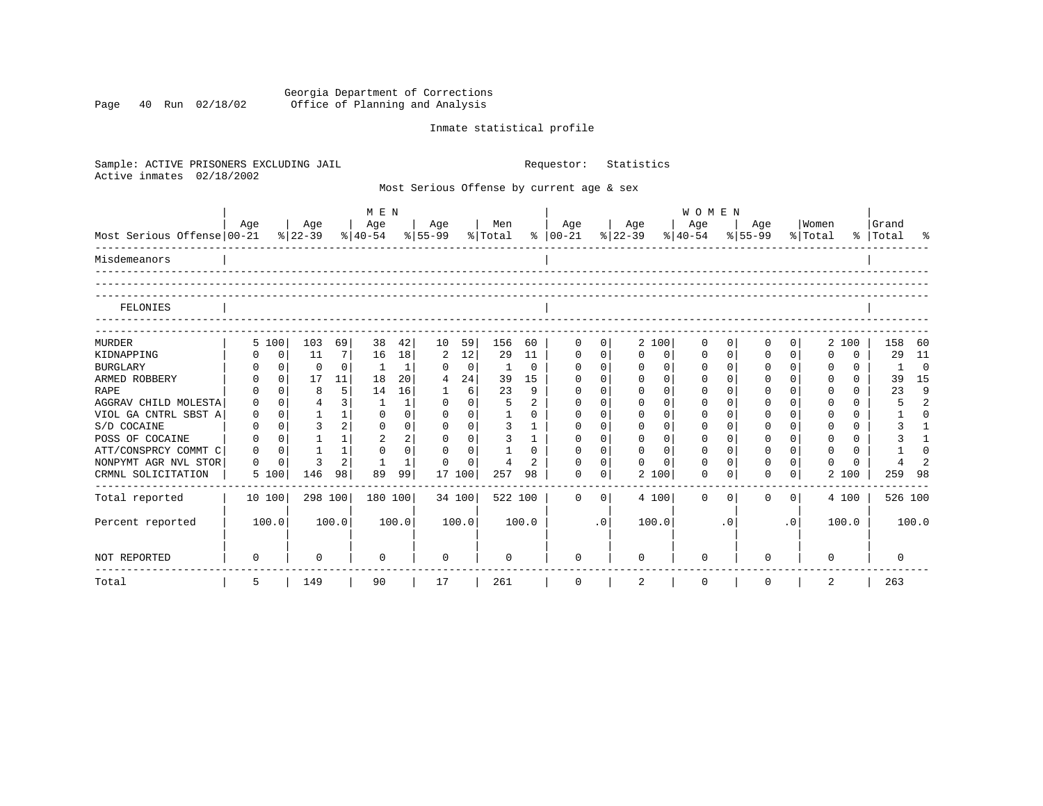Georgia Department of Corrections
Office of Planning and Analysis

Inmate statistical profile

Sample: ACTIVE PRISONERS EXCLUDING JAIL    Requestor: Statistics
Active inmates 02/18/2002

Most Serious Offense by current age & sex

| Most Serious Offense | MEN Age 00-21 | % | Age 22-39 | % | Age 40-54 | % | Age 55-99 | % | Men Total | % | WOMEN Age 00-21 | % | Age 22-39 | % | Age 40-54 | % | Age 55-99 | % | Women Total | % | Grand Total | % |
|---|---|---|---|---|---|---|---|---|---|---|---|---|---|---|---|---|---|---|---|---|---|---|
| Misdemeanors | | | | | | | | | | | | | | | | | | | | | | |
| FELONIES | | | | | | | | | | | | | | | | | | | | | | |
| MURDER | 5 | 100 | 103 | 69 | 38 | 42 | 10 | 59 | 156 | 60 | 0 | 0 | 2 | 100 | 0 | 0 | 0 | 0 | 2 | 100 | 158 | 60 |
| KIDNAPPING | 0 | 0 | 11 | 7 | 16 | 18 | 2 | 12 | 29 | 11 | 0 | 0 | 0 | 0 | 0 | 0 | 0 | 0 | 0 | 0 | 29 | 11 |
| BURGLARY | 0 | 0 | 0 | 0 | 1 | 1 | 0 | 0 | 1 | 0 | 0 | 0 | 0 | 0 | 0 | 0 | 0 | 0 | 0 | 0 | 1 | 0 |
| ARMED ROBBERY | 0 | 0 | 17 | 11 | 18 | 20 | 4 | 24 | 39 | 15 | 0 | 0 | 0 | 0 | 0 | 0 | 0 | 0 | 0 | 0 | 39 | 15 |
| RAPE | 0 | 0 | 8 | 5 | 14 | 16 | 1 | 6 | 23 | 9 | 0 | 0 | 0 | 0 | 0 | 0 | 0 | 0 | 0 | 0 | 23 | 9 |
| AGGRAV CHILD MOLESTA | 0 | 0 | 4 | 3 | 1 | 1 | 0 | 0 | 5 | 2 | 0 | 0 | 0 | 0 | 0 | 0 | 0 | 0 | 0 | 0 | 5 | 2 |
| VIOL GA CNTRL SBST A | 0 | 0 | 1 | 1 | 0 | 0 | 0 | 0 | 1 | 0 | 0 | 0 | 0 | 0 | 0 | 0 | 0 | 0 | 0 | 0 | 1 | 0 |
| S/D COCAINE | 0 | 0 | 3 | 2 | 0 | 0 | 0 | 0 | 3 | 1 | 0 | 0 | 0 | 0 | 0 | 0 | 0 | 0 | 0 | 0 | 3 | 1 |
| POSS OF COCAINE | 0 | 0 | 1 | 1 | 2 | 2 | 0 | 0 | 3 | 1 | 0 | 0 | 0 | 0 | 0 | 0 | 0 | 0 | 0 | 0 | 3 | 1 |
| ATT/CONSPRCY COMMT C | 0 | 0 | 1 | 1 | 0 | 0 | 0 | 0 | 1 | 0 | 0 | 0 | 0 | 0 | 0 | 0 | 0 | 0 | 0 | 0 | 1 | 0 |
| NONPYMT AGR NVL STOR | 0 | 0 | 3 | 2 | 1 | 1 | 0 | 0 | 4 | 2 | 0 | 0 | 0 | 0 | 0 | 0 | 0 | 0 | 0 | 0 | 4 | 2 |
| CRMNL SOLICITATION | 5 | 100 | 146 | 98 | 89 | 99 | 17 | 100 | 257 | 98 | 0 | 0 | 2 | 100 | 0 | 0 | 0 | 0 | 2 | 100 | 259 | 98 |
| Total reported | 10 | 100 | 298 | 100 | 180 | 100 | 34 | 100 | 522 | 100 | 0 | 0 | 4 | 100 | 0 | 0 | 0 | 0 | 4 | 100 | 526 | 100 |
| Percent reported | 100.0 | | 100.0 | | 100.0 | | 100.0 | | 100.0 | | .0 | | 100.0 | | .0 | | .0 | | 100.0 | | 100.0 | |
| NOT REPORTED | 0 | | 0 | | 0 | | 0 | | 0 | | 0 | | 0 | | 0 | | 0 | | 0 | | 0 | |
| Total | 5 | | 149 | | 90 | | 17 | | 261 | | 0 | | 2 | | 0 | | 0 | | 2 | | 263 | |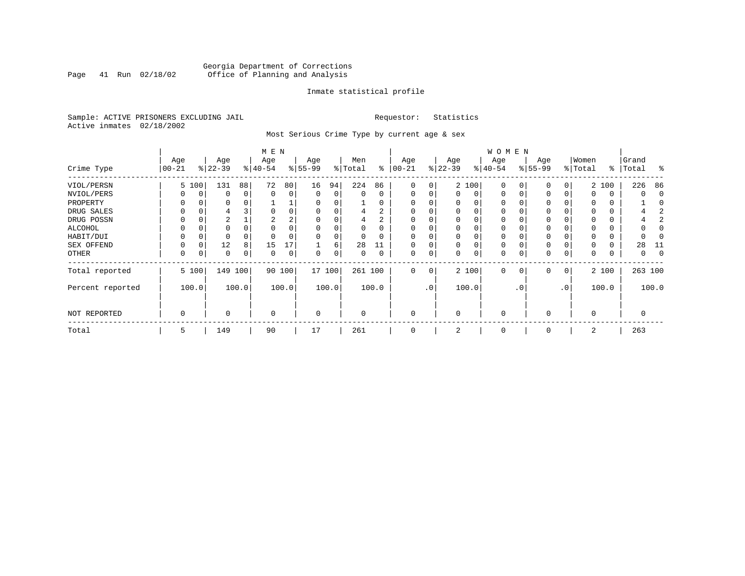Georgia Department of Corrections
Page 41 Run 02/18/02 Office of Planning and Analysis

Inmate statistical profile

Sample: ACTIVE PRISONERS EXCLUDING JAIL Requestor: Statistics
Active inmates 02/18/2002

Most Serious Crime Type by current age & sex

| | MEN | | | | | | | | | | WOMEN | | | | | | | | | | | |
|---|---|---|---|---|---|---|---|---|---|---|---|---|---|---|---|---|---|---|---|---|---|---|
| Crime Type | Age 00-21 | % | Age 22-39 | % | Age 40-54 | % | Age 55-99 | % | Men Total | % | Age 00-21 | % | Age 22-39 | % | Age 40-54 | % | Age 55-99 | % | Women Total | % | Grand Total | % |
| VIOL/PERSN | 5 | 100 | 131 | 88 | 72 | 80 | 16 | 94 | 224 | 86 | 0 | 0 | 2 | 100 | 0 | 0 | 0 | 0 | 2 | 100 | 226 | 86 |
| NVIOL/PERS | 0 | 0 | 0 | 0 | 0 | 0 | 0 | 0 | 0 | 0 | 0 | 0 | 0 | 0 | 0 | 0 | 0 | 0 | 0 | 0 | 0 | 0 |
| PROPERTY | 0 | 0 | 0 | 0 | 1 | 1 | 0 | 0 | 1 | 0 | 0 | 0 | 0 | 0 | 0 | 0 | 0 | 0 | 0 | 0 | 1 | 0 |
| DRUG SALES | 0 | 0 | 4 | 3 | 0 | 0 | 0 | 0 | 4 | 2 | 0 | 0 | 0 | 0 | 0 | 0 | 0 | 0 | 0 | 0 | 4 | 2 |
| DRUG POSSN | 0 | 0 | 2 | 1 | 2 | 2 | 0 | 0 | 4 | 2 | 0 | 0 | 0 | 0 | 0 | 0 | 0 | 0 | 0 | 0 | 4 | 2 |
| ALCOHOL | 0 | 0 | 0 | 0 | 0 | 0 | 0 | 0 | 0 | 0 | 0 | 0 | 0 | 0 | 0 | 0 | 0 | 0 | 0 | 0 | 0 | 0 |
| HABIT/DUI | 0 | 0 | 0 | 0 | 0 | 0 | 0 | 0 | 0 | 0 | 0 | 0 | 0 | 0 | 0 | 0 | 0 | 0 | 0 | 0 | 0 | 0 |
| SEX OFFEND | 0 | 0 | 12 | 8 | 15 | 17 | 1 | 6 | 28 | 11 | 0 | 0 | 0 | 0 | 0 | 0 | 0 | 0 | 0 | 0 | 28 | 11 |
| OTHER | 0 | 0 | 0 | 0 | 0 | 0 | 0 | 0 | 0 | 0 | 0 | 0 | 0 | 0 | 0 | 0 | 0 | 0 | 0 | 0 | 0 | 0 |
| Total reported | 5 | 100 | 149 | 100 | 90 | 100 | 17 | 100 | 261 | 100 | 0 | 0 | 2 | 100 | 0 | 0 | 0 | 0 | 2 | 100 | 263 | 100 |
| Percent reported | | 100.0 | | 100.0 | | 100.0 | | 100.0 | | 100.0 | | .0 | | 100.0 | | .0 | | .0 | | 100.0 | | 100.0 |
| NOT REPORTED | 0 | | 0 | | 0 | | 0 | | 0 | | 0 | | 0 | | 0 | | 0 | | 0 | | 0 | |
| Total | 5 | | 149 | | 90 | | 17 | | 261 | | 0 | | 2 | | 0 | | 0 | | 2 | | 263 | |